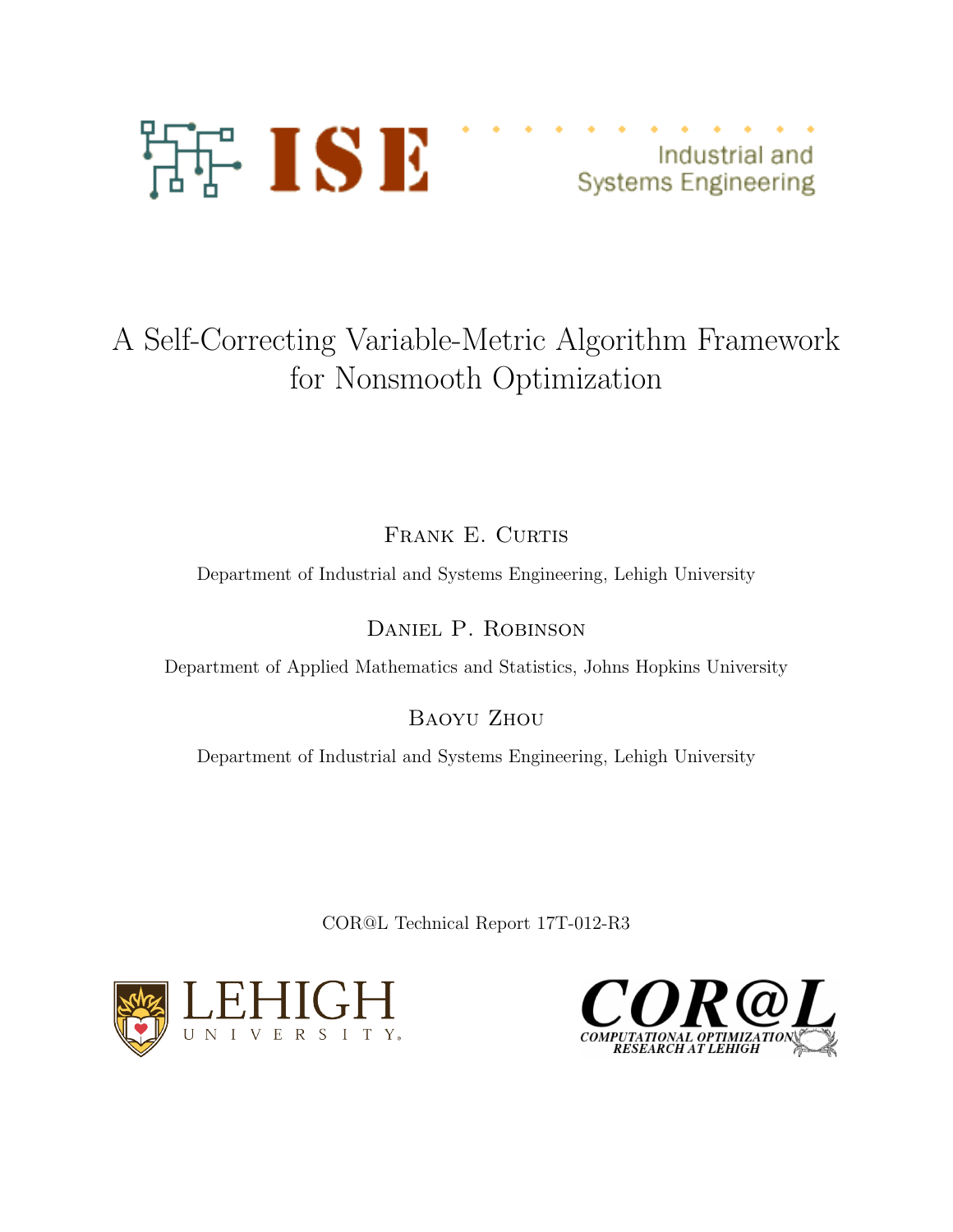ISE Industrial and Systems Engineering

# A Self-Correcting Variable-Metric Algorithm Framework for Nonsmooth Optimization

Frank E. Curtis

Department of Industrial and Systems Engineering, Lehigh University

Daniel P. Robinson

Department of Applied Mathematics and Statistics, Johns Hopkins University

Baoyu Zhou

Department of Industrial and Systems Engineering, Lehigh University

COR@L Technical Report 17T-012-R3

LEHIGH UNIVERSITY

COR@L COMPUTATIONAL OPTIMIZATION RESEARCH AT LEHIGH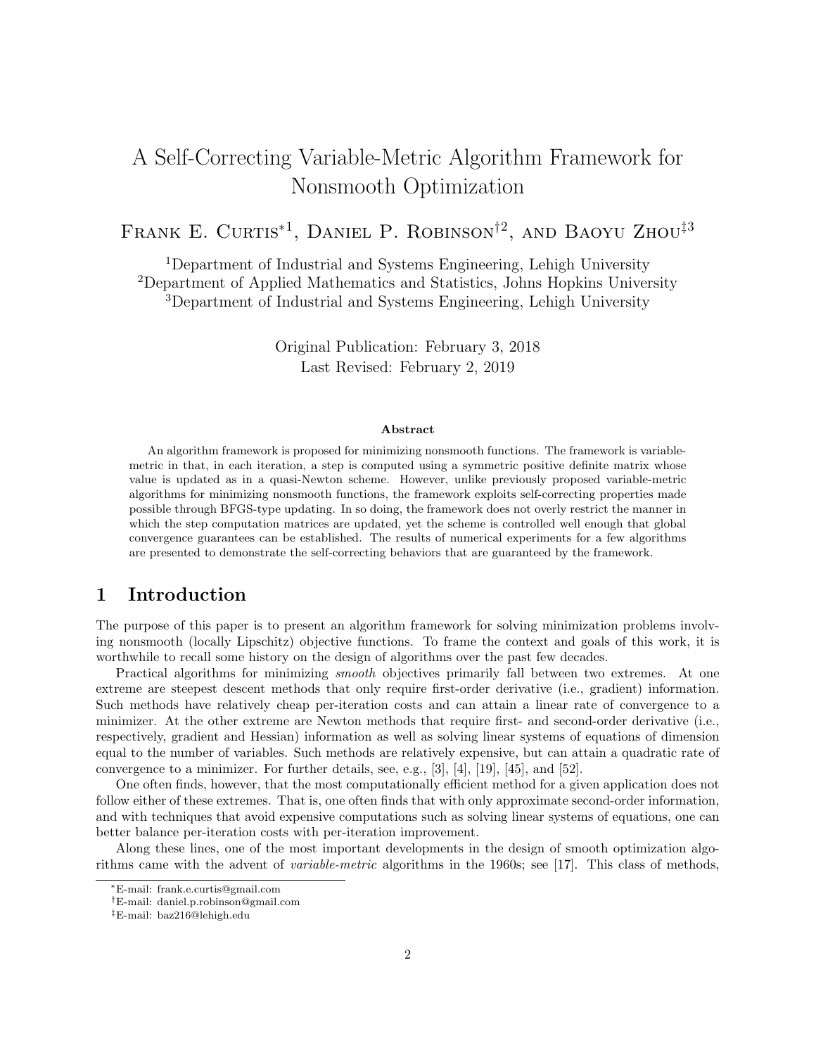# A Self-Correcting Variable-Metric Algorithm Framework for Nonsmooth Optimization

Frank E. Curtis*[1], Daniel P. Robinson†[2], and Baoyu Zhou‡[3]

[1]Department of Industrial and Systems Engineering, Lehigh University
[2]Department of Applied Mathematics and Statistics, Johns Hopkins University
[3]Department of Industrial and Systems Engineering, Lehigh University

Original Publication: February 3, 2018
Last Revised: February 2, 2019

**Abstract**

An algorithm framework is proposed for minimizing nonsmooth functions. The framework is variable-metric in that, in each iteration, a step is computed using a symmetric positive definite matrix whose value is updated as in a quasi-Newton scheme. However, unlike previously proposed variable-metric algorithms for minimizing nonsmooth functions, the framework exploits self-correcting properties made possible through BFGS-type updating. In so doing, the framework does not overly restrict the manner in which the step computation matrices are updated, yet the scheme is controlled well enough that global convergence guarantees can be established. The results of numerical experiments for a few algorithms are presented to demonstrate the self-correcting behaviors that are guaranteed by the framework.

## 1 Introduction

The purpose of this paper is to present an algorithm framework for solving minimization problems involving nonsmooth (locally Lipschitz) objective functions. To frame the context and goals of this work, it is worthwhile to recall some history on the design of algorithms over the past few decades.

Practical algorithms for minimizing *smooth* objectives primarily fall between two extremes. At one extreme are steepest descent methods that only require first-order derivative (i.e., gradient) information. Such methods have relatively cheap per-iteration costs and can attain a linear rate of convergence to a minimizer. At the other extreme are Newton methods that require first- and second-order derivative (i.e., respectively, gradient and Hessian) information as well as solving linear systems of equations of dimension equal to the number of variables. Such methods are relatively expensive, but can attain a quadratic rate of convergence to a minimizer. For further details, see, e.g., [3], [4], [19], [45], and [52].

One often finds, however, that the most computationally efficient method for a given application does not follow either of these extremes. That is, one often finds that with only approximate second-order information, and with techniques that avoid expensive computations such as solving linear systems of equations, one can better balance per-iteration costs with per-iteration improvement.

Along these lines, one of the most important developments in the design of smooth optimization algorithms came with the advent of *variable-metric* algorithms in the 1960s; see [17]. This class of methods,

---

*E-mail: frank.e.curtis@gmail.com
†E-mail: daniel.p.robinson@gmail.com
‡E-mail: baz216@lehigh.edu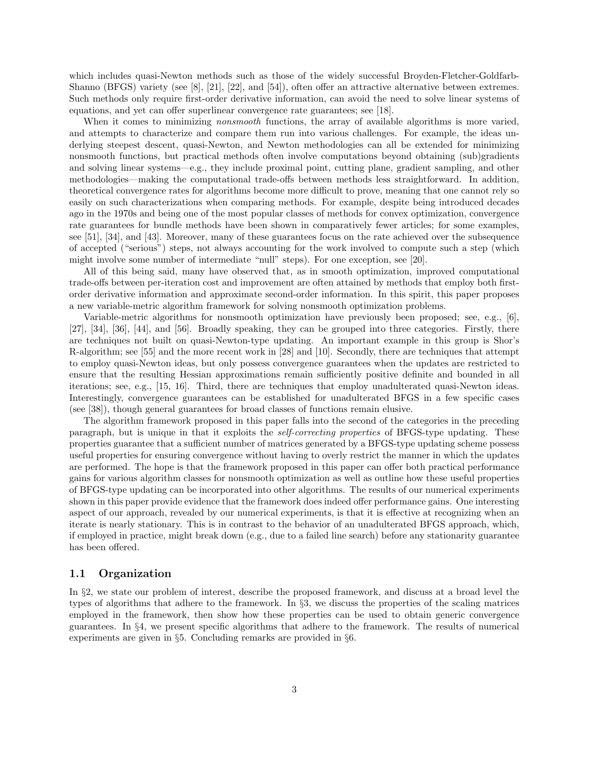which includes quasi-Newton methods such as those of the widely successful Broyden-Fletcher-Goldfarb-Shanno (BFGS) variety (see [8], [21], [22], and [54]), often offer an attractive alternative between extremes. Such methods only require first-order derivative information, can avoid the need to solve linear systems of equations, and yet can offer superlinear convergence rate guarantees; see [18].

When it comes to minimizing *nonsmooth* functions, the array of available algorithms is more varied, and attempts to characterize and compare them run into various challenges. For example, the ideas underlying steepest descent, quasi-Newton, and Newton methodologies can all be extended for minimizing nonsmooth functions, but practical methods often involve computations beyond obtaining (sub)gradients and solving linear systems—e.g., they include proximal point, cutting plane, gradient sampling, and other methodologies—making the computational trade-offs between methods less straightforward. In addition, theoretical convergence rates for algorithms become more difficult to prove, meaning that one cannot rely so easily on such characterizations when comparing methods. For example, despite being introduced decades ago in the 1970s and being one of the most popular classes of methods for convex optimization, convergence rate guarantees for bundle methods have been shown in comparatively fewer articles; for some examples, see [51], [34], and [43]. Moreover, many of these guarantees focus on the rate achieved over the subsequence of accepted ("serious") steps, not always accounting for the work involved to compute such a step (which might involve some number of intermediate "null" steps). For one exception, see [20].

All of this being said, many have observed that, as in smooth optimization, improved computational trade-offs between per-iteration cost and improvement are often attained by methods that employ both first-order derivative information and approximate second-order information. In this spirit, this paper proposes a new variable-metric algorithm framework for solving nonsmooth optimization problems.

Variable-metric algorithms for nonsmooth optimization have previously been proposed; see, e.g., [6], [27], [34], [36], [44], and [56]. Broadly speaking, they can be grouped into three categories. Firstly, there are techniques not built on quasi-Newton-type updating. An important example in this group is Shor's R-algorithm; see [55] and the more recent work in [28] and [10]. Secondly, there are techniques that attempt to employ quasi-Newton ideas, but only possess convergence guarantees when the updates are restricted to ensure that the resulting Hessian approximations remain sufficiently positive definite and bounded in all iterations; see, e.g., [15, 16]. Third, there are techniques that employ unadulterated quasi-Newton ideas. Interestingly, convergence guarantees can be established for unadulterated BFGS in a few specific cases (see [38]), though general guarantees for broad classes of functions remain elusive.

The algorithm framework proposed in this paper falls into the second of the categories in the preceding paragraph, but is unique in that it exploits the *self-correcting properties* of BFGS-type updating. These properties guarantee that a sufficient number of matrices generated by a BFGS-type updating scheme possess useful properties for ensuring convergence without having to overly restrict the manner in which the updates are performed. The hope is that the framework proposed in this paper can offer both practical performance gains for various algorithm classes for nonsmooth optimization as well as outline how these useful properties of BFGS-type updating can be incorporated into other algorithms. The results of our numerical experiments shown in this paper provide evidence that the framework does indeed offer performance gains. One interesting aspect of our approach, revealed by our numerical experiments, is that it is effective at recognizing when an iterate is nearly stationary. This is in contrast to the behavior of an unadulterated BFGS approach, which, if employed in practice, might break down (e.g., due to a failed line search) before any stationarity guarantee has been offered.

### 1.1 Organization

In §2, we state our problem of interest, describe the proposed framework, and discuss at a broad level the types of algorithms that adhere to the framework. In §3, we discuss the properties of the scaling matrices employed in the framework, then show how these properties can be used to obtain generic convergence guarantees. In §4, we present specific algorithms that adhere to the framework. The results of numerical experiments are given in §5. Concluding remarks are provided in §6.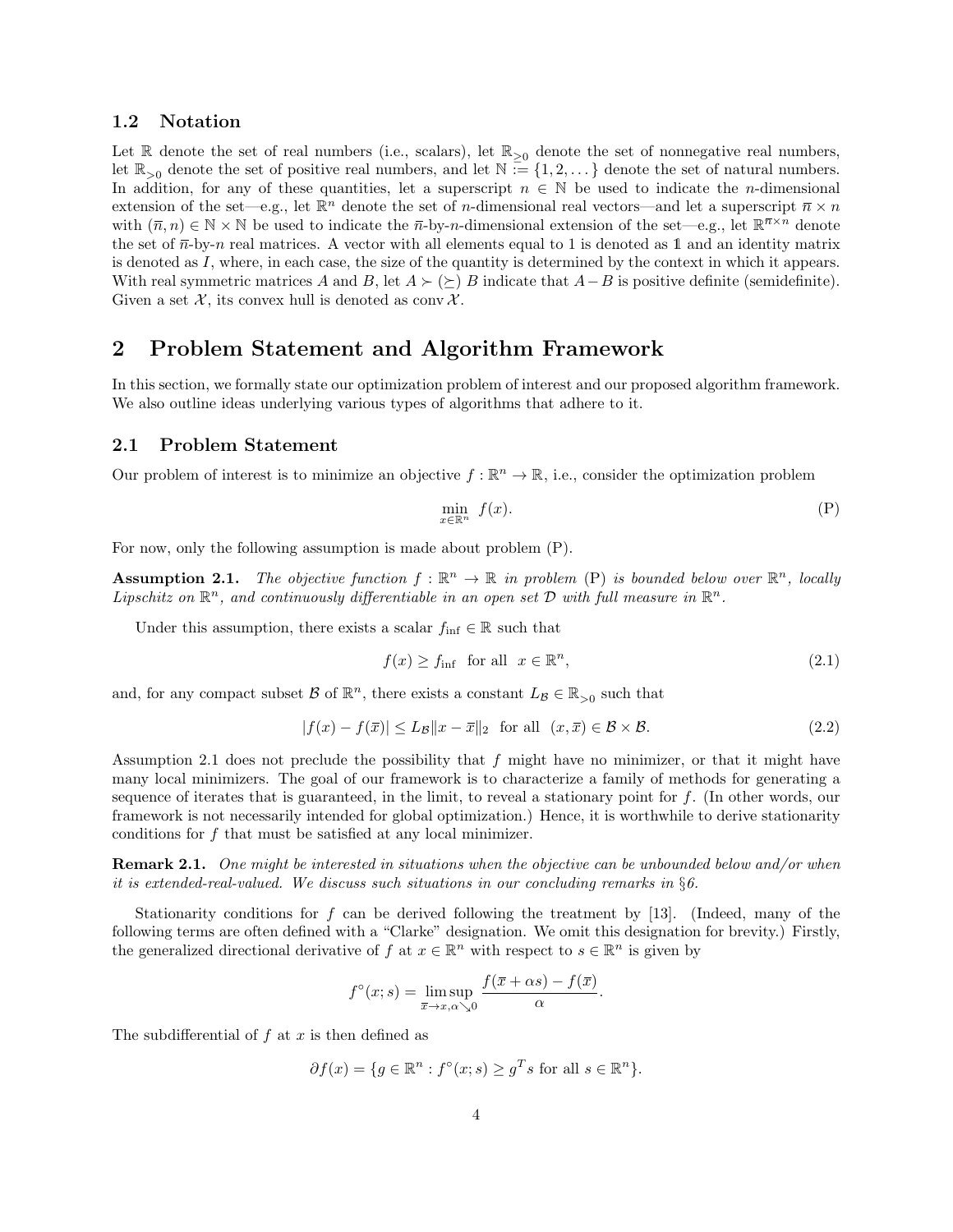### 1.2 Notation

Let $\mathbb{R}$ denote the set of real numbers (i.e., scalars), let $\mathbb{R}_{\geq 0}$ denote the set of nonnegative real numbers, let $\mathbb{R}_{>0}$ denote the set of positive real numbers, and let $\mathbb{N} := \{1, 2, \dots\}$ denote the set of natural numbers. In addition, for any of these quantities, let a superscript $n \in \mathbb{N}$ be used to indicate the $n$-dimensional extension of the set—e.g., let $\mathbb{R}^n$ denote the set of $n$-dimensional real vectors—and let a superscript $\overline{n} \times n$ with $(\overline{n}, n) \in \mathbb{N} \times \mathbb{N}$ be used to indicate the $\overline{n}$-by-$n$-dimensional extension of the set—e.g., let $\mathbb{R}^{\overline{n} \times n}$ denote the set of $\overline{n}$-by-$n$ real matrices. A vector with all elements equal to 1 is denoted as $\mathbb{1}$ and an identity matrix is denoted as $I$, where, in each case, the size of the quantity is determined by the context in which it appears. With real symmetric matrices $A$ and $B$, let $A \succ (\succeq)\ B$ indicate that $A - B$ is positive definite (semidefinite). Given a set $\mathcal{X}$, its convex hull is denoted as $\operatorname{conv} \mathcal{X}$.

# 2 Problem Statement and Algorithm Framework

In this section, we formally state our optimization problem of interest and our proposed algorithm framework. We also outline ideas underlying various types of algorithms that adhere to it.

## 2.1 Problem Statement

Our problem of interest is to minimize an objective $f : \mathbb{R}^n \to \mathbb{R}$, i.e., consider the optimization problem

$$\min_{x \in \mathbb{R}^n} \ f(x). \tag{P}$$

For now, only the following assumption is made about problem (P).

**Assumption 2.1.** *The objective function $f : \mathbb{R}^n \to \mathbb{R}$ in problem* (P) *is bounded below over $\mathbb{R}^n$, locally Lipschitz on $\mathbb{R}^n$, and continuously differentiable in an open set $\mathcal{D}$ with full measure in $\mathbb{R}^n$.*

Under this assumption, there exists a scalar $f_{\inf} \in \mathbb{R}$ such that

$$f(x) \geq f_{\inf} \ \text{ for all } \ x \in \mathbb{R}^n, \tag{2.1}$$

and, for any compact subset $\mathcal{B}$ of $\mathbb{R}^n$, there exists a constant $L_{\mathcal{B}} \in \mathbb{R}_{>0}$ such that

$$|f(x) - f(\overline{x})| \leq L_{\mathcal{B}} \|x - \overline{x}\|_2 \ \text{ for all } \ (x, \overline{x}) \in \mathcal{B} \times \mathcal{B}. \tag{2.2}$$

Assumption 2.1 does not preclude the possibility that $f$ might have no minimizer, or that it might have many local minimizers. The goal of our framework is to characterize a family of methods for generating a sequence of iterates that is guaranteed, in the limit, to reveal a stationary point for $f$. (In other words, our framework is not necessarily intended for global optimization.) Hence, it is worthwhile to derive stationarity conditions for $f$ that must be satisfied at any local minimizer.

**Remark 2.1.** *One might be interested in situations when the objective can be unbounded below and/or when it is extended-real-valued. We discuss such situations in our concluding remarks in §6.*

Stationarity conditions for $f$ can be derived following the treatment by [13]. (Indeed, many of the following terms are often defined with a "Clarke" designation. We omit this designation for brevity.) Firstly, the generalized directional derivative of $f$ at $x \in \mathbb{R}^n$ with respect to $s \in \mathbb{R}^n$ is given by

$$f^{\circ}(x; s) = \limsup_{\overline{x} \to x, \alpha \searrow 0} \frac{f(\overline{x} + \alpha s) - f(\overline{x})}{\alpha}.$$

The subdifferential of $f$ at $x$ is then defined as

$$\partial f(x) = \{g \in \mathbb{R}^n : f^{\circ}(x; s) \geq g^T s \text{ for all } s \in \mathbb{R}^n\}.$$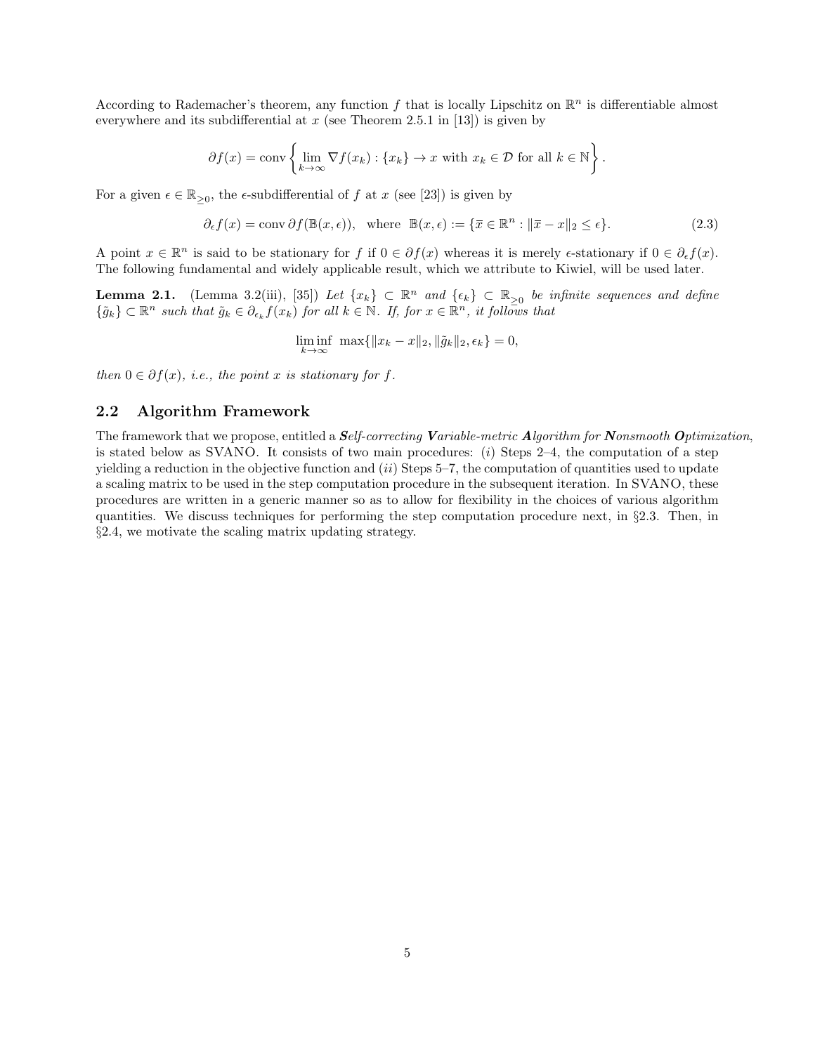According to Rademacher's theorem, any function $f$ that is locally Lipschitz on $\mathbb{R}^n$ is differentiable almost everywhere and its subdifferential at $x$ (see Theorem 2.5.1 in [13]) is given by

$$\partial f(x) = \operatorname{conv}\left\{ \lim_{k\to\infty} \nabla f(x_k) : \{x_k\} \to x \text{ with } x_k \in \mathcal{D} \text{ for all } k \in \mathbb{N} \right\}.$$

For a given $\epsilon \in \mathbb{R}_{\geq 0}$, the $\epsilon$-subdifferential of $f$ at $x$ (see [23]) is given by

$$\partial_\epsilon f(x) = \operatorname{conv} \partial f(\mathbb{B}(x, \epsilon)), \quad \text{where} \quad \mathbb{B}(x, \epsilon) := \{\overline{x} \in \mathbb{R}^n : \|\overline{x} - x\|_2 \leq \epsilon\}. \tag{2.3}$$

A point $x \in \mathbb{R}^n$ is said to be stationary for $f$ if $0 \in \partial f(x)$ whereas it is merely $\epsilon$-stationary if $0 \in \partial_\epsilon f(x)$. The following fundamental and widely applicable result, which we attribute to Kiwiel, will be used later.

**Lemma 2.1.** (Lemma 3.2(iii), [35]) *Let $\{x_k\} \subset \mathbb{R}^n$ and $\{\epsilon_k\} \subset \mathbb{R}_{\geq 0}$ be infinite sequences and define $\{\tilde{g}_k\} \subset \mathbb{R}^n$ such that $\tilde{g}_k \in \partial_{\epsilon_k} f(x_k)$ for all $k \in \mathbb{N}$. If, for $x \in \mathbb{R}^n$, it follows that*

$$\liminf_{k\to\infty} \max\{\|x_k - x\|_2, \|\tilde{g}_k\|_2, \epsilon_k\} = 0,$$

*then $0 \in \partial f(x)$, i.e., the point $x$ is stationary for $f$.*

## 2.2 Algorithm Framework

The framework that we propose, entitled a ***S**elf-correcting **V**ariable-metric **A**lgorithm for **N**onsmooth **O**ptimization*, is stated below as SVANO. It consists of two main procedures: $(i)$ Steps 2–4, the computation of a step yielding a reduction in the objective function and $(ii)$ Steps 5–7, the computation of quantities used to update a scaling matrix to be used in the step computation procedure in the subsequent iteration. In SVANO, these procedures are written in a generic manner so as to allow for flexibility in the choices of various algorithm quantities. We discuss techniques for performing the step computation procedure next, in §2.3. Then, in §2.4, we motivate the scaling matrix updating strategy.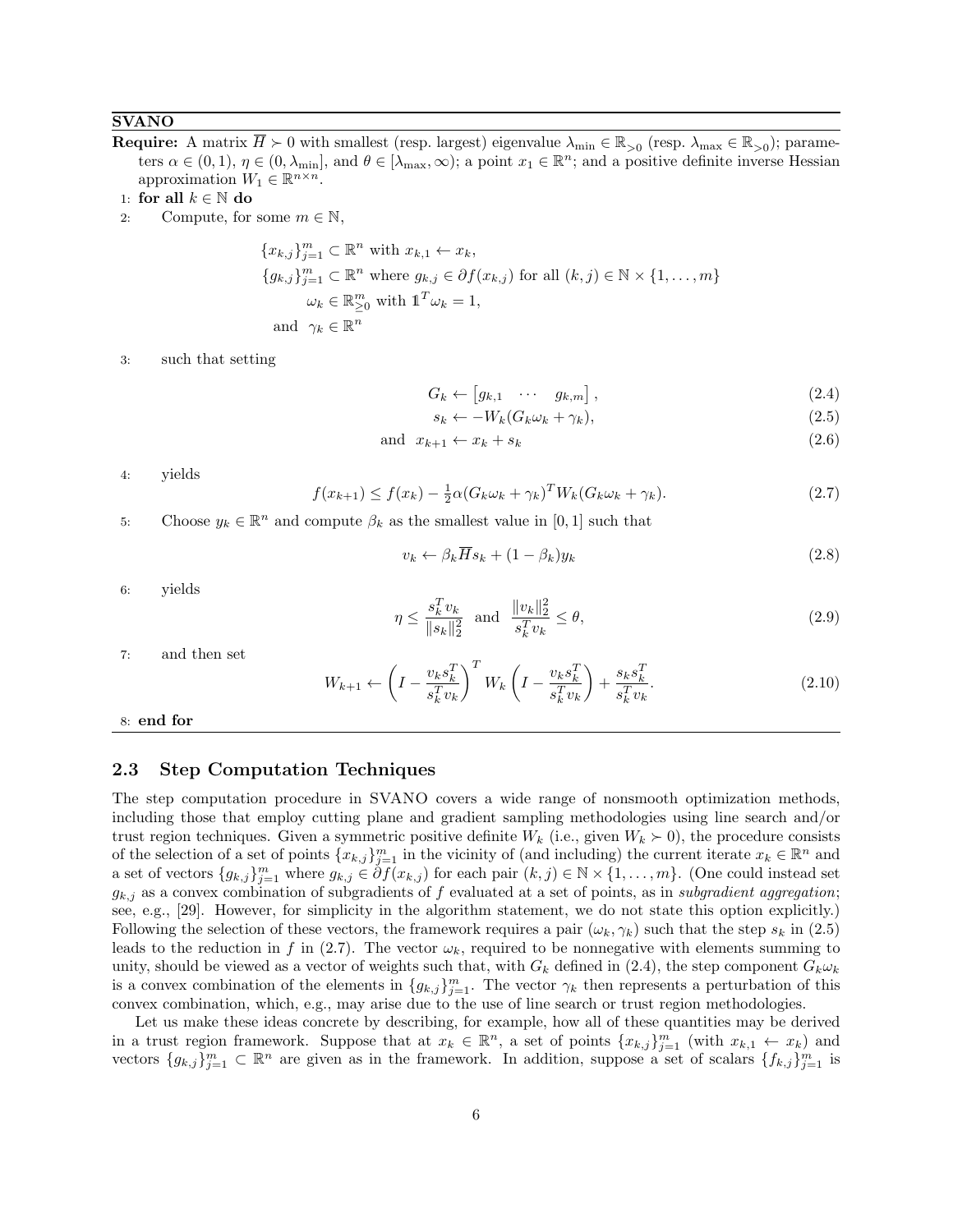**SVANO**

**Require:** A matrix $\overline{H} \succ 0$ with smallest (resp. largest) eigenvalue $\lambda_{\min} \in \mathbb{R}_{>0}$ (resp. $\lambda_{\max} \in \mathbb{R}_{>0}$); parameters $\alpha \in (0,1)$, $\eta \in (0, \lambda_{\min}]$, and $\theta \in [\lambda_{\max}, \infty)$; a point $x_1 \in \mathbb{R}^n$; and a positive definite inverse Hessian approximation $W_1 \in \mathbb{R}^{n \times n}$.

1: **for all** $k \in \mathbb{N}$ **do**

2: Compute, for some $m \in \mathbb{N}$,

$$
\begin{aligned}
&\{x_{k,j}\}_{j=1}^m \subset \mathbb{R}^n \text{ with } x_{k,1} \leftarrow x_k, \\
&\{g_{k,j}\}_{j=1}^m \subset \mathbb{R}^n \text{ where } g_{k,j} \in \partial f(x_{k,j}) \text{ for all } (k,j) \in \mathbb{N} \times \{1, \dots, m\} \\
&\qquad \omega_k \in \mathbb{R}^m_{\geq 0} \text{ with } \mathbb{1}^T \omega_k = 1, \\
&\text{and } \ \gamma_k \in \mathbb{R}^n
\end{aligned}
$$

3: such that setting

$$G_k \leftarrow \begin{bmatrix} g_{k,1} & \cdots & g_{k,m} \end{bmatrix}, \tag{2.4}$$

$$s_k \leftarrow -W_k(G_k\omega_k + \gamma_k), \tag{2.5}$$

$$\text{and } \ x_{k+1} \leftarrow x_k + s_k \tag{2.6}$$

4: yields

$$f(x_{k+1}) \leq f(x_k) - \tfrac{1}{2}\alpha(G_k\omega_k + \gamma_k)^T W_k (G_k\omega_k + \gamma_k). \tag{2.7}$$

5: Choose $y_k \in \mathbb{R}^n$ and compute $\beta_k$ as the smallest value in $[0,1]$ such that

$$v_k \leftarrow \beta_k \overline{H} s_k + (1-\beta_k) y_k \tag{2.8}$$

6: yields

$$\eta \leq \frac{s_k^T v_k}{\|s_k\|_2^2} \ \text{ and } \ \frac{\|v_k\|_2^2}{s_k^T v_k} \leq \theta, \tag{2.9}$$

7: and then set

$$W_{k+1} \leftarrow \left(I - \frac{v_k s_k^T}{s_k^T v_k}\right)^T W_k \left(I - \frac{v_k s_k^T}{s_k^T v_k}\right) + \frac{s_k s_k^T}{s_k^T v_k}. \tag{2.10}$$

8: **end for**

## 2.3 Step Computation Techniques

The step computation procedure in SVANO covers a wide range of nonsmooth optimization methods, including those that employ cutting plane and gradient sampling methodologies using line search and/or trust region techniques. Given a symmetric positive definite $W_k$ (i.e., given $W_k \succ 0$), the procedure consists of the selection of a set of points $\{x_{k,j}\}_{j=1}^m$ in the vicinity of (and including) the current iterate $x_k \in \mathbb{R}^n$ and a set of vectors $\{g_{k,j}\}_{j=1}^m$ where $g_{k,j} \in \partial f(x_{k,j})$ for each pair $(k,j) \in \mathbb{N} \times \{1, \dots, m\}$. (One could instead set $g_{k,j}$ as a convex combination of subgradients of $f$ evaluated at a set of points, as in *subgradient aggregation*; see, e.g., [29]. However, for simplicity in the algorithm statement, we do not state this option explicitly.) Following the selection of these vectors, the framework requires a pair $(\omega_k, \gamma_k)$ such that the step $s_k$ in (2.5) leads to the reduction in $f$ in (2.7). The vector $\omega_k$, required to be nonnegative with elements summing to unity, should be viewed as a vector of weights such that, with $G_k$ defined in (2.4), the step component $G_k\omega_k$ is a convex combination of the elements in $\{g_{k,j}\}_{j=1}^m$. The vector $\gamma_k$ then represents a perturbation of this convex combination, which, e.g., may arise due to the use of line search or trust region methodologies.

Let us make these ideas concrete by describing, for example, how all of these quantities may be derived in a trust region framework. Suppose that at $x_k \in \mathbb{R}^n$, a set of points $\{x_{k,j}\}_{j=1}^m$ (with $x_{k,1} \leftarrow x_k$) and vectors $\{g_{k,j}\}_{j=1}^m \subset \mathbb{R}^n$ are given as in the framework. In addition, suppose a set of scalars $\{f_{k,j}\}_{j=1}^m$ is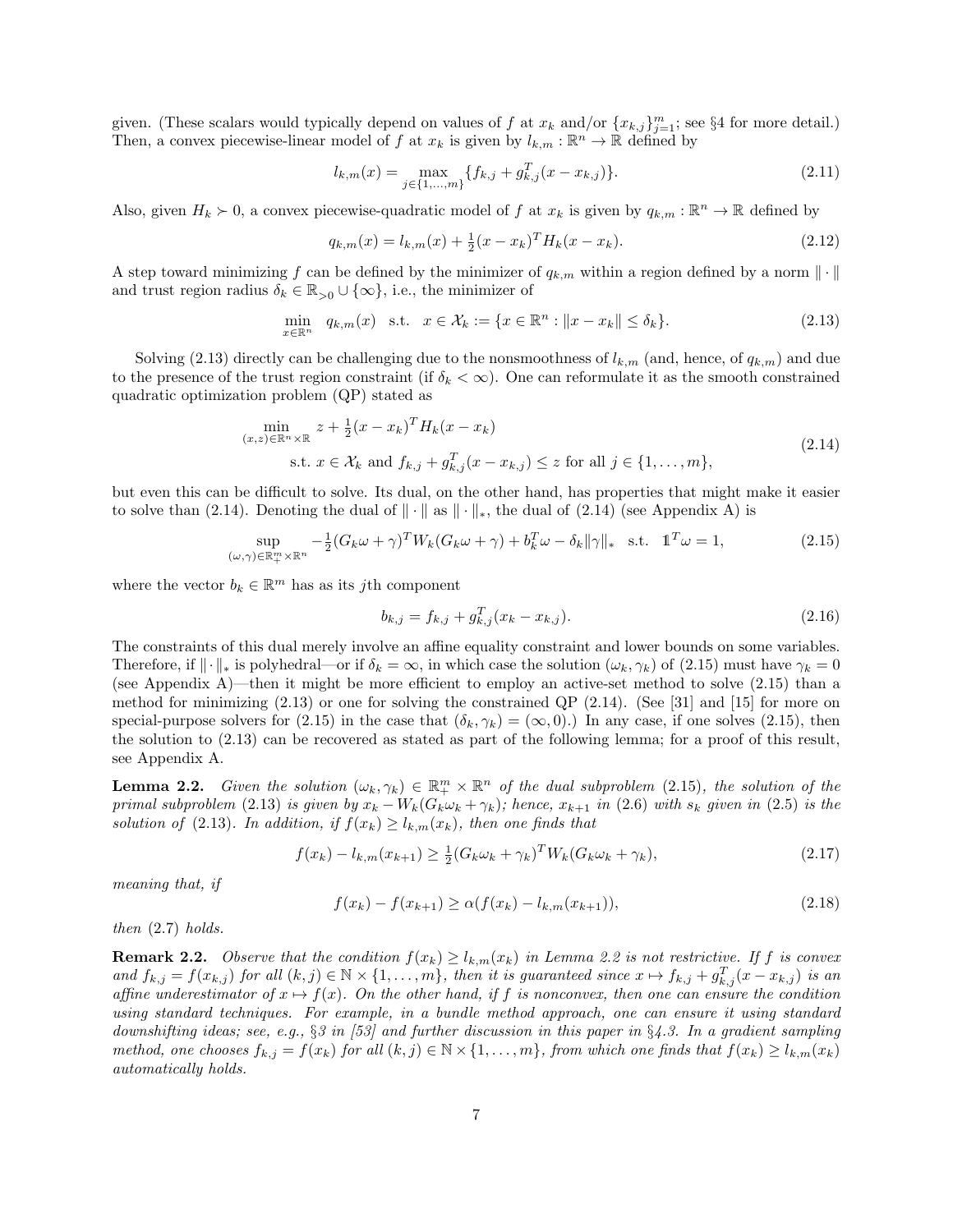given. (These scalars would typically depend on values of $f$ at $x_k$ and/or $\{x_{k,j}\}_{j=1}^m$; see §4 for more detail.) Then, a convex piecewise-linear model of $f$ at $x_k$ is given by $l_{k,m} : \mathbb{R}^n \to \mathbb{R}$ defined by

$$l_{k,m}(x) = \max_{j \in \{1,\ldots,m\}} \{f_{k,j} + g_{k,j}^T(x - x_{k,j})\}. \tag{2.11}$$

Also, given $H_k \succ 0$, a convex piecewise-quadratic model of $f$ at $x_k$ is given by $q_{k,m} : \mathbb{R}^n \to \mathbb{R}$ defined by

$$q_{k,m}(x) = l_{k,m}(x) + \tfrac{1}{2}(x - x_k)^T H_k (x - x_k). \tag{2.12}$$

A step toward minimizing $f$ can be defined by the minimizer of $q_{k,m}$ within a region defined by a norm $\|\cdot\|$ and trust region radius $\delta_k \in \mathbb{R}_{>0} \cup \{\infty\}$, i.e., the minimizer of

$$\min_{x \in \mathbb{R}^n} \ q_{k,m}(x) \quad \text{s.t.} \quad x \in \mathcal{X}_k := \{x \in \mathbb{R}^n : \|x - x_k\| \leq \delta_k\}. \tag{2.13}$$

Solving (2.13) directly can be challenging due to the nonsmoothness of $l_{k,m}$ (and, hence, of $q_{k,m}$) and due to the presence of the trust region constraint (if $\delta_k < \infty$). One can reformulate it as the smooth constrained quadratic optimization problem (QP) stated as

$$\begin{aligned} \min_{(x,z) \in \mathbb{R}^n \times \mathbb{R}} \ & z + \tfrac{1}{2}(x - x_k)^T H_k (x - x_k) \\ \text{s.t. } & x \in \mathcal{X}_k \text{ and } f_{k,j} + g_{k,j}^T(x - x_{k,j}) \leq z \text{ for all } j \in \{1, \ldots, m\}, \end{aligned} \tag{2.14}$$

but even this can be difficult to solve. Its dual, on the other hand, has properties that might make it easier to solve than (2.14). Denoting the dual of $\|\cdot\|$ as $\|\cdot\|_*$, the dual of (2.14) (see Appendix A) is

$$\sup_{(\omega,\gamma) \in \mathbb{R}_+^m \times \mathbb{R}^n} -\tfrac{1}{2}(G_k\omega + \gamma)^T W_k (G_k \omega + \gamma) + b_k^T \omega - \delta_k \|\gamma\|_* \quad \text{s.t.} \quad \mathbb{1}^T \omega = 1, \tag{2.15}$$

where the vector $b_k \in \mathbb{R}^m$ has as its $j$th component

$$b_{k,j} = f_{k,j} + g_{k,j}^T(x_k - x_{k,j}). \tag{2.16}$$

The constraints of this dual merely involve an affine equality constraint and lower bounds on some variables. Therefore, if $\|\cdot\|_*$ is polyhedral—or if $\delta_k = \infty$, in which case the solution $(\omega_k, \gamma_k)$ of (2.15) must have $\gamma_k = 0$ (see Appendix A)—then it might be more efficient to employ an active-set method to solve (2.15) than a method for minimizing (2.13) or one for solving the constrained QP (2.14). (See [31] and [15] for more on special-purpose solvers for (2.15) in the case that $(\delta_k, \gamma_k) = (\infty, 0)$.) In any case, if one solves (2.15), then the solution to (2.13) can be recovered as stated as part of the following lemma; for a proof of this result, see Appendix A.

**Lemma 2.2.** *Given the solution $(\omega_k, \gamma_k) \in \mathbb{R}_+^m \times \mathbb{R}^n$ of the dual subproblem (2.15), the solution of the primal subproblem (2.13) is given by $x_k - W_k(G_k\omega_k + \gamma_k)$; hence, $x_{k+1}$ in (2.6) with $s_k$ given in (2.5) is the solution of (2.13). In addition, if $f(x_k) \geq l_{k,m}(x_k)$, then one finds that*

$$f(x_k) - l_{k,m}(x_{k+1}) \geq \tfrac{1}{2}(G_k\omega_k + \gamma_k)^T W_k (G_k\omega_k + \gamma_k), \tag{2.17}$$

*meaning that, if*

$$f(x_k) - f(x_{k+1}) \geq \alpha(f(x_k) - l_{k,m}(x_{k+1})), \tag{2.18}$$

*then (2.7) holds.*

**Remark 2.2.** *Observe that the condition $f(x_k) \geq l_{k,m}(x_k)$ in Lemma 2.2 is not restrictive. If $f$ is convex and $f_{k,j} = f(x_{k,j})$ for all $(k,j) \in \mathbb{N} \times \{1, \ldots, m\}$, then it is guaranteed since $x \mapsto f_{k,j} + g_{k,j}^T(x - x_{k,j})$ is an affine underestimator of $x \mapsto f(x)$. On the other hand, if $f$ is nonconvex, then one can ensure the condition using standard techniques. For example, in a bundle method approach, one can ensure it using standard downshifting ideas; see, e.g., §3 in [53] and further discussion in this paper in §4.3. In a gradient sampling method, one chooses $f_{k,j} = f(x_k)$ for all $(k,j) \in \mathbb{N} \times \{1, \ldots, m\}$, from which one finds that $f(x_k) \geq l_{k,m}(x_k)$ automatically holds.*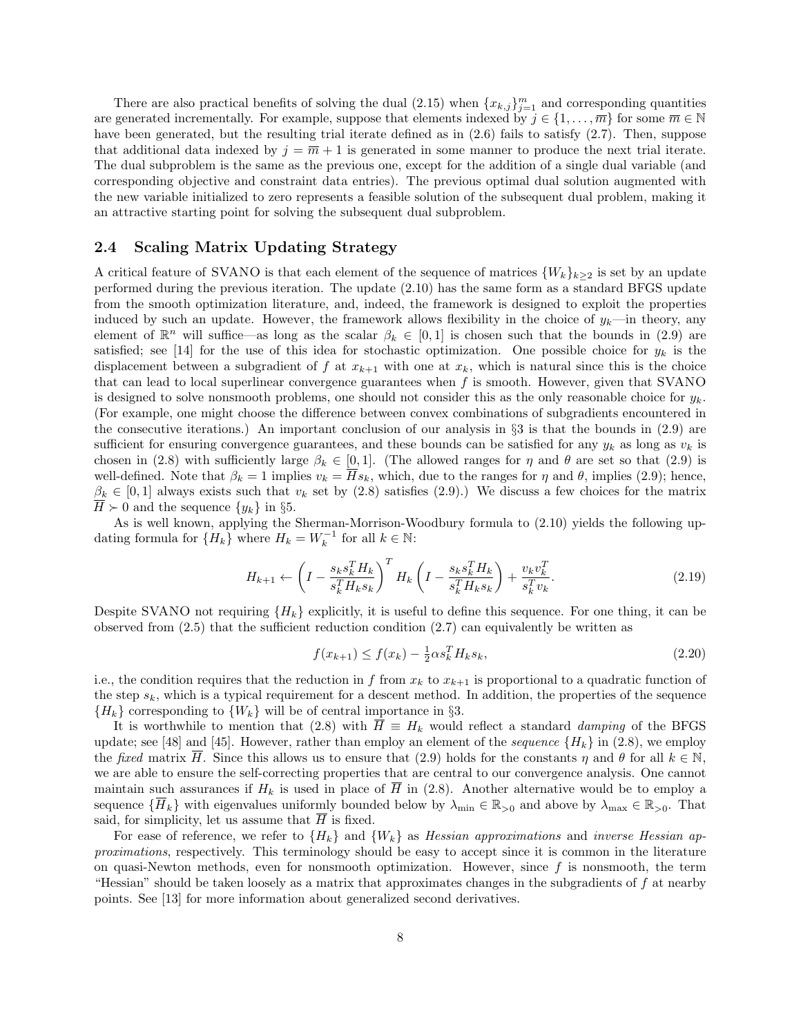There are also practical benefits of solving the dual (2.15) when $\{x_{k,j}\}_{j=1}^m$ and corresponding quantities are generated incrementally. For example, suppose that elements indexed by $j \in \{1, \dots, \overline{m}\}$ for some $\overline{m} \in \mathbb{N}$ have been generated, but the resulting trial iterate defined as in (2.6) fails to satisfy (2.7). Then, suppose that additional data indexed by $j = \overline{m} + 1$ is generated in some manner to produce the next trial iterate. The dual subproblem is the same as the previous one, except for the addition of a single dual variable (and corresponding objective and constraint data entries). The previous optimal dual solution augmented with the new variable initialized to zero represents a feasible solution of the subsequent dual problem, making it an attractive starting point for solving the subsequent dual subproblem.

## 2.4 Scaling Matrix Updating Strategy

A critical feature of SVANO is that each element of the sequence of matrices $\{W_k\}_{k\geq 2}$ is set by an update performed during the previous iteration. The update (2.10) has the same form as a standard BFGS update from the smooth optimization literature, and, indeed, the framework is designed to exploit the properties induced by such an update. However, the framework allows flexibility in the choice of $y_k$—in theory, any element of $\mathbb{R}^n$ will suffice—as long as the scalar $\beta_k \in [0, 1]$ is chosen such that the bounds in (2.9) are satisfied; see [14] for the use of this idea for stochastic optimization. One possible choice for $y_k$ is the displacement between a subgradient of $f$ at $x_{k+1}$ with one at $x_k$, which is natural since this is the choice that can lead to local superlinear convergence guarantees when $f$ is smooth. However, given that SVANO is designed to solve nonsmooth problems, one should not consider this as the only reasonable choice for $y_k$. (For example, one might choose the difference between convex combinations of subgradients encountered in the consecutive iterations.) An important conclusion of our analysis in §3 is that the bounds in (2.9) are sufficient for ensuring convergence guarantees, and these bounds can be satisfied for any $y_k$ as long as $v_k$ is chosen in (2.8) with sufficiently large $\beta_k \in [0, 1]$. (The allowed ranges for $\eta$ and $\theta$ are set so that (2.9) is well-defined. Note that $\beta_k = 1$ implies $v_k = \overline{H}s_k$, which, due to the ranges for $\eta$ and $\theta$, implies (2.9); hence, $\beta_k \in [0, 1]$ always exists such that $v_k$ set by (2.8) satisfies (2.9).) We discuss a few choices for the matrix $\overline{H} \succ 0$ and the sequence $\{y_k\}$ in §5.

As is well known, applying the Sherman-Morrison-Woodbury formula to (2.10) yields the following updating formula for $\{H_k\}$ where $H_k = W_k^{-1}$ for all $k \in \mathbb{N}$:

$$H_{k+1} \leftarrow \left(I - \frac{s_k s_k^T H_k}{s_k^T H_k s_k}\right)^T H_k \left(I - \frac{s_k s_k^T H_k}{s_k^T H_k s_k}\right) + \frac{v_k v_k^T}{s_k^T v_k}. \tag{2.19}$$

Despite SVANO not requiring $\{H_k\}$ explicitly, it is useful to define this sequence. For one thing, it can be observed from (2.5) that the sufficient reduction condition (2.7) can equivalently be written as

$$f(x_{k+1}) \leq f(x_k) - \tfrac{1}{2}\alpha s_k^T H_k s_k, \tag{2.20}$$

i.e., the condition requires that the reduction in $f$ from $x_k$ to $x_{k+1}$ is proportional to a quadratic function of the step $s_k$, which is a typical requirement for a descent method. In addition, the properties of the sequence $\{H_k\}$ corresponding to $\{W_k\}$ will be of central importance in §3.

It is worthwhile to mention that (2.8) with $\overline{H} \equiv H_k$ would reflect a standard *damping* of the BFGS update; see [48] and [45]. However, rather than employ an element of the *sequence* $\{H_k\}$ in (2.8), we employ the *fixed* matrix $\overline{H}$. Since this allows us to ensure that (2.9) holds for the constants $\eta$ and $\theta$ for all $k \in \mathbb{N}$, we are able to ensure the self-correcting properties that are central to our convergence analysis. One cannot maintain such assurances if $H_k$ is used in place of $\overline{H}$ in (2.8). Another alternative would be to employ a sequence $\{\overline{H}_k\}$ with eigenvalues uniformly bounded below by $\lambda_{\min} \in \mathbb{R}_{>0}$ and above by $\lambda_{\max} \in \mathbb{R}_{>0}$. That said, for simplicity, let us assume that $\overline{H}$ is fixed.

For ease of reference, we refer to $\{H_k\}$ and $\{W_k\}$ as *Hessian approximations* and *inverse Hessian approximations*, respectively. This terminology should be easy to accept since it is common in the literature on quasi-Newton methods, even for nonsmooth optimization. However, since $f$ is nonsmooth, the term "Hessian" should be taken loosely as a matrix that approximates changes in the subgradients of $f$ at nearby points. See [13] for more information about generalized second derivatives.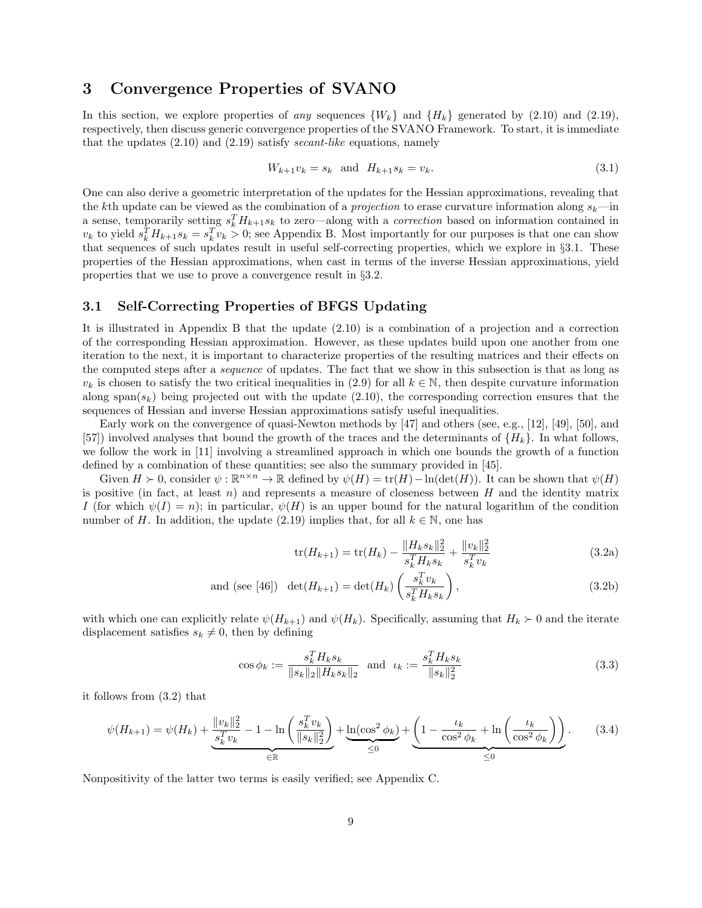## 3 Convergence Properties of SVANO

In this section, we explore properties of *any* sequences $\{W_k\}$ and $\{H_k\}$ generated by (2.10) and (2.19), respectively, then discuss generic convergence properties of the SVANO Framework. To start, it is immediate that the updates (2.10) and (2.19) satisfy *secant-like* equations, namely

$$W_{k+1}v_k = s_k \text{ and } H_{k+1}s_k = v_k. \tag{3.1}$$

One can also derive a geometric interpretation of the updates for the Hessian approximations, revealing that the $k$th update can be viewed as the combination of a *projection* to erase curvature information along $s_k$—in a sense, temporarily setting $s_k^T H_{k+1} s_k$ to zero—along with a *correction* based on information contained in $v_k$ to yield $s_k^T H_{k+1} s_k = s_k^T v_k > 0$; see Appendix B. Most importantly for our purposes is that one can show that sequences of such updates result in useful self-correcting properties, which we explore in §3.1. These properties of the Hessian approximations, when cast in terms of the inverse Hessian approximations, yield properties that we use to prove a convergence result in §3.2.

### 3.1 Self-Correcting Properties of BFGS Updating

It is illustrated in Appendix B that the update (2.10) is a combination of a projection and a correction of the corresponding Hessian approximation. However, as these updates build upon one another from one iteration to the next, it is important to characterize properties of the resulting matrices and their effects on the computed steps after a *sequence* of updates. The fact that we show in this subsection is that as long as $v_k$ is chosen to satisfy the two critical inequalities in (2.9) for all $k \in \mathbb{N}$, then despite curvature information along $\text{span}(s_k)$ being projected out with the update (2.10), the corresponding correction ensures that the sequences of Hessian and inverse Hessian approximations satisfy useful inequalities.

Early work on the convergence of quasi-Newton methods by [47] and others (see, e.g., [12], [49], [50], and [57]) involved analyses that bound the growth of the traces and the determinants of $\{H_k\}$. In what follows, we follow the work in [11] involving a streamlined approach in which one bounds the growth of a function defined by a combination of these quantities; see also the summary provided in [45].

Given $H \succ 0$, consider $\psi : \mathbb{R}^{n\times n} \to \mathbb{R}$ defined by $\psi(H) = \text{tr}(H) - \ln(\det(H))$. It can be shown that $\psi(H)$ is positive (in fact, at least $n$) and represents a measure of closeness between $H$ and the identity matrix $I$ (for which $\psi(I) = n$); in particular, $\psi(H)$ is an upper bound for the natural logarithm of the condition number of $H$. In addition, the update (2.19) implies that, for all $k \in \mathbb{N}$, one has

$$\text{tr}(H_{k+1}) = \text{tr}(H_k) - \frac{\|H_k s_k\|_2^2}{s_k^T H_k s_k} + \frac{\|v_k\|_2^2}{s_k^T v_k} \tag{3.2a}$$

$$\text{and (see [46])} \quad \det(H_{k+1}) = \det(H_k)\left(\frac{s_k^T v_k}{s_k^T H_k s_k}\right), \tag{3.2b}$$

with which one can explicitly relate $\psi(H_{k+1})$ and $\psi(H_k)$. Specifically, assuming that $H_k \succ 0$ and the iterate displacement satisfies $s_k \neq 0$, then by defining

$$\cos\phi_k := \frac{s_k^T H_k s_k}{\|s_k\|_2 \|H_k s_k\|_2} \quad \text{and} \quad \iota_k := \frac{s_k^T H_k s_k}{\|s_k\|_2^2} \tag{3.3}$$

it follows from (3.2) that

$$\psi(H_{k+1}) = \psi(H_k) + \underbrace{\frac{\|v_k\|_2^2}{s_k^T v_k} - 1 - \ln\left(\frac{s_k^T v_k}{\|s_k\|_2^2}\right)}_{\in\mathbb{R}} + \underbrace{\ln(\cos^2\phi_k)}_{\leq 0} + \underbrace{\left(1 - \frac{\iota_k}{\cos^2\phi_k} + \ln\left(\frac{\iota_k}{\cos^2\phi_k}\right)\right)}_{\leq 0}. \tag{3.4}$$

Nonpositivity of the latter two terms is easily verified; see Appendix C.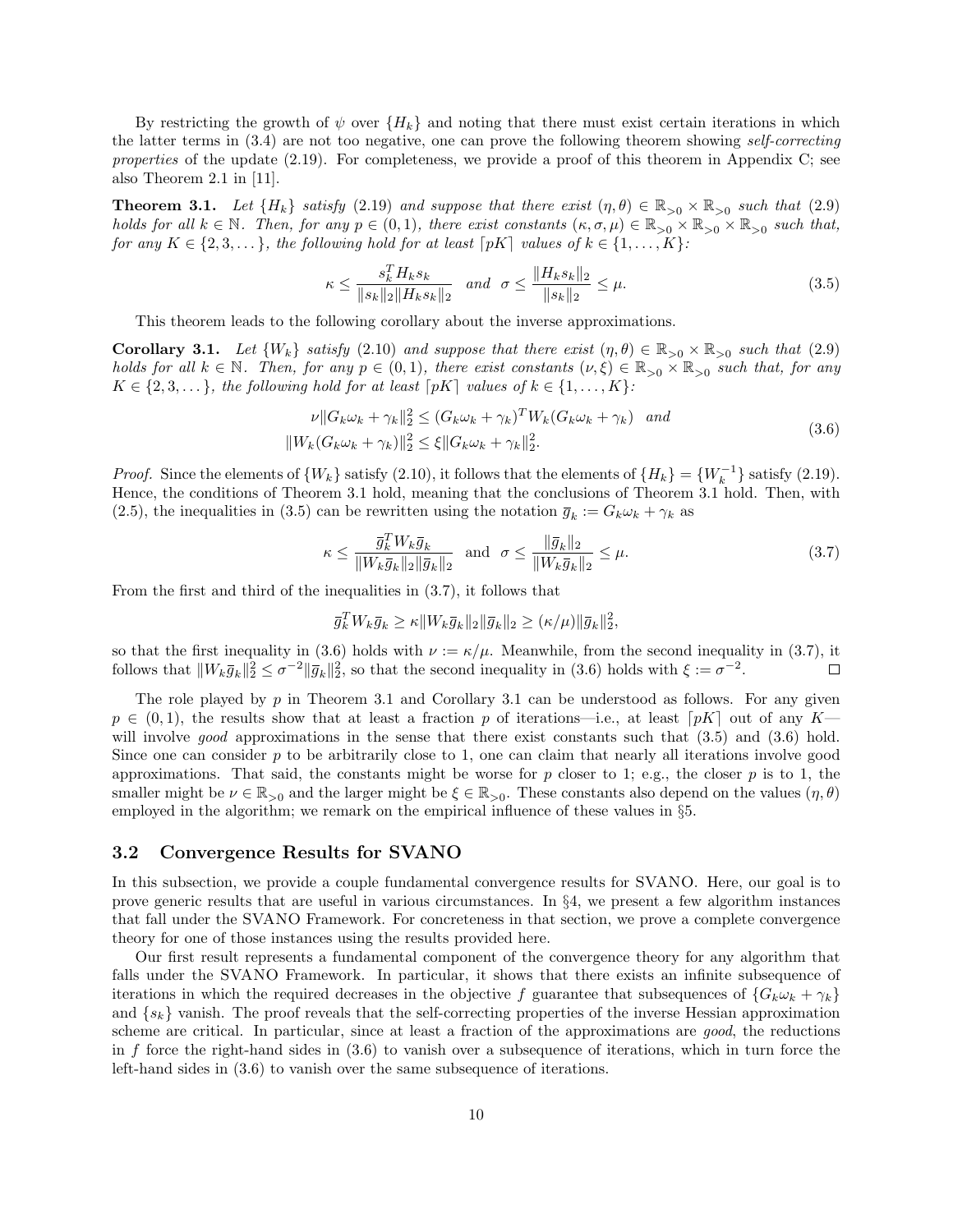By restricting the growth of $\psi$ over $\{H_k\}$ and noting that there must exist certain iterations in which the latter terms in (3.4) are not too negative, one can prove the following theorem showing *self-correcting properties* of the update (2.19). For completeness, we provide a proof of this theorem in Appendix C; see also Theorem 2.1 in [11].

**Theorem 3.1.** *Let $\{H_k\}$ satisfy (2.19) and suppose that there exist $(\eta, \theta) \in \mathbb{R}_{>0} \times \mathbb{R}_{>0}$ such that (2.9) holds for all $k \in \mathbb{N}$. Then, for any $p \in (0,1)$, there exist constants $(\kappa, \sigma, \mu) \in \mathbb{R}_{>0} \times \mathbb{R}_{>0} \times \mathbb{R}_{>0}$ such that, for any $K \in \{2, 3, \dots\}$, the following hold for at least $\lceil pK \rceil$ values of $k \in \{1, \dots, K\}$:*

$$\kappa \leq \frac{s_k^T H_k s_k}{\|s_k\|_2 \|H_k s_k\|_2} \quad \text{and} \quad \sigma \leq \frac{\|H_k s_k\|_2}{\|s_k\|_2} \leq \mu. \tag{3.5}$$

This theorem leads to the following corollary about the inverse approximations.

**Corollary 3.1.** *Let $\{W_k\}$ satisfy (2.10) and suppose that there exist $(\eta, \theta) \in \mathbb{R}_{>0} \times \mathbb{R}_{>0}$ such that (2.9) holds for all $k \in \mathbb{N}$. Then, for any $p \in (0,1)$, there exist constants $(\nu, \xi) \in \mathbb{R}_{>0} \times \mathbb{R}_{>0}$ such that, for any $K \in \{2, 3, \dots\}$, the following hold for at least $\lceil pK \rceil$ values of $k \in \{1, \dots, K\}$:*

$$\begin{aligned} \nu \|G_k \omega_k + \gamma_k\|_2^2 &\leq (G_k \omega_k + \gamma_k)^T W_k (G_k \omega_k + \gamma_k) \quad \text{and} \\ \|W_k (G_k \omega_k + \gamma_k)\|_2^2 &\leq \xi \|G_k \omega_k + \gamma_k\|_2^2. \end{aligned} \tag{3.6}$$

*Proof.* Since the elements of $\{W_k\}$ satisfy (2.10), it follows that the elements of $\{H_k\} = \{W_k^{-1}\}$ satisfy (2.19). Hence, the conditions of Theorem 3.1 hold, meaning that the conclusions of Theorem 3.1 hold. Then, with (2.5), the inequalities in (3.5) can be rewritten using the notation $\overline{g}_k := G_k \omega_k + \gamma_k$ as

$$\kappa \leq \frac{\overline{g}_k^T W_k \overline{g}_k}{\|W_k \overline{g}_k\|_2 \|\overline{g}_k\|_2} \quad \text{and} \quad \sigma \leq \frac{\|\overline{g}_k\|_2}{\|W_k \overline{g}_k\|_2} \leq \mu. \tag{3.7}$$

From the first and third of the inequalities in (3.7), it follows that

$$\overline{g}_k^T W_k \overline{g}_k \geq \kappa \|W_k \overline{g}_k\|_2 \|\overline{g}_k\|_2 \geq (\kappa/\mu) \|\overline{g}_k\|_2^2,$$

so that the first inequality in (3.6) holds with $\nu := \kappa/\mu$. Meanwhile, from the second inequality in (3.7), it follows that $\|W_k \overline{g}_k\|_2^2 \leq \sigma^{-2} \|\overline{g}_k\|_2^2$, so that the second inequality in (3.6) holds with $\xi := \sigma^{-2}$. $\square$

The role played by $p$ in Theorem 3.1 and Corollary 3.1 can be understood as follows. For any given $p \in (0,1)$, the results show that at least a fraction $p$ of iterations—i.e., at least $\lceil pK \rceil$ out of any $K$—will involve *good* approximations in the sense that there exist constants such that (3.5) and (3.6) hold. Since one can consider $p$ to be arbitrarily close to 1, one can claim that nearly all iterations involve good approximations. That said, the constants might be worse for $p$ closer to 1; e.g., the closer $p$ is to 1, the smaller might be $\nu \in \mathbb{R}_{>0}$ and the larger might be $\xi \in \mathbb{R}_{>0}$. These constants also depend on the values $(\eta, \theta)$ employed in the algorithm; we remark on the empirical influence of these values in §5.

### 3.2 Convergence Results for SVANO

In this subsection, we provide a couple fundamental convergence results for SVANO. Here, our goal is to prove generic results that are useful in various circumstances. In §4, we present a few algorithm instances that fall under the SVANO Framework. For concreteness in that section, we prove a complete convergence theory for one of those instances using the results provided here.

Our first result represents a fundamental component of the convergence theory for any algorithm that falls under the SVANO Framework. In particular, it shows that there exists an infinite subsequence of iterations in which the required decreases in the objective $f$ guarantee that subsequences of $\{G_k \omega_k + \gamma_k\}$ and $\{s_k\}$ vanish. The proof reveals that the self-correcting properties of the inverse Hessian approximation scheme are critical. In particular, since at least a fraction of the approximations are *good*, the reductions in $f$ force the right-hand sides in (3.6) to vanish over a subsequence of iterations, which in turn force the left-hand sides in (3.6) to vanish over the same subsequence of iterations.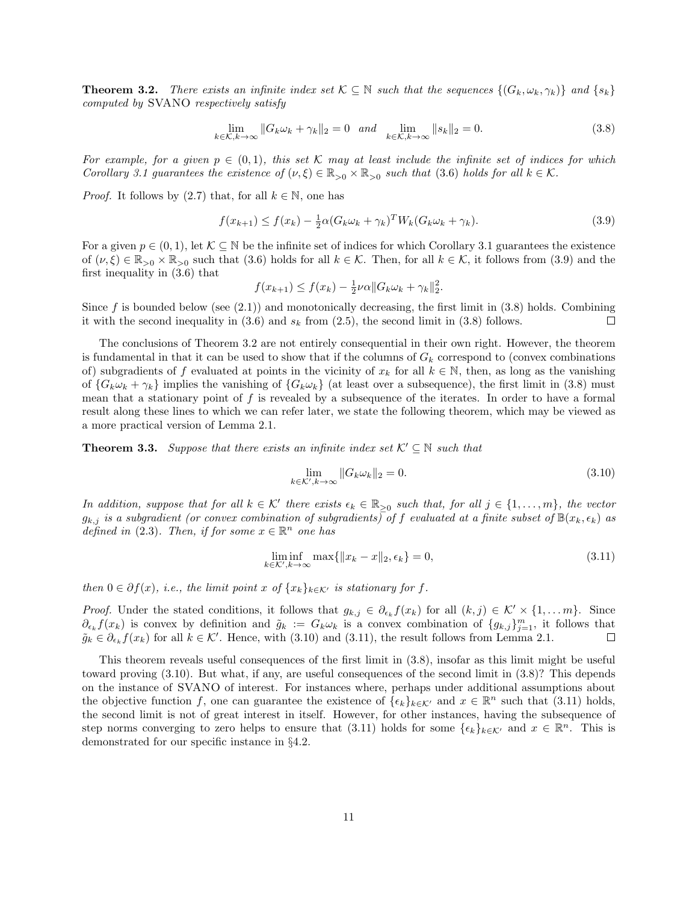**Theorem 3.2.** *There exists an infinite index set $\mathcal{K} \subseteq \mathbb{N}$ such that the sequences $\{(G_k, \omega_k, \gamma_k)\}$ and $\{s_k\}$ computed by* SVANO *respectively satisfy*

$$\lim_{k \in \mathcal{K}, k \to \infty} \|G_k \omega_k + \gamma_k\|_2 = 0 \quad \text{and} \quad \lim_{k \in \mathcal{K}, k \to \infty} \|s_k\|_2 = 0. \tag{3.8}$$

*For example, for a given $p \in (0,1)$, this set $\mathcal{K}$ may at least include the infinite set of indices for which Corollary 3.1 guarantees the existence of $(\nu, \xi) \in \mathbb{R}_{>0} \times \mathbb{R}_{>0}$ such that (3.6) holds for all $k \in \mathcal{K}$.*

*Proof.* It follows by (2.7) that, for all $k \in \mathbb{N}$, one has

$$f(x_{k+1}) \leq f(x_k) - \tfrac{1}{2}\alpha (G_k \omega_k + \gamma_k)^T W_k (G_k \omega_k + \gamma_k). \tag{3.9}$$

For a given $p \in (0,1)$, let $\mathcal{K} \subseteq \mathbb{N}$ be the infinite set of indices for which Corollary 3.1 guarantees the existence of $(\nu, \xi) \in \mathbb{R}_{>0} \times \mathbb{R}_{>0}$ such that (3.6) holds for all $k \in \mathcal{K}$. Then, for all $k \in \mathcal{K}$, it follows from (3.9) and the first inequality in (3.6) that

$$f(x_{k+1}) \leq f(x_k) - \tfrac{1}{2}\nu\alpha \|G_k \omega_k + \gamma_k\|_2^2.$$

Since $f$ is bounded below (see (2.1)) and monotonically decreasing, the first limit in (3.8) holds. Combining it with the second inequality in (3.6) and $s_k$ from (2.5), the second limit in (3.8) follows. $\square$

The conclusions of Theorem 3.2 are not entirely consequential in their own right. However, the theorem is fundamental in that it can be used to show that if the columns of $G_k$ correspond to (convex combinations of) subgradients of $f$ evaluated at points in the vicinity of $x_k$ for all $k \in \mathbb{N}$, then, as long as the vanishing of $\{G_k \omega_k + \gamma_k\}$ implies the vanishing of $\{G_k \omega_k\}$ (at least over a subsequence), the first limit in (3.8) must mean that a stationary point of $f$ is revealed by a subsequence of the iterates. In order to have a formal result along these lines to which we can refer later, we state the following theorem, which may be viewed as a more practical version of Lemma 2.1.

**Theorem 3.3.** *Suppose that there exists an infinite index set $\mathcal{K}' \subseteq \mathbb{N}$ such that*

$$\lim_{k \in \mathcal{K}', k \to \infty} \|G_k \omega_k\|_2 = 0. \tag{3.10}$$

*In addition, suppose that for all $k \in \mathcal{K}'$ there exists $\epsilon_k \in \mathbb{R}_{\geq 0}$ such that, for all $j \in \{1, \ldots, m\}$, the vector $g_{k,j}$ is a subgradient (or convex combination of subgradients) of $f$ evaluated at a finite subset of $\mathbb{B}(x_k, \epsilon_k)$ as defined in (2.3). Then, if for some $x \in \mathbb{R}^n$ one has*

$$\liminf_{k \in \mathcal{K}', k \to \infty} \max\{\|x_k - x\|_2, \epsilon_k\} = 0, \tag{3.11}$$

*then $0 \in \partial f(x)$, i.e., the limit point $x$ of $\{x_k\}_{k \in \mathcal{K}'}$ is stationary for $f$.*

*Proof.* Under the stated conditions, it follows that $g_{k,j} \in \partial_{\epsilon_k} f(x_k)$ for all $(k,j) \in \mathcal{K}' \times \{1, \ldots m\}$. Since $\partial_{\epsilon_k} f(x_k)$ is convex by definition and $\tilde{g}_k := G_k \omega_k$ is a convex combination of $\{g_{k,j}\}_{j=1}^m$, it follows that $\tilde{g}_k \in \partial_{\epsilon_k} f(x_k)$ for all $k \in \mathcal{K}'$. Hence, with (3.10) and (3.11), the result follows from Lemma 2.1. $\square$

This theorem reveals useful consequences of the first limit in (3.8), insofar as this limit might be useful toward proving (3.10). But what, if any, are useful consequences of the second limit in (3.8)? This depends on the instance of SVANO of interest. For instances where, perhaps under additional assumptions about the objective function $f$, one can guarantee the existence of $\{\epsilon_k\}_{k \in \mathcal{K}'}$ and $x \in \mathbb{R}^n$ such that (3.11) holds, the second limit is not of great interest in itself. However, for other instances, having the subsequence of step norms converging to zero helps to ensure that (3.11) holds for some $\{\epsilon_k\}_{k \in \mathcal{K}'}$ and $x \in \mathbb{R}^n$. This is demonstrated for our specific instance in §4.2.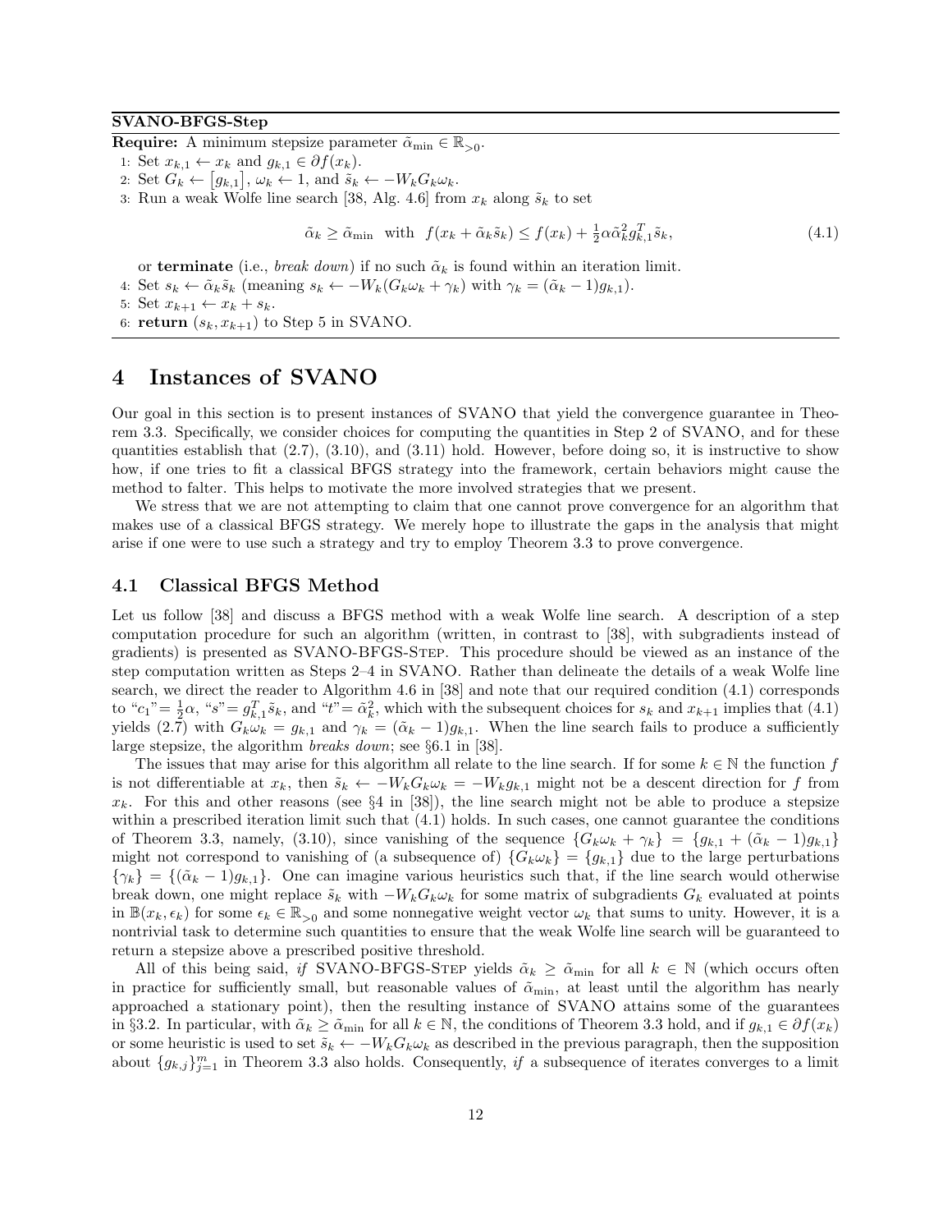**SVANO-BFGS-Step**

**Require:** A minimum stepsize parameter $\tilde{\alpha}_{\min} \in \mathbb{R}_{>0}$.

1: Set $x_{k,1} \leftarrow x_k$ and $g_{k,1} \in \partial f(x_k)$.

2: Set $G_k \leftarrow \begin{bmatrix} g_{k,1} \end{bmatrix}$, $\omega_k \leftarrow 1$, and $\tilde{s}_k \leftarrow -W_k G_k \omega_k$.

3: Run a weak Wolfe line search [38, Alg. 4.6] from $x_k$ along $\tilde{s}_k$ to set

$$\tilde{\alpha}_k \geq \tilde{\alpha}_{\min} \ \text{ with } \ f(x_k + \tilde{\alpha}_k \tilde{s}_k) \leq f(x_k) + \tfrac{1}{2}\alpha \tilde{\alpha}_k^2 g_{k,1}^T \tilde{s}_k, \tag{4.1}$$

or **terminate** (i.e., *break down*) if no such $\tilde{\alpha}_k$ is found within an iteration limit.

4: Set $s_k \leftarrow \tilde{\alpha}_k \tilde{s}_k$ (meaning $s_k \leftarrow -W_k(G_k\omega_k + \gamma_k)$ with $\gamma_k = (\tilde{\alpha}_k - 1)g_{k,1}$).

5: Set $x_{k+1} \leftarrow x_k + s_k$.

6: **return** $(s_k, x_{k+1})$ to Step 5 in SVANO.

# 4 Instances of SVANO

Our goal in this section is to present instances of SVANO that yield the convergence guarantee in Theorem 3.3. Specifically, we consider choices for computing the quantities in Step 2 of SVANO, and for these quantities establish that (2.7), (3.10), and (3.11) hold. However, before doing so, it is instructive to show how, if one tries to fit a classical BFGS strategy into the framework, certain behaviors might cause the method to falter. This helps to motivate the more involved strategies that we present.

We stress that we are not attempting to claim that one cannot prove convergence for an algorithm that makes use of a classical BFGS strategy. We merely hope to illustrate the gaps in the analysis that might arise if one were to use such a strategy and try to employ Theorem 3.3 to prove convergence.

## 4.1 Classical BFGS Method

Let us follow [38] and discuss a BFGS method with a weak Wolfe line search. A description of a step computation procedure for such an algorithm (written, in contrast to [38], with subgradients instead of gradients) is presented as SVANO-BFGS-Step. This procedure should be viewed as an instance of the step computation written as Steps 2–4 in SVANO. Rather than delineate the details of a weak Wolfe line search, we direct the reader to Algorithm 4.6 in [38] and note that our required condition (4.1) corresponds to "$c_1$"$= \frac{1}{2}\alpha$, "$s$"$= g_{k,1}^T \tilde{s}_k$, and "$t$"$= \tilde{\alpha}_k^2$, which with the subsequent choices for $s_k$ and $x_{k+1}$ implies that (4.1) yields (2.7) with $G_k\omega_k = g_{k,1}$ and $\gamma_k = (\tilde{\alpha}_k - 1)g_{k,1}$. When the line search fails to produce a sufficiently large stepsize, the algorithm *breaks down*; see §6.1 in [38].

The issues that may arise for this algorithm all relate to the line search. If for some $k \in \mathbb{N}$ the function $f$ is not differentiable at $x_k$, then $\tilde{s}_k \leftarrow -W_k G_k \omega_k = -W_k g_{k,1}$ might not be a descent direction for $f$ from $x_k$. For this and other reasons (see §4 in [38]), the line search might not be able to produce a stepsize within a prescribed iteration limit such that (4.1) holds. In such cases, one cannot guarantee the conditions of Theorem 3.3, namely, (3.10), since vanishing of the sequence $\{G_k\omega_k + \gamma_k\} = \{g_{k,1} + (\tilde{\alpha}_k - 1)g_{k,1}\}$ might not correspond to vanishing of (a subsequence of) $\{G_k\omega_k\} = \{g_{k,1}\}$ due to the large perturbations $\{\gamma_k\} = \{(\tilde{\alpha}_k - 1)g_{k,1}\}$. One can imagine various heuristics such that, if the line search would otherwise break down, one might replace $\tilde{s}_k$ with $-W_k G_k \omega_k$ for some matrix of subgradients $G_k$ evaluated at points in $\mathbb{B}(x_k, \epsilon_k)$ for some $\epsilon_k \in \mathbb{R}_{>0}$ and some nonnegative weight vector $\omega_k$ that sums to unity. However, it is a nontrivial task to determine such quantities to ensure that the weak Wolfe line search will be guaranteed to return a stepsize above a prescribed positive threshold.

All of this being said, *if* SVANO-BFGS-Step yields $\tilde{\alpha}_k \geq \tilde{\alpha}_{\min}$ for all $k \in \mathbb{N}$ (which occurs often in practice for sufficiently small, but reasonable values of $\tilde{\alpha}_{\min}$, at least until the algorithm has nearly approached a stationary point), then the resulting instance of SVANO attains some of the guarantees in §3.2. In particular, with $\tilde{\alpha}_k \geq \tilde{\alpha}_{\min}$ for all $k \in \mathbb{N}$, the conditions of Theorem 3.3 hold, and if $g_{k,1} \in \partial f(x_k)$ or some heuristic is used to set $\tilde{s}_k \leftarrow -W_k G_k \omega_k$ as described in the previous paragraph, then the supposition about $\{g_{k,j}\}_{j=1}^m$ in Theorem 3.3 also holds. Consequently, *if* a subsequence of iterates converges to a limit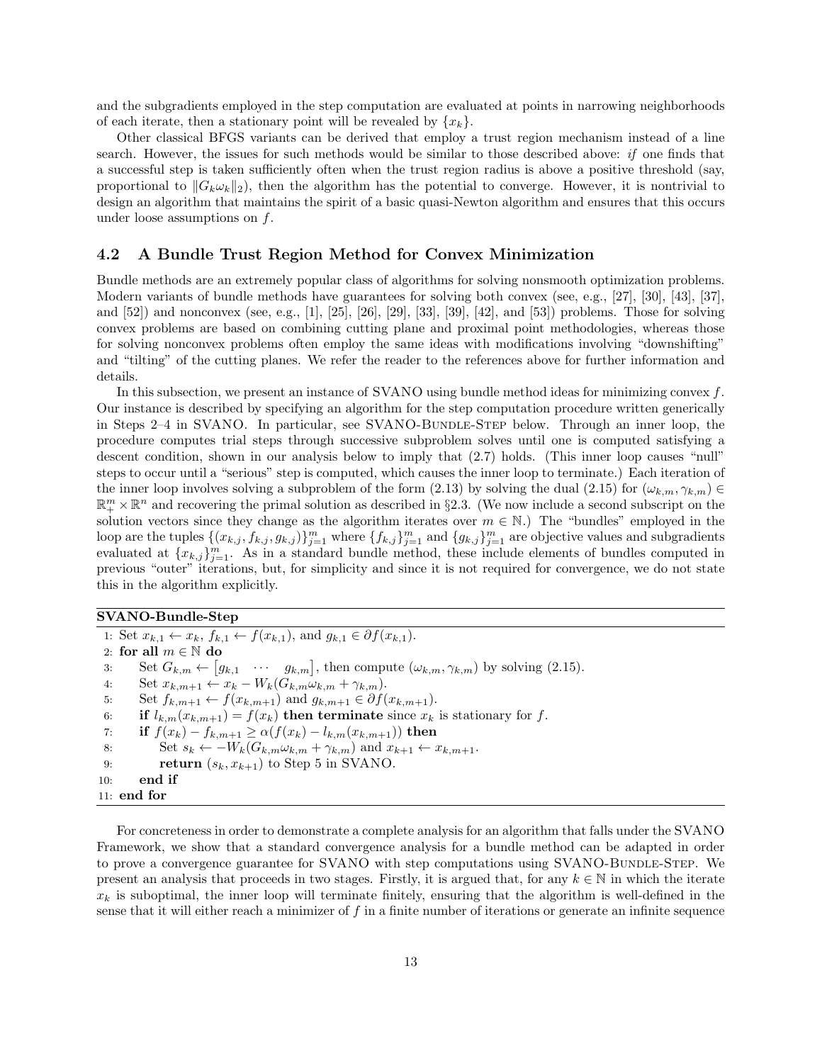and the subgradients employed in the step computation are evaluated at points in narrowing neighborhoods of each iterate, then a stationary point will be revealed by $\{x_k\}$.

Other classical BFGS variants can be derived that employ a trust region mechanism instead of a line search. However, the issues for such methods would be similar to those described above: *if* one finds that a successful step is taken sufficiently often when the trust region radius is above a positive threshold (say, proportional to $\|G_k\omega_k\|_2$), then the algorithm has the potential to converge. However, it is nontrivial to design an algorithm that maintains the spirit of a basic quasi-Newton algorithm and ensures that this occurs under loose assumptions on $f$.

### 4.2 A Bundle Trust Region Method for Convex Minimization

Bundle methods are an extremely popular class of algorithms for solving nonsmooth optimization problems. Modern variants of bundle methods have guarantees for solving both convex (see, e.g., [27], [30], [43], [37], and [52]) and nonconvex (see, e.g., [1], [25], [26], [29], [33], [39], [42], and [53]) problems. Those for solving convex problems are based on combining cutting plane and proximal point methodologies, whereas those for solving nonconvex problems often employ the same ideas with modifications involving "downshifting" and "tilting" of the cutting planes. We refer the reader to the references above for further information and details.

In this subsection, we present an instance of SVANO using bundle method ideas for minimizing convex $f$. Our instance is described by specifying an algorithm for the step computation procedure written generically in Steps 2–4 in SVANO. In particular, see SVANO-Bundle-Step below. Through an inner loop, the procedure computes trial steps through successive subproblem solves until one is computed satisfying a descent condition, shown in our analysis below to imply that (2.7) holds. (This inner loop causes "null" steps to occur until a "serious" step is computed, which causes the inner loop to terminate.) Each iteration of the inner loop involves solving a subproblem of the form (2.13) by solving the dual (2.15) for $(\omega_{k,m}, \gamma_{k,m}) \in \mathbb{R}^m_+ \times \mathbb{R}^n$ and recovering the primal solution as described in §2.3. (We now include a second subscript on the solution vectors since they change as the algorithm iterates over $m \in \mathbb{N}$.) The "bundles" employed in the loop are the tuples $\{(x_{k,j}, f_{k,j}, g_{k,j})\}_{j=1}^m$ where $\{f_{k,j}\}_{j=1}^m$ and $\{g_{k,j}\}_{j=1}^m$ are objective values and subgradients evaluated at $\{x_{k,j}\}_{j=1}^m$. As in a standard bundle method, these include elements of bundles computed in previous "outer" iterations, but, for simplicity and since it is not required for convergence, we do not state this in the algorithm explicitly.

**SVANO-Bundle-Step**

1: Set $x_{k,1} \leftarrow x_k$, $f_{k,1} \leftarrow f(x_{k,1})$, and $g_{k,1} \in \partial f(x_{k,1})$.
2: **for all** $m \in \mathbb{N}$ **do**
3: Set $G_{k,m} \leftarrow \begin{bmatrix} g_{k,1} & \cdots & g_{k,m} \end{bmatrix}$, then compute $(\omega_{k,m}, \gamma_{k,m})$ by solving (2.15).
4: Set $x_{k,m+1} \leftarrow x_k - W_k(G_{k,m}\omega_{k,m} + \gamma_{k,m})$.
5: Set $f_{k,m+1} \leftarrow f(x_{k,m+1})$ and $g_{k,m+1} \in \partial f(x_{k,m+1})$.
6: **if** $l_{k,m}(x_{k,m+1}) = f(x_k)$ **then terminate** since $x_k$ is stationary for $f$.
7: **if** $f(x_k) - f_{k,m+1} \geq \alpha(f(x_k) - l_{k,m}(x_{k,m+1}))$ **then**
8: Set $s_k \leftarrow -W_k(G_{k,m}\omega_{k,m} + \gamma_{k,m})$ and $x_{k+1} \leftarrow x_{k,m+1}$.
9: **return** $(s_k, x_{k+1})$ to Step 5 in SVANO.
10: **end if**
11: **end for**

For concreteness in order to demonstrate a complete analysis for an algorithm that falls under the SVANO Framework, we show that a standard convergence analysis for a bundle method can be adapted in order to prove a convergence guarantee for SVANO with step computations using SVANO-Bundle-Step. We present an analysis that proceeds in two stages. Firstly, it is argued that, for any $k \in \mathbb{N}$ in which the iterate $x_k$ is suboptimal, the inner loop will terminate finitely, ensuring that the algorithm is well-defined in the sense that it will either reach a minimizer of $f$ in a finite number of iterations or generate an infinite sequence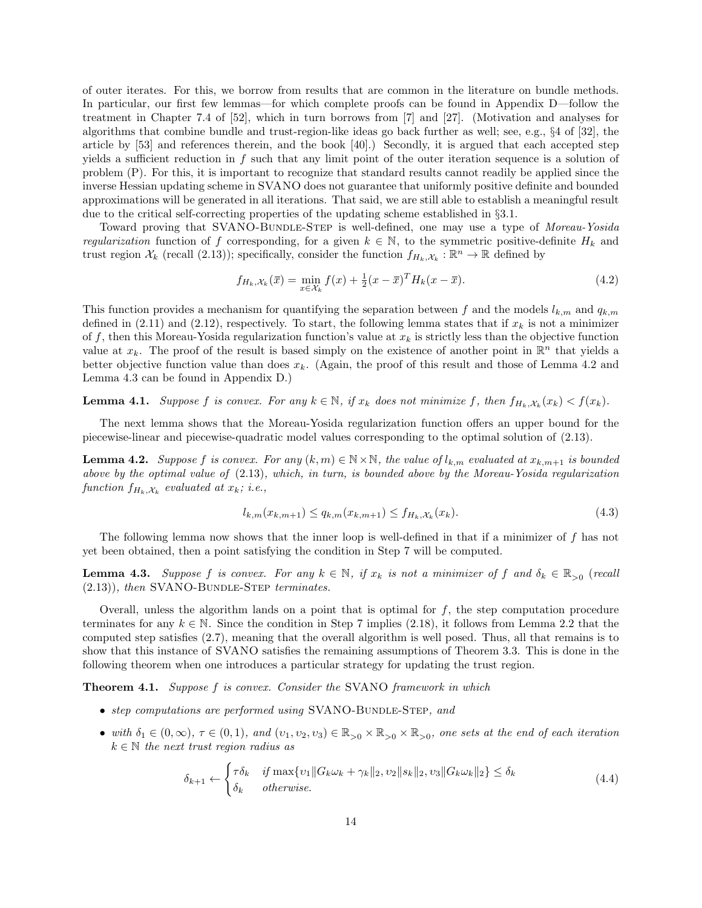of outer iterates. For this, we borrow from results that are common in the literature on bundle methods. In particular, our first few lemmas—for which complete proofs can be found in Appendix D—follow the treatment in Chapter 7.4 of [52], which in turn borrows from [7] and [27]. (Motivation and analyses for algorithms that combine bundle and trust-region-like ideas go back further as well; see, e.g., §4 of [32], the article by [53] and references therein, and the book [40].) Secondly, it is argued that each accepted step yields a sufficient reduction in $f$ such that any limit point of the outer iteration sequence is a solution of problem (P). For this, it is important to recognize that standard results cannot readily be applied since the inverse Hessian updating scheme in SVANO does not guarantee that uniformly positive definite and bounded approximations will be generated in all iterations. That said, we are still able to establish a meaningful result due to the critical self-correcting properties of the updating scheme established in §3.1.

Toward proving that SVANO-Bundle-Step is well-defined, one may use a type of *Moreau-Yosida regularization* function of $f$ corresponding, for a given $k \in \mathbb{N}$, to the symmetric positive-definite $H_k$ and trust region $\mathcal{X}_k$ (recall (2.13)); specifically, consider the function $f_{H_k,\mathcal{X}_k} : \mathbb{R}^n \to \mathbb{R}$ defined by

$$f_{H_k,\mathcal{X}_k}(\overline{x}) = \min_{x \in \mathcal{X}_k} f(x) + \tfrac{1}{2}(x - \overline{x})^T H_k (x - \overline{x}). \tag{4.2}$$

This function provides a mechanism for quantifying the separation between $f$ and the models $l_{k,m}$ and $q_{k,m}$ defined in (2.11) and (2.12), respectively. To start, the following lemma states that if $x_k$ is not a minimizer of $f$, then this Moreau-Yosida regularization function's value at $x_k$ is strictly less than the objective function value at $x_k$. The proof of the result is based simply on the existence of another point in $\mathbb{R}^n$ that yields a better objective function value than does $x_k$. (Again, the proof of this result and those of Lemma 4.2 and Lemma 4.3 can be found in Appendix D.)

**Lemma 4.1.** *Suppose $f$ is convex. For any $k \in \mathbb{N}$, if $x_k$ does not minimize $f$, then $f_{H_k,\mathcal{X}_k}(x_k) < f(x_k)$.*

The next lemma shows that the Moreau-Yosida regularization function offers an upper bound for the piecewise-linear and piecewise-quadratic model values corresponding to the optimal solution of (2.13).

**Lemma 4.2.** *Suppose $f$ is convex. For any $(k,m) \in \mathbb{N} \times \mathbb{N}$, the value of $l_{k,m}$ evaluated at $x_{k,m+1}$ is bounded above by the optimal value of* (2.13)*, which, in turn, is bounded above by the Moreau-Yosida regularization function $f_{H_k,\mathcal{X}_k}$ evaluated at $x_k$; i.e.,*

$$l_{k,m}(x_{k,m+1}) \leq q_{k,m}(x_{k,m+1}) \leq f_{H_k,\mathcal{X}_k}(x_k). \tag{4.3}$$

The following lemma now shows that the inner loop is well-defined in that if a minimizer of $f$ has not yet been obtained, then a point satisfying the condition in Step 7 will be computed.

**Lemma 4.3.** *Suppose $f$ is convex. For any $k \in \mathbb{N}$, if $x_k$ is not a minimizer of $f$ and $\delta_k \in \mathbb{R}_{>0}$ (recall* (2.13)*), then* SVANO-Bundle-Step *terminates.*

Overall, unless the algorithm lands on a point that is optimal for $f$, the step computation procedure terminates for any $k \in \mathbb{N}$. Since the condition in Step 7 implies (2.18), it follows from Lemma 2.2 that the computed step satisfies (2.7), meaning that the overall algorithm is well posed. Thus, all that remains is to show that this instance of SVANO satisfies the remaining assumptions of Theorem 3.3. This is done in the following theorem when one introduces a particular strategy for updating the trust region.

**Theorem 4.1.** *Suppose $f$ is convex. Consider the* SVANO *framework in which*

- *step computations are performed using* SVANO-Bundle-Step*, and*
- *with $\delta_1 \in (0, \infty)$, $\tau \in (0,1)$, and $(\upsilon_1, \upsilon_2, \upsilon_3) \in \mathbb{R}_{>0} \times \mathbb{R}_{>0} \times \mathbb{R}_{>0}$, one sets at the end of each iteration $k \in \mathbb{N}$ the next trust region radius as*

$$\delta_{k+1} \leftarrow \begin{cases} \tau\delta_k & \text{if } \max\{\upsilon_1\|G_k\omega_k + \gamma_k\|_2, \upsilon_2\|s_k\|_2, \upsilon_3\|G_k\omega_k\|_2\} \leq \delta_k \\ \delta_k & \text{otherwise.} \end{cases} \tag{4.4}$$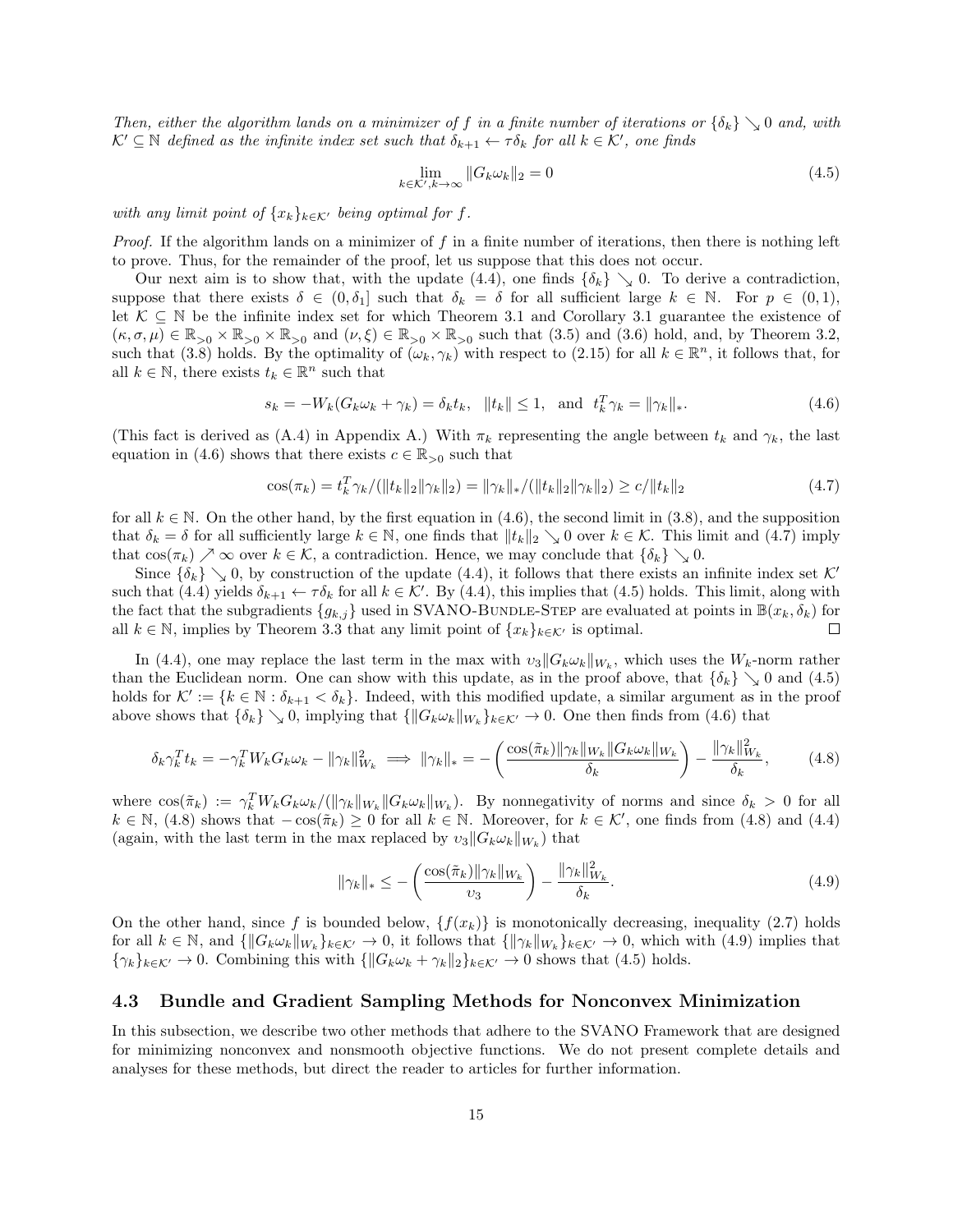*Then, either the algorithm lands on a minimizer of $f$ in a finite number of iterations or $\{\delta_k\} \searrow 0$ and, with $\mathcal{K}' \subseteq \mathbb{N}$ defined as the infinite index set such that $\delta_{k+1} \leftarrow \tau\delta_k$ for all $k \in \mathcal{K}'$, one finds*

$$\lim_{k\in\mathcal{K}', k\to\infty} \|G_k\omega_k\|_2 = 0 \tag{4.5}$$

*with any limit point of $\{x_k\}_{k\in\mathcal{K}'}$ being optimal for $f$.*

*Proof.* If the algorithm lands on a minimizer of $f$ in a finite number of iterations, then there is nothing left to prove. Thus, for the remainder of the proof, let us suppose that this does not occur.

Our next aim is to show that, with the update (4.4), one finds $\{\delta_k\} \searrow 0$. To derive a contradiction, suppose that there exists $\delta \in (0, \delta_1]$ such that $\delta_k = \delta$ for all sufficient large $k \in \mathbb{N}$. For $p \in (0,1)$, let $\mathcal{K} \subseteq \mathbb{N}$ be the infinite index set for which Theorem 3.1 and Corollary 3.1 guarantee the existence of $(\kappa, \sigma, \mu) \in \mathbb{R}_{>0} \times \mathbb{R}_{>0} \times \mathbb{R}_{>0}$ and $(\nu, \xi) \in \mathbb{R}_{>0} \times \mathbb{R}_{>0}$ such that (3.5) and (3.6) hold, and, by Theorem 3.2, such that (3.8) holds. By the optimality of $(\omega_k, \gamma_k)$ with respect to (2.15) for all $k \in \mathbb{R}^n$, it follows that, for all $k \in \mathbb{N}$, there exists $t_k \in \mathbb{R}^n$ such that

$$s_k = -W_k(G_k\omega_k + \gamma_k) = \delta_k t_k, \quad \|t_k\| \leq 1, \quad \text{and} \quad t_k^T\gamma_k = \|\gamma_k\|_*. \tag{4.6}$$

(This fact is derived as (A.4) in Appendix A.) With $\pi_k$ representing the angle between $t_k$ and $\gamma_k$, the last equation in (4.6) shows that there exists $c \in \mathbb{R}_{>0}$ such that

$$\cos(\pi_k) = t_k^T\gamma_k/(\|t_k\|_2\|\gamma_k\|_2) = \|\gamma_k\|_*/(\|t_k\|_2\|\gamma_k\|_2) \geq c/\|t_k\|_2 \tag{4.7}$$

for all $k \in \mathbb{N}$. On the other hand, by the first equation in (4.6), the second limit in (3.8), and the supposition that $\delta_k = \delta$ for all sufficiently large $k \in \mathbb{N}$, one finds that $\|t_k\|_2 \searrow 0$ over $k \in \mathcal{K}$. This limit and (4.7) imply that $\cos(\pi_k) \nearrow \infty$ over $k \in \mathcal{K}$, a contradiction. Hence, we may conclude that $\{\delta_k\} \searrow 0$.

Since $\{\delta_k\} \searrow 0$, by construction of the update (4.4), it follows that there exists an infinite index set $\mathcal{K}'$ such that (4.4) yields $\delta_{k+1} \leftarrow \tau\delta_k$ for all $k \in \mathcal{K}'$. By (4.4), this implies that (4.5) holds. This limit, along with the fact that the subgradients $\{g_{k,j}\}$ used in SVANO-Bundle-Step are evaluated at points in $\mathbb{B}(x_k, \delta_k)$ for all $k \in \mathbb{N}$, implies by Theorem 3.3 that any limit point of $\{x_k\}_{k\in\mathcal{K}'}$ is optimal. □

In (4.4), one may replace the last term in the max with $\upsilon_3\|G_k\omega_k\|_{W_k}$, which uses the $W_k$-norm rather than the Euclidean norm. One can show with this update, as in the proof above, that $\{\delta_k\} \searrow 0$ and (4.5) holds for $\mathcal{K}' := \{k \in \mathbb{N} : \delta_{k+1} < \delta_k\}$. Indeed, with this modified update, a similar argument as in the proof above shows that $\{\delta_k\} \searrow 0$, implying that $\{\|G_k\omega_k\|_{W_k}\}_{k\in\mathcal{K}'} \to 0$. One then finds from (4.6) that

$$\delta_k\gamma_k^T t_k = -\gamma_k^T W_k G_k\omega_k - \|\gamma_k\|_{W_k}^2 \implies \|\gamma_k\|_* = -\left(\frac{\cos(\tilde{\pi}_k)\|\gamma_k\|_{W_k}\|G_k\omega_k\|_{W_k}}{\delta_k}\right) - \frac{\|\gamma_k\|_{W_k}^2}{\delta_k}, \tag{4.8}$$

where $\cos(\tilde{\pi}_k) := \gamma_k^T W_k G_k\omega_k/(\|\gamma_k\|_{W_k}\|G_k\omega_k\|_{W_k})$. By nonnegativity of norms and since $\delta_k > 0$ for all $k \in \mathbb{N}$, (4.8) shows that $-\cos(\tilde{\pi}_k) \geq 0$ for all $k \in \mathbb{N}$. Moreover, for $k \in \mathcal{K}'$, one finds from (4.8) and (4.4) (again, with the last term in the max replaced by $\upsilon_3\|G_k\omega_k\|_{W_k}$) that

$$\|\gamma_k\|_* \leq -\left(\frac{\cos(\tilde{\pi}_k)\|\gamma_k\|_{W_k}}{\upsilon_3}\right) - \frac{\|\gamma_k\|_{W_k}^2}{\delta_k}. \tag{4.9}$$

On the other hand, since $f$ is bounded below, $\{f(x_k)\}$ is monotonically decreasing, inequality (2.7) holds for all $k \in \mathbb{N}$, and $\{\|G_k\omega_k\|_{W_k}\}_{k\in\mathcal{K}'} \to 0$, it follows that $\{\|\gamma_k\|_{W_k}\}_{k\in\mathcal{K}'} \to 0$, which with (4.9) implies that $\{\gamma_k\}_{k\in\mathcal{K}'} \to 0$. Combining this with $\{\|G_k\omega_k + \gamma_k\|_2\}_{k\in\mathcal{K}'} \to 0$ shows that (4.5) holds.

### 4.3 Bundle and Gradient Sampling Methods for Nonconvex Minimization

In this subsection, we describe two other methods that adhere to the SVANO Framework that are designed for minimizing nonconvex and nonsmooth objective functions. We do not present complete details and analyses for these methods, but direct the reader to articles for further information.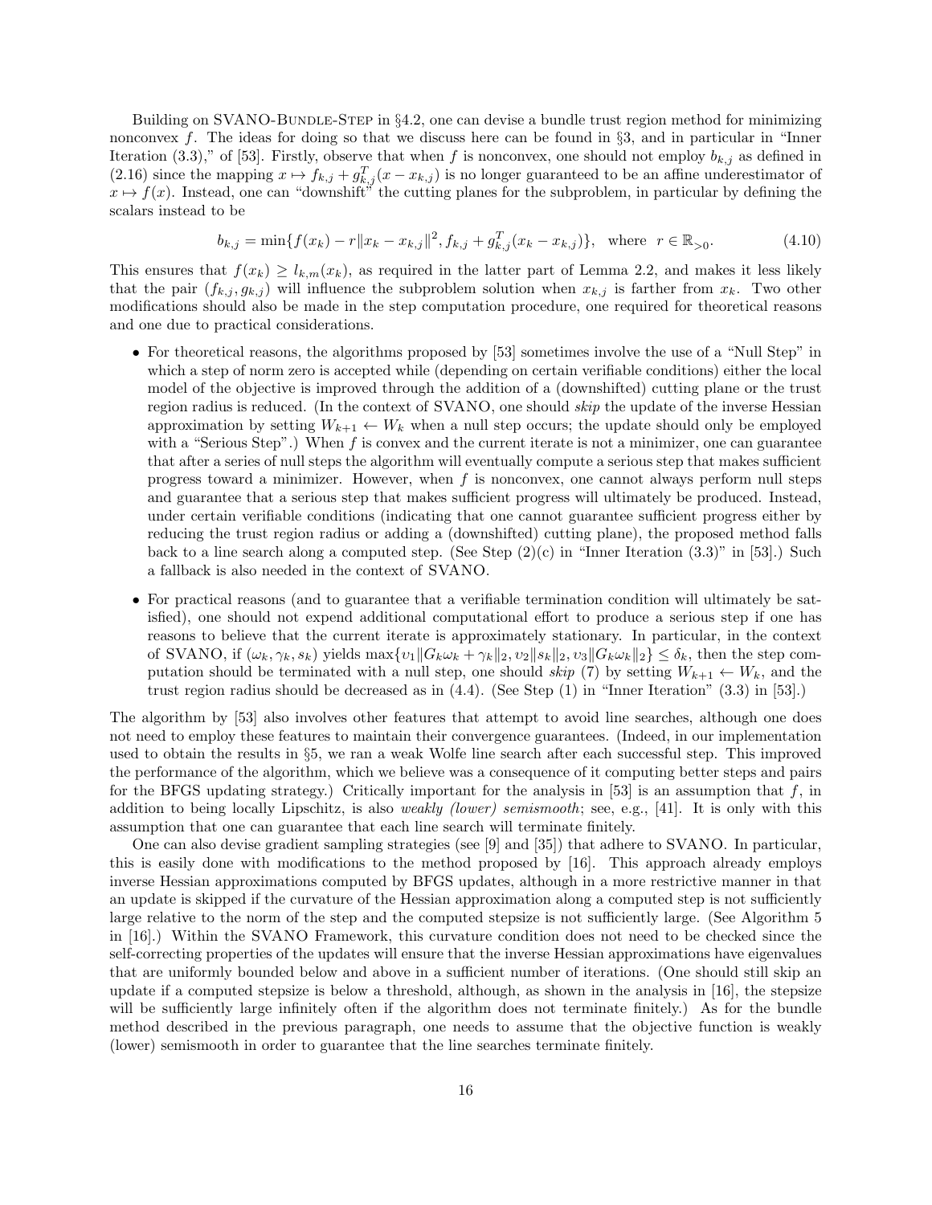Building on SVANO-Bundle-Step in §4.2, one can devise a bundle trust region method for minimizing nonconvex $f$. The ideas for doing so that we discuss here can be found in §3, and in particular in "Inner Iteration (3.3)," of [53]. Firstly, observe that when $f$ is nonconvex, one should not employ $b_{k,j}$ as defined in (2.16) since the mapping $x \mapsto f_{k,j} + g_{k,j}^T(x - x_{k,j})$ is no longer guaranteed to be an affine underestimator of $x \mapsto f(x)$. Instead, one can "downshift" the cutting planes for the subproblem, in particular by defining the scalars instead to be

$$b_{k,j} = \min\{f(x_k) - r\|x_k - x_{k,j}\|^2, f_{k,j} + g_{k,j}^T(x_k - x_{k,j})\}, \quad \text{where} \quad r \in \mathbb{R}_{>0}. \tag{4.10}$$

This ensures that $f(x_k) \geq l_{k,m}(x_k)$, as required in the latter part of Lemma 2.2, and makes it less likely that the pair $(f_{k,j}, g_{k,j})$ will influence the subproblem solution when $x_{k,j}$ is farther from $x_k$. Two other modifications should also be made in the step computation procedure, one required for theoretical reasons and one due to practical considerations.

- For theoretical reasons, the algorithms proposed by [53] sometimes involve the use of a "Null Step" in which a step of norm zero is accepted while (depending on certain verifiable conditions) either the local model of the objective is improved through the addition of a (downshifted) cutting plane or the trust region radius is reduced. (In the context of SVANO, one should *skip* the update of the inverse Hessian approximation by setting $W_{k+1} \leftarrow W_k$ when a null step occurs; the update should only be employed with a "Serious Step".) When $f$ is convex and the current iterate is not a minimizer, one can guarantee that after a series of null steps the algorithm will eventually compute a serious step that makes sufficient progress toward a minimizer. However, when $f$ is nonconvex, one cannot always perform null steps and guarantee that a serious step that makes sufficient progress will ultimately be produced. Instead, under certain verifiable conditions (indicating that one cannot guarantee sufficient progress either by reducing the trust region radius or adding a (downshifted) cutting plane), the proposed method falls back to a line search along a computed step. (See Step (2)(c) in "Inner Iteration (3.3)" in [53].) Such a fallback is also needed in the context of SVANO.
- For practical reasons (and to guarantee that a verifiable termination condition will ultimately be satisfied), one should not expend additional computational effort to produce a serious step if one has reasons to believe that the current iterate is approximately stationary. In particular, in the context of SVANO, if $(\omega_k, \gamma_k, s_k)$ yields $\max\{v_1\|G_k\omega_k + \gamma_k\|_2, v_2\|s_k\|_2, v_3\|G_k\omega_k\|_2\} \leq \delta_k$, then the step computation should be terminated with a null step, one should *skip* (7) by setting $W_{k+1} \leftarrow W_k$, and the trust region radius should be decreased as in (4.4). (See Step (1) in "Inner Iteration" (3.3) in [53].)

The algorithm by [53] also involves other features that attempt to avoid line searches, although one does not need to employ these features to maintain their convergence guarantees. (Indeed, in our implementation used to obtain the results in §5, we ran a weak Wolfe line search after each successful step. This improved the performance of the algorithm, which we believe was a consequence of it computing better steps and pairs for the BFGS updating strategy.) Critically important for the analysis in [53] is an assumption that $f$, in addition to being locally Lipschitz, is also *weakly (lower) semismooth*; see, e.g., [41]. It is only with this assumption that one can guarantee that each line search will terminate finitely.

One can also devise gradient sampling strategies (see [9] and [35]) that adhere to SVANO. In particular, this is easily done with modifications to the method proposed by [16]. This approach already employs inverse Hessian approximations computed by BFGS updates, although in a more restrictive manner in that an update is skipped if the curvature of the Hessian approximation along a computed step is not sufficiently large relative to the norm of the step and the computed stepsize is not sufficiently large. (See Algorithm 5 in [16].) Within the SVANO Framework, this curvature condition does not need to be checked since the self-correcting properties of the updates will ensure that the inverse Hessian approximations have eigenvalues that are uniformly bounded below and above in a sufficient number of iterations. (One should still skip an update if a computed stepsize is below a threshold, although, as shown in the analysis in [16], the stepsize will be sufficiently large infinitely often if the algorithm does not terminate finitely.) As for the bundle method described in the previous paragraph, one needs to assume that the objective function is weakly (lower) semismooth in order to guarantee that the line searches terminate finitely.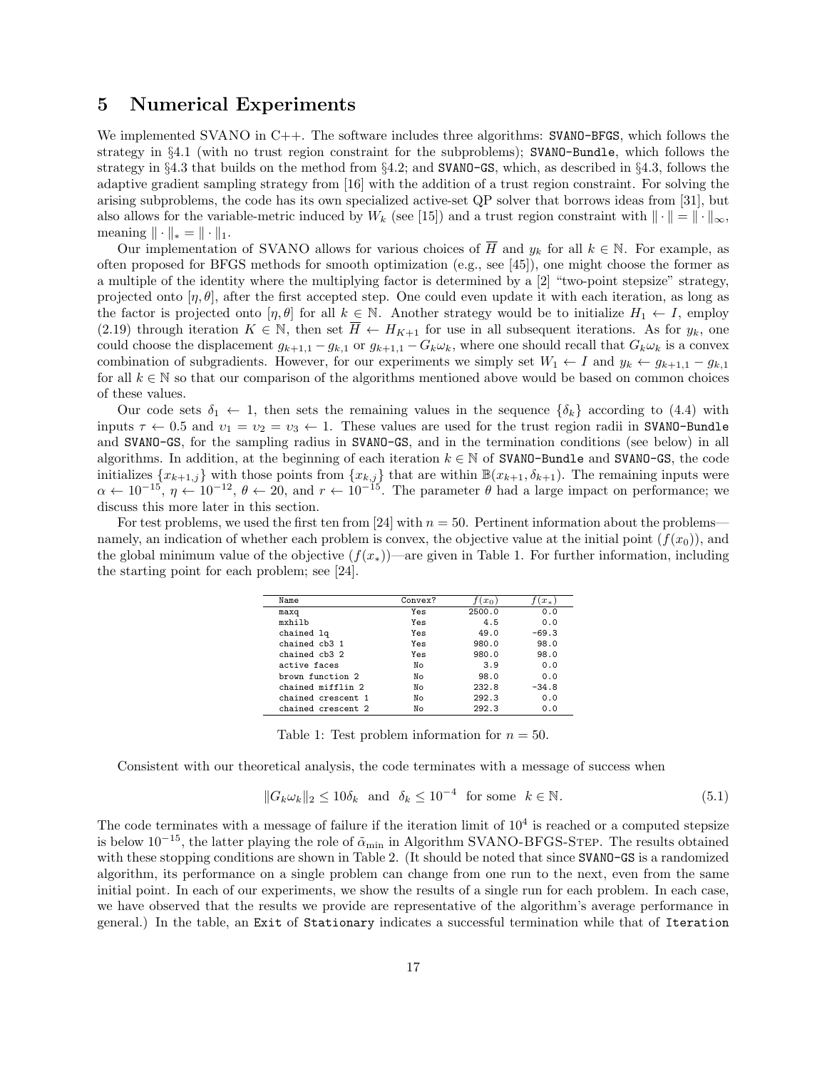# 5 Numerical Experiments

We implemented SVANO in C++. The software includes three algorithms: `SVANO-BFGS`, which follows the strategy in §4.1 (with no trust region constraint for the subproblems); `SVANO-Bundle`, which follows the strategy in §4.3 that builds on the method from §4.2; and `SVANO-GS`, which, as described in §4.3, follows the adaptive gradient sampling strategy from [16] with the addition of a trust region constraint. For solving the arising subproblems, the code has its own specialized active-set QP solver that borrows ideas from [31], but also allows for the variable-metric induced by $W_k$ (see [15]) and a trust region constraint with $\|\cdot\| = \|\cdot\|_\infty$, meaning $\|\cdot\|_* = \|\cdot\|_1$.

Our implementation of SVANO allows for various choices of $\overline{H}$ and $y_k$ for all $k \in \mathbb{N}$. For example, as often proposed for BFGS methods for smooth optimization (e.g., see [45]), one might choose the former as a multiple of the identity where the multiplying factor is determined by a [2] "two-point stepsize" strategy, projected onto $[\eta, \theta]$, after the first accepted step. One could even update it with each iteration, as long as the factor is projected onto $[\eta, \theta]$ for all $k \in \mathbb{N}$. Another strategy would be to initialize $H_1 \leftarrow I$, employ (2.19) through iteration $K \in \mathbb{N}$, then set $\overline{H} \leftarrow H_{K+1}$ for use in all subsequent iterations. As for $y_k$, one could choose the displacement $g_{k+1,1} - g_{k,1}$ or $g_{k+1,1} - G_k\omega_k$, where one should recall that $G_k\omega_k$ is a convex combination of subgradients. However, for our experiments we simply set $W_1 \leftarrow I$ and $y_k \leftarrow g_{k+1,1} - g_{k,1}$ for all $k \in \mathbb{N}$ so that our comparison of the algorithms mentioned above would be based on common choices of these values.

Our code sets $\delta_1 \leftarrow 1$, then sets the remaining values in the sequence $\{\delta_k\}$ according to (4.4) with inputs $\tau \leftarrow 0.5$ and $\upsilon_1 = \upsilon_2 = \upsilon_3 \leftarrow 1$. These values are used for the trust region radii in `SVANO-Bundle` and `SVANO-GS`, for the sampling radius in `SVANO-GS`, and in the termination conditions (see below) in all algorithms. In addition, at the beginning of each iteration $k \in \mathbb{N}$ of `SVANO-Bundle` and `SVANO-GS`, the code initializes $\{x_{k+1,j}\}$ with those points from $\{x_{k,j}\}$ that are within $\mathbb{B}(x_{k+1}, \delta_{k+1})$. The remaining inputs were $\alpha \leftarrow 10^{-15}$, $\eta \leftarrow 10^{-12}$, $\theta \leftarrow 20$, and $r \leftarrow 10^{-15}$. The parameter $\theta$ had a large impact on performance; we discuss this more later in this section.

For test problems, we used the first ten from [24] with $n = 50$. Pertinent information about the problems—namely, an indication of whether each problem is convex, the objective value at the initial point ($f(x_0)$), and the global minimum value of the objective ($f(x_*)$)—are given in Table 1. For further information, including the starting point for each problem; see [24].

| Name | Convex? | $f(x_0)$ | $f(x_*)$ |
|---|---|---|---|
| maxq | Yes | 2500.0 | 0.0 |
| mxhilb | Yes | 4.5 | 0.0 |
| chained lq | Yes | 49.0 | -69.3 |
| chained cb3 1 | Yes | 980.0 | 98.0 |
| chained cb3 2 | Yes | 980.0 | 98.0 |
| active faces | No | 3.9 | 0.0 |
| brown function 2 | No | 98.0 | 0.0 |
| chained mifflin 2 | No | 232.8 | -34.8 |
| chained crescent 1 | No | 292.3 | 0.0 |
| chained crescent 2 | No | 292.3 | 0.0 |

Table 1: Test problem information for $n = 50$.

Consistent with our theoretical analysis, the code terminates with a message of success when

$$\|G_k\omega_k\|_2 \leq 10\delta_k \text{ and } \delta_k \leq 10^{-4} \text{ for some } k \in \mathbb{N}. \tag{5.1}$$

The code terminates with a message of failure if the iteration limit of $10^4$ is reached or a computed stepsize is below $10^{-15}$, the latter playing the role of $\tilde{\alpha}_{\min}$ in Algorithm SVANO-BFGS-Step. The results obtained with these stopping conditions are shown in Table 2. (It should be noted that since `SVANO-GS` is a randomized algorithm, its performance on a single problem can change from one run to the next, even from the same initial point. In each of our experiments, we show the results of a single run for each problem. In each case, we have observed that the results we provide are representative of the algorithm's average performance in general.) In the table, an `Exit` of `Stationary` indicates a successful termination while that of `Iteration`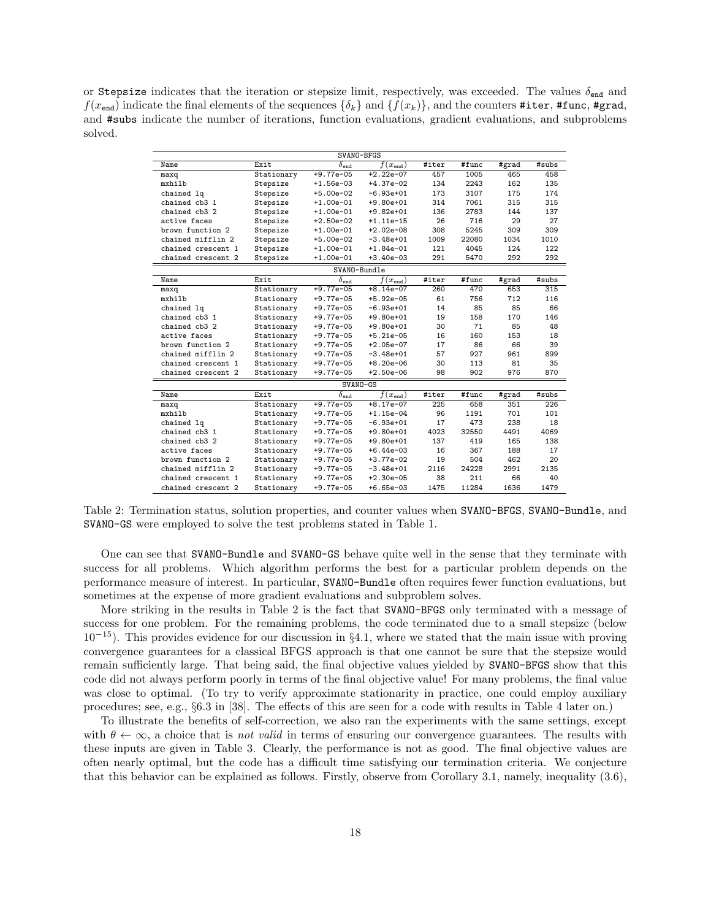or `Stepsize` indicates that the iteration or stepsize limit, respectively, was exceeded. The values $\delta_{\texttt{end}}$ and $f(x_{\texttt{end}})$ indicate the final elements of the sequences $\{\delta_k\}$ and $\{f(x_k)\}$, and the counters `#iter`, `#func`, `#grad`, and `#subs` indicate the number of iterations, function evaluations, gradient evaluations, and subproblems solved.

| SVANO-BFGS | | | | | | | |
|---|---|---|---|---|---|---|---|
| Name | Exit | $\delta_{\texttt{end}}$ | $f(x_{\texttt{end}})$ | #iter | #func | #grad | #subs |
| maxq | Stationary | +9.77e-05 | +2.22e-07 | 457 | 1005 | 465 | 458 |
| mxhilb | Stepsize | +1.56e-03 | +4.37e-02 | 134 | 2243 | 162 | 135 |
| chained lq | Stepsize | +5.00e-02 | −6.93e+01 | 173 | 3107 | 175 | 174 |
| chained cb3 1 | Stepsize | +1.00e-01 | +9.80e+01 | 314 | 7061 | 315 | 315 |
| chained cb3 2 | Stepsize | +1.00e-01 | +9.82e+01 | 136 | 2783 | 144 | 137 |
| active faces | Stepsize | +2.50e-02 | +1.11e-15 | 26 | 716 | 29 | 27 |
| brown function 2 | Stepsize | +1.00e-01 | +2.02e-08 | 308 | 5245 | 309 | 309 |
| chained mifflin 2 | Stepsize | +5.00e-02 | −3.48e+01 | 1009 | 22080 | 1034 | 1010 |
| chained crescent 1 | Stepsize | +1.00e-01 | +1.84e-01 | 121 | 4045 | 124 | 122 |
| chained crescent 2 | Stepsize | +1.00e-01 | +3.40e-03 | 291 | 5470 | 292 | 292 |
| SVANO-Bundle | | | | | | | |
| Name | Exit | $\delta_{\texttt{end}}$ | $f(x_{\texttt{end}})$ | #iter | #func | #grad | #subs |
| maxq | Stationary | +9.77e-05 | +8.14e-07 | 260 | 470 | 653 | 315 |
| mxhilb | Stationary | +9.77e-05 | +5.92e-05 | 61 | 756 | 712 | 116 |
| chained lq | Stationary | +9.77e-05 | −6.93e+01 | 14 | 85 | 85 | 66 |
| chained cb3 1 | Stationary | +9.77e-05 | +9.80e+01 | 19 | 158 | 170 | 146 |
| chained cb3 2 | Stationary | +9.77e-05 | +9.80e+01 | 30 | 71 | 85 | 48 |
| active faces | Stationary | +9.77e-05 | +5.21e-05 | 16 | 160 | 153 | 18 |
| brown function 2 | Stationary | +9.77e-05 | +2.05e-07 | 17 | 86 | 66 | 39 |
| chained mifflin 2 | Stationary | +9.77e-05 | −3.48e+01 | 57 | 927 | 961 | 899 |
| chained crescent 1 | Stationary | +9.77e-05 | +8.20e-06 | 30 | 113 | 81 | 35 |
| chained crescent 2 | Stationary | +9.77e-05 | +2.50e-06 | 98 | 902 | 976 | 870 |
| SVANO-GS | | | | | | | |
| Name | Exit | $\delta_{\texttt{end}}$ | $f(x_{\texttt{end}})$ | #iter | #func | #grad | #subs |
| maxq | Stationary | +9.77e-05 | +8.17e-07 | 225 | 658 | 351 | 226 |
| mxhilb | Stationary | +9.77e-05 | +1.15e-04 | 96 | 1191 | 701 | 101 |
| chained lq | Stationary | +9.77e-05 | −6.93e+01 | 17 | 473 | 238 | 18 |
| chained cb3 1 | Stationary | +9.77e-05 | +9.80e+01 | 4023 | 32550 | 4491 | 4069 |
| chained cb3 2 | Stationary | +9.77e-05 | +9.80e+01 | 137 | 419 | 165 | 138 |
| active faces | Stationary | +9.77e-05 | +6.44e-03 | 16 | 367 | 188 | 17 |
| brown function 2 | Stationary | +9.77e-05 | +3.77e-02 | 19 | 504 | 462 | 20 |
| chained mifflin 2 | Stationary | +9.77e-05 | −3.48e+01 | 2116 | 24228 | 2991 | 2135 |
| chained crescent 1 | Stationary | +9.77e-05 | +2.30e-05 | 38 | 211 | 66 | 40 |
| chained crescent 2 | Stationary | +9.77e-05 | +6.65e-03 | 1475 | 11284 | 1636 | 1479 |

Table 2: Termination status, solution properties, and counter values when `SVANO-BFGS`, `SVANO-Bundle`, and `SVANO-GS` were employed to solve the test problems stated in Table 1.

One can see that `SVANO-Bundle` and `SVANO-GS` behave quite well in the sense that they terminate with success for all problems. Which algorithm performs the best for a particular problem depends on the performance measure of interest. In particular, `SVANO-Bundle` often requires fewer function evaluations, but sometimes at the expense of more gradient evaluations and subproblem solves.

More striking in the results in Table 2 is the fact that `SVANO-BFGS` only terminated with a message of success for one problem. For the remaining problems, the code terminated due to a small stepsize (below $10^{-15}$). This provides evidence for our discussion in §4.1, where we stated that the main issue with proving convergence guarantees for a classical BFGS approach is that one cannot be sure that the stepsize would remain sufficiently large. That being said, the final objective values yielded by `SVANO-BFGS` show that this code did not always perform poorly in terms of the final objective value! For many problems, the final value was close to optimal. (To try to verify approximate stationarity in practice, one could employ auxiliary procedures; see, e.g., §6.3 in [38]. The effects of this are seen for a code with results in Table 4 later on.)

To illustrate the benefits of self-correction, we also ran the experiments with the same settings, except with $\theta \leftarrow \infty$, a choice that is *not valid* in terms of ensuring our convergence guarantees. The results with these inputs are given in Table 3. Clearly, the performance is not as good. The final objective values are often nearly optimal, but the code has a difficult time satisfying our termination criteria. We conjecture that this behavior can be explained as follows. Firstly, observe from Corollary 3.1, namely, inequality (3.6),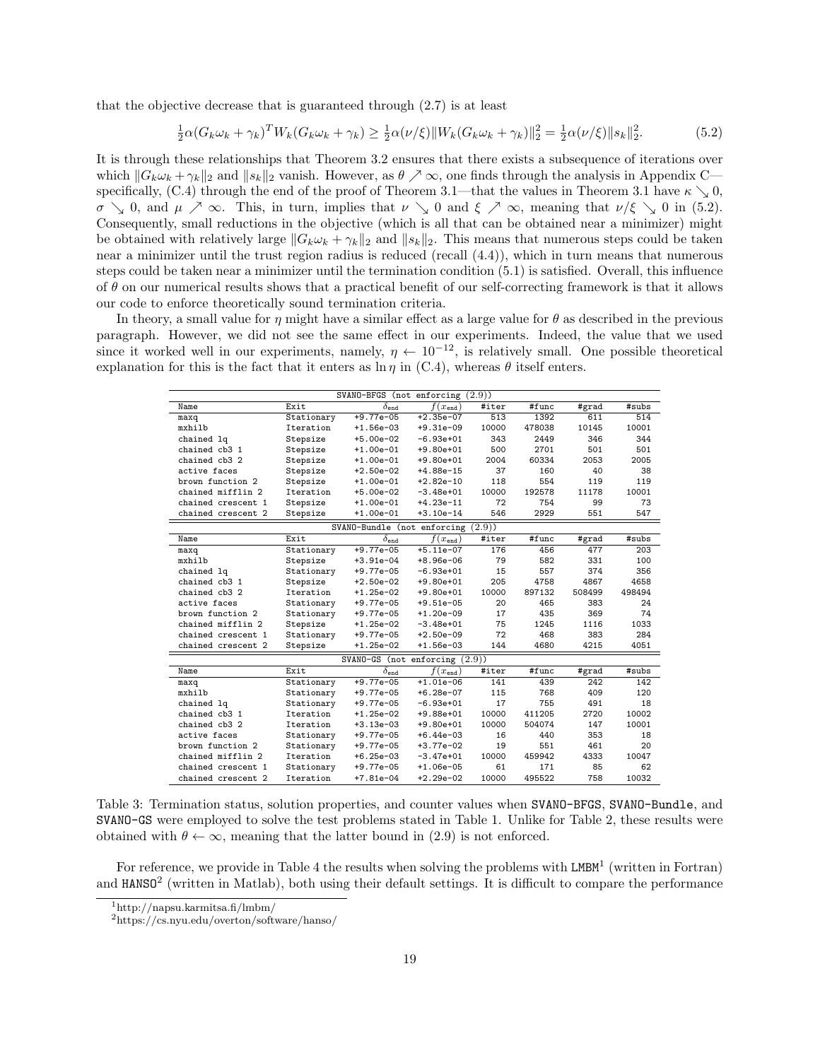that the objective decrease that is guaranteed through (2.7) is at least

$$\tfrac{1}{2}\alpha(G_k\omega_k+\gamma_k)^T W_k(G_k\omega_k+\gamma_k) \geq \tfrac{1}{2}\alpha(\nu/\xi)\|W_k(G_k\omega_k+\gamma_k)\|_2^2 = \tfrac{1}{2}\alpha(\nu/\xi)\|s_k\|_2^2. \tag{5.2}$$

It is through these relationships that Theorem 3.2 ensures that there exists a subsequence of iterations over which $\|G_k\omega_k+\gamma_k\|_2$ and $\|s_k\|_2$ vanish. However, as $\theta \nearrow \infty$, one finds through the analysis in Appendix C—specifically, (C.4) through the end of the proof of Theorem 3.1—that the values in Theorem 3.1 have $\kappa \searrow 0$, $\sigma \searrow 0$, and $\mu \nearrow \infty$. This, in turn, implies that $\nu \searrow 0$ and $\xi \nearrow \infty$, meaning that $\nu/\xi \searrow 0$ in (5.2). Consequently, small reductions in the objective (which is all that can be obtained near a minimizer) might be obtained with relatively large $\|G_k\omega_k+\gamma_k\|_2$ and $\|s_k\|_2$. This means that numerous steps could be taken near a minimizer until the trust region radius is reduced (recall (4.4)), which in turn means that numerous steps could be taken near a minimizer until the termination condition (5.1) is satisfied. Overall, this influence of $\theta$ on our numerical results shows that a practical benefit of our self-correcting framework is that it allows our code to enforce theoretically sound termination criteria.

In theory, a small value for $\eta$ might have a similar effect as a large value for $\theta$ as described in the previous paragraph. However, we did not see the same effect in our experiments. Indeed, the value that we used since it worked well in our experiments, namely, $\eta \leftarrow 10^{-12}$, is relatively small. One possible theoretical explanation for this is the fact that it enters as $\ln\eta$ in (C.4), whereas $\theta$ itself enters.

| SVANO-BFGS (not enforcing (2.9)) | | | | | | | |
|---|---|---|---|---|---|---|---|
| Name | Exit | $\delta_{\text{end}}$ | $f(x_{\text{end}})$ | #iter | #func | #grad | #subs |
| maxq | Stationary | +9.77e-05 | +2.35e-07 | 513 | 1392 | 611 | 514 |
| mxhilb | Iteration | +1.56e-03 | +9.31e-09 | 10000 | 478038 | 10145 | 10001 |
| chained lq | Stepsize | +5.00e-02 | -6.93e+01 | 343 | 2449 | 346 | 344 |
| chained cb3 1 | Stepsize | +1.00e-01 | +9.80e+01 | 500 | 2701 | 501 | 501 |
| chained cb3 2 | Stepsize | +1.00e-01 | +9.80e+01 | 2004 | 60334 | 2053 | 2005 |
| active faces | Stepsize | +2.50e-02 | +4.88e-15 | 37 | 160 | 40 | 38 |
| brown function 2 | Stepsize | +1.00e-01 | +2.82e-10 | 118 | 554 | 119 | 119 |
| chained mifflin 2 | Iteration | +5.00e-02 | -3.48e+01 | 10000 | 192578 | 11178 | 10001 |
| chained crescent 1 | Stepsize | +1.00e-01 | +4.23e-11 | 72 | 754 | 99 | 73 |
| chained crescent 2 | Stepsize | +1.00e-01 | +3.10e-14 | 546 | 2929 | 551 | 547 |
| **SVANO-Bundle (not enforcing (2.9))** | | | | | | | |
| Name | Exit | $\delta_{\text{end}}$ | $f(x_{\text{end}})$ | #iter | #func | #grad | #subs |
| maxq | Stationary | +9.77e-05 | +5.11e-07 | 176 | 456 | 477 | 203 |
| mxhilb | Stepsize | +3.91e-04 | +8.96e-06 | 79 | 582 | 331 | 100 |
| chained lq | Stationary | +9.77e-05 | -6.93e+01 | 15 | 557 | 374 | 356 |
| chained cb3 1 | Stepsize | +2.50e-02 | +9.80e+01 | 205 | 4758 | 4867 | 4658 |
| chained cb3 2 | Iteration | +1.25e-02 | +9.80e+01 | 10000 | 897132 | 508499 | 498494 |
| active faces | Stationary | +9.77e-05 | +9.51e-05 | 20 | 465 | 383 | 24 |
| brown function 2 | Stationary | +9.77e-05 | +1.20e-09 | 17 | 435 | 369 | 74 |
| chained mifflin 2 | Stepsize | +1.25e-02 | -3.48e+01 | 75 | 1245 | 1116 | 1033 |
| chained crescent 1 | Stationary | +9.77e-05 | +2.50e-09 | 72 | 468 | 383 | 284 |
| chained crescent 2 | Stepsize | +1.25e-02 | +1.56e-03 | 144 | 4680 | 4215 | 4051 |
| **SVANO-GS (not enforcing (2.9))** | | | | | | | |
| Name | Exit | $\delta_{\text{end}}$ | $f(x_{\text{end}})$ | #iter | #func | #grad | #subs |
| maxq | Stationary | +9.77e-05 | +1.01e-06 | 141 | 439 | 242 | 142 |
| mxhilb | Stationary | +9.77e-05 | +6.28e-07 | 115 | 768 | 409 | 120 |
| chained lq | Stationary | +9.77e-05 | -6.93e+01 | 17 | 755 | 491 | 18 |
| chained cb3 1 | Iteration | +1.25e-02 | +9.88e+01 | 10000 | 411205 | 2720 | 10002 |
| chained cb3 2 | Iteration | +3.13e-03 | +9.80e+01 | 10000 | 504074 | 147 | 10001 |
| active faces | Stationary | +9.77e-05 | +6.44e-03 | 16 | 440 | 353 | 18 |
| brown function 2 | Stationary | +9.77e-05 | +3.77e-02 | 19 | 551 | 461 | 20 |
| chained mifflin 2 | Iteration | +6.25e-03 | -3.47e+01 | 10000 | 459942 | 4333 | 10047 |
| chained crescent 1 | Stationary | +9.77e-05 | +1.06e-05 | 61 | 171 | 85 | 62 |
| chained crescent 2 | Iteration | +7.81e-04 | +2.29e-02 | 10000 | 495522 | 758 | 10032 |

Table 3: Termination status, solution properties, and counter values when SVANO-BFGS, SVANO-Bundle, and SVANO-GS were employed to solve the test problems stated in Table 1. Unlike for Table 2, these results were obtained with $\theta \leftarrow \infty$, meaning that the latter bound in (2.9) is not enforced.

For reference, we provide in Table 4 the results when solving the problems with LMBM[1] (written in Fortran) and HANSO[2] (written in Matlab), both using their default settings. It is difficult to compare the performance

[1] http://napsu.karmitsa.fi/lmbm/

[2] https://cs.nyu.edu/overton/software/hanso/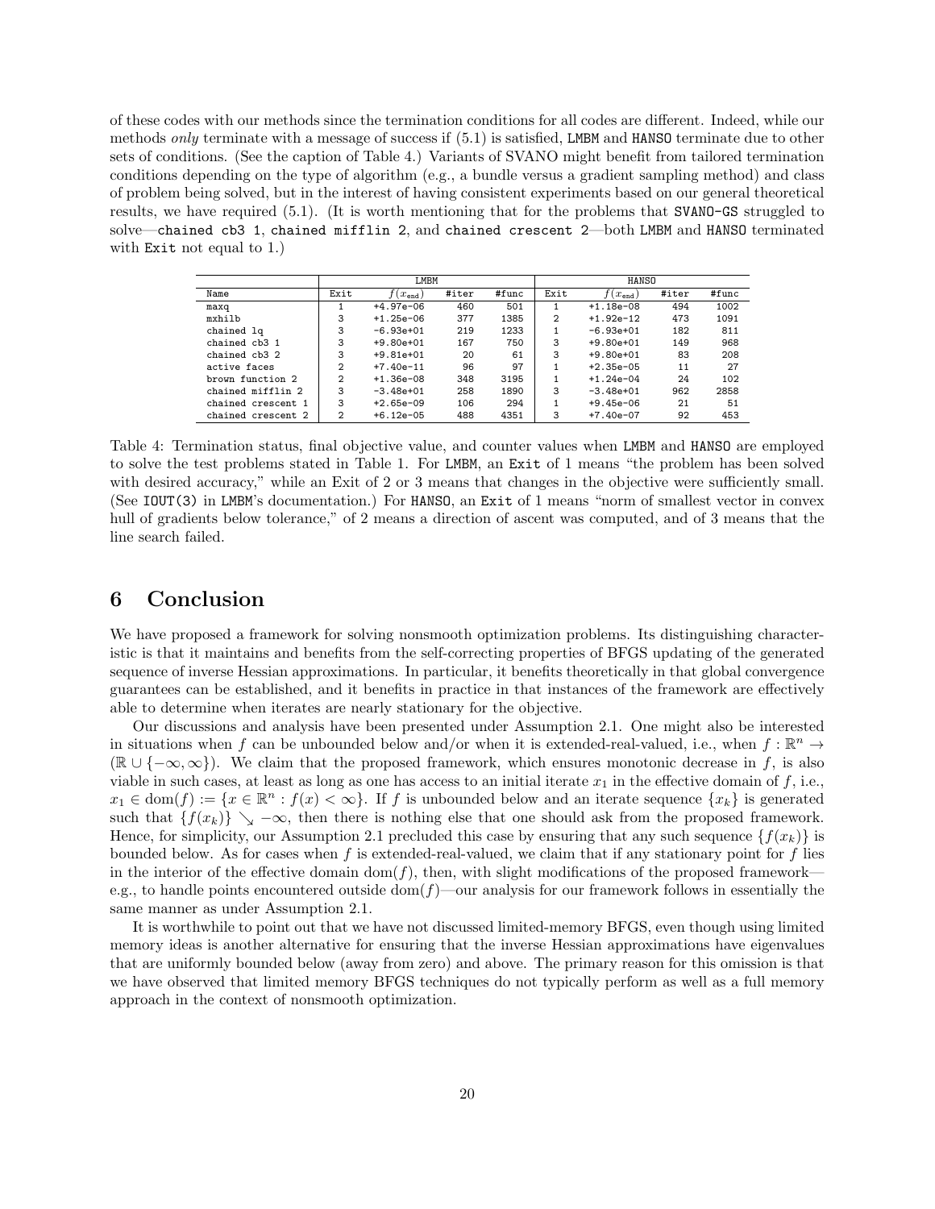of these codes with our methods since the termination conditions for all codes are different. Indeed, while our methods *only* terminate with a message of success if (5.1) is satisfied, LMBM and HANSO terminate due to other sets of conditions. (See the caption of Table 4.) Variants of SVANO might benefit from tailored termination conditions depending on the type of algorithm (e.g., a bundle versus a gradient sampling method) and class of problem being solved, but in the interest of having consistent experiments based on our general theoretical results, we have required (5.1). (It is worth mentioning that for the problems that SVANO-GS struggled to solve—chained cb3 1, chained mifflin 2, and chained crescent 2—both LMBM and HANSO terminated with Exit not equal to 1.)

| | LMBM | | | | HANSO | | | |
|---|---|---|---|---|---|---|---|---|
| Name | Exit | $f(x_{\text{end}})$ | #iter | #func | Exit | $f(x_{\text{end}})$ | #iter | #func |
| maxq | 1 | +4.97e-06 | 460 | 501 | 1 | +1.18e-08 | 494 | 1002 |
| mxhilb | 3 | +1.25e-06 | 377 | 1385 | 2 | +1.92e-12 | 473 | 1091 |
| chained lq | 3 | −6.93e+01 | 219 | 1233 | 1 | −6.93e+01 | 182 | 811 |
| chained cb3 1 | 3 | +9.80e+01 | 167 | 750 | 3 | +9.80e+01 | 149 | 968 |
| chained cb3 2 | 3 | +9.81e+01 | 20 | 61 | 3 | +9.80e+01 | 83 | 208 |
| active faces | 2 | +7.40e-11 | 96 | 97 | 1 | +2.35e-05 | 11 | 27 |
| brown function 2 | 2 | +1.36e-08 | 348 | 3195 | 1 | +1.24e-04 | 24 | 102 |
| chained mifflin 2 | 3 | −3.48e+01 | 258 | 1890 | 3 | −3.48e+01 | 962 | 2858 |
| chained crescent 1 | 3 | +2.65e-09 | 106 | 294 | 1 | +9.45e-06 | 21 | 51 |
| chained crescent 2 | 2 | +6.12e-05 | 488 | 4351 | 3 | +7.40e-07 | 92 | 453 |

Table 4: Termination status, final objective value, and counter values when LMBM and HANSO are employed to solve the test problems stated in Table 1. For LMBM, an Exit of 1 means "the problem has been solved with desired accuracy," while an Exit of 2 or 3 means that changes in the objective were sufficiently small. (See IOUT(3) in LMBM's documentation.) For HANSO, an Exit of 1 means "norm of smallest vector in convex hull of gradients below tolerance," of 2 means a direction of ascent was computed, and of 3 means that the line search failed.

# 6 Conclusion

We have proposed a framework for solving nonsmooth optimization problems. Its distinguishing characteristic is that it maintains and benefits from the self-correcting properties of BFGS updating of the generated sequence of inverse Hessian approximations. In particular, it benefits theoretically in that global convergence guarantees can be established, and it benefits in practice in that instances of the framework are effectively able to determine when iterates are nearly stationary for the objective.

Our discussions and analysis have been presented under Assumption 2.1. One might also be interested in situations when $f$ can be unbounded below and/or when it is extended-real-valued, i.e., when $f : \mathbb{R}^n \to (\mathbb{R} \cup \{-\infty, \infty\})$. We claim that the proposed framework, which ensures monotonic decrease in $f$, is also viable in such cases, at least as long as one has access to an initial iterate $x_1$ in the effective domain of $f$, i.e., $x_1 \in \text{dom}(f) := \{x \in \mathbb{R}^n : f(x) < \infty\}$. If $f$ is unbounded below and an iterate sequence $\{x_k\}$ is generated such that $\{f(x_k)\} \searrow -\infty$, then there is nothing else that one should ask from the proposed framework. Hence, for simplicity, our Assumption 2.1 precluded this case by ensuring that any such sequence $\{f(x_k)\}$ is bounded below. As for cases when $f$ is extended-real-valued, we claim that if any stationary point for $f$ lies in the interior of the effective domain $\text{dom}(f)$, then, with slight modifications of the proposed framework—e.g., to handle points encountered outside $\text{dom}(f)$—our analysis for our framework follows in essentially the same manner as under Assumption 2.1.

It is worthwhile to point out that we have not discussed limited-memory BFGS, even though using limited memory ideas is another alternative for ensuring that the inverse Hessian approximations have eigenvalues that are uniformly bounded below (away from zero) and above. The primary reason for this omission is that we have observed that limited memory BFGS techniques do not typically perform as well as a full memory approach in the context of nonsmooth optimization.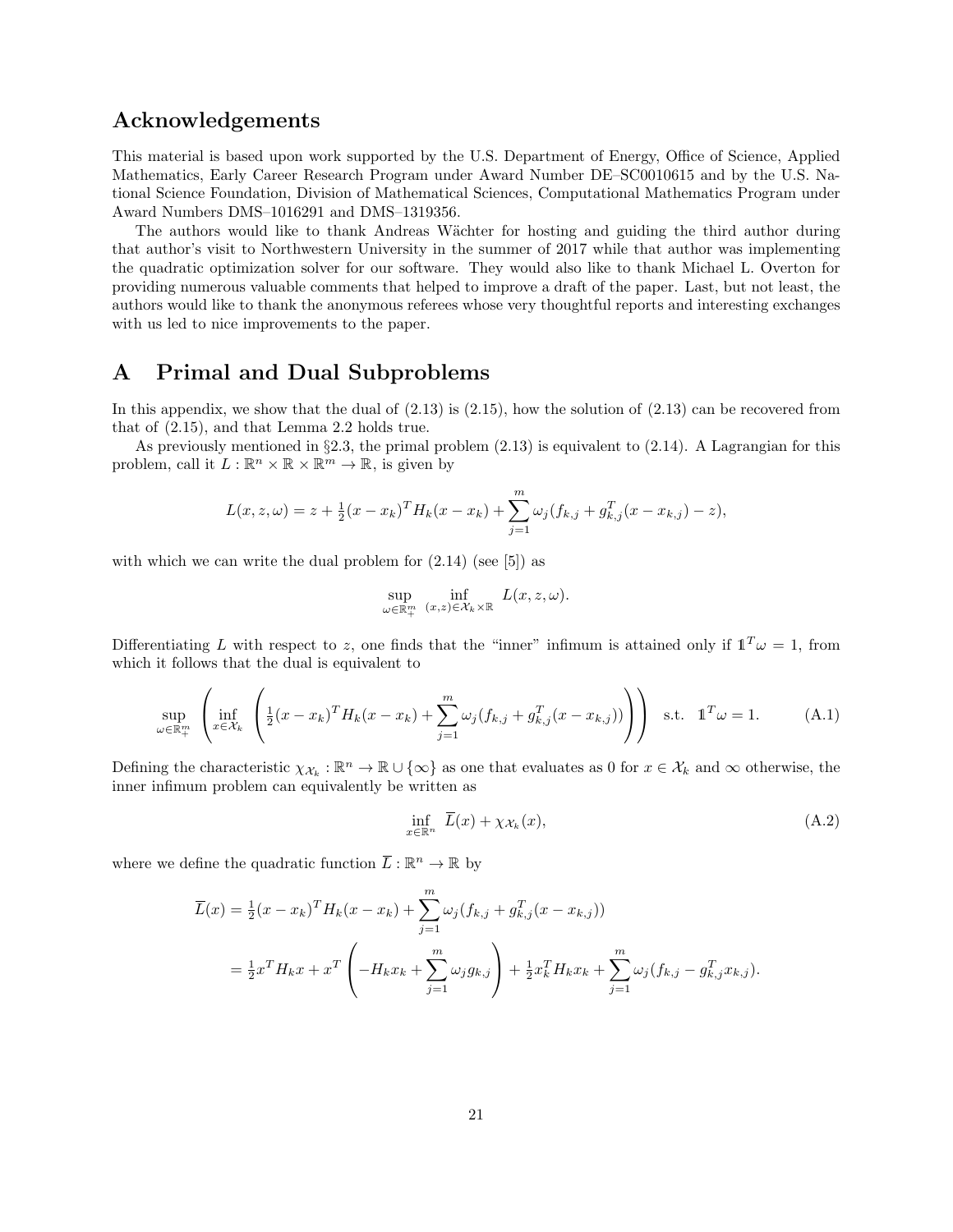## Acknowledgements

This material is based upon work supported by the U.S. Department of Energy, Office of Science, Applied Mathematics, Early Career Research Program under Award Number DE–SC0010615 and by the U.S. National Science Foundation, Division of Mathematical Sciences, Computational Mathematics Program under Award Numbers DMS–1016291 and DMS–1319356.

The authors would like to thank Andreas Wächter for hosting and guiding the third author during that author's visit to Northwestern University in the summer of 2017 while that author was implementing the quadratic optimization solver for our software. They would also like to thank Michael L. Overton for providing numerous valuable comments that helped to improve a draft of the paper. Last, but not least, the authors would like to thank the anonymous referees whose very thoughtful reports and interesting exchanges with us led to nice improvements to the paper.

## A Primal and Dual Subproblems

In this appendix, we show that the dual of (2.13) is (2.15), how the solution of (2.13) can be recovered from that of (2.15), and that Lemma 2.2 holds true.

As previously mentioned in §2.3, the primal problem (2.13) is equivalent to (2.14). A Lagrangian for this problem, call it $L : \mathbb{R}^n \times \mathbb{R} \times \mathbb{R}^m \to \mathbb{R}$, is given by

$$L(x, z, \omega) = z + \tfrac{1}{2}(x - x_k)^T H_k (x - x_k) + \sum_{j=1}^{m} \omega_j (f_{k,j} + g_{k,j}^T (x - x_{k,j}) - z),$$

with which we can write the dual problem for (2.14) (see [5]) as

$$\sup_{\omega \in \mathbb{R}^m_+} \inf_{(x,z) \in \mathcal{X}_k \times \mathbb{R}} L(x, z, \omega).$$

Differentiating $L$ with respect to $z$, one finds that the "inner" infimum is attained only if $\mathbb{1}^T \omega = 1$, from which it follows that the dual is equivalent to

$$\sup_{\omega \in \mathbb{R}^m_+} \left( \inf_{x \in \mathcal{X}_k} \left( \tfrac{1}{2}(x - x_k)^T H_k (x - x_k) + \sum_{j=1}^{m} \omega_j (f_{k,j} + g_{k,j}^T (x - x_{k,j})) \right) \right) \quad \text{s.t.} \quad \mathbb{1}^T \omega = 1. \tag{A.1}$$

Defining the characteristic $\chi_{\mathcal{X}_k} : \mathbb{R}^n \to \mathbb{R} \cup \{\infty\}$ as one that evaluates as 0 for $x \in \mathcal{X}_k$ and $\infty$ otherwise, the inner infimum problem can equivalently be written as

$$\inf_{x \in \mathbb{R}^n} \overline{L}(x) + \chi_{\mathcal{X}_k}(x), \tag{A.2}$$

where we define the quadratic function $\overline{L} : \mathbb{R}^n \to \mathbb{R}$ by

$$\begin{aligned}
\overline{L}(x) &= \tfrac{1}{2}(x - x_k)^T H_k (x - x_k) + \sum_{j=1}^{m} \omega_j (f_{k,j} + g_{k,j}^T (x - x_{k,j})) \\
&= \tfrac{1}{2} x^T H_k x + x^T \left( -H_k x_k + \sum_{j=1}^{m} \omega_j g_{k,j} \right) + \tfrac{1}{2} x_k^T H_k x_k + \sum_{j=1}^{m} \omega_j (f_{k,j} - g_{k,j}^T x_{k,j}).
\end{aligned}$$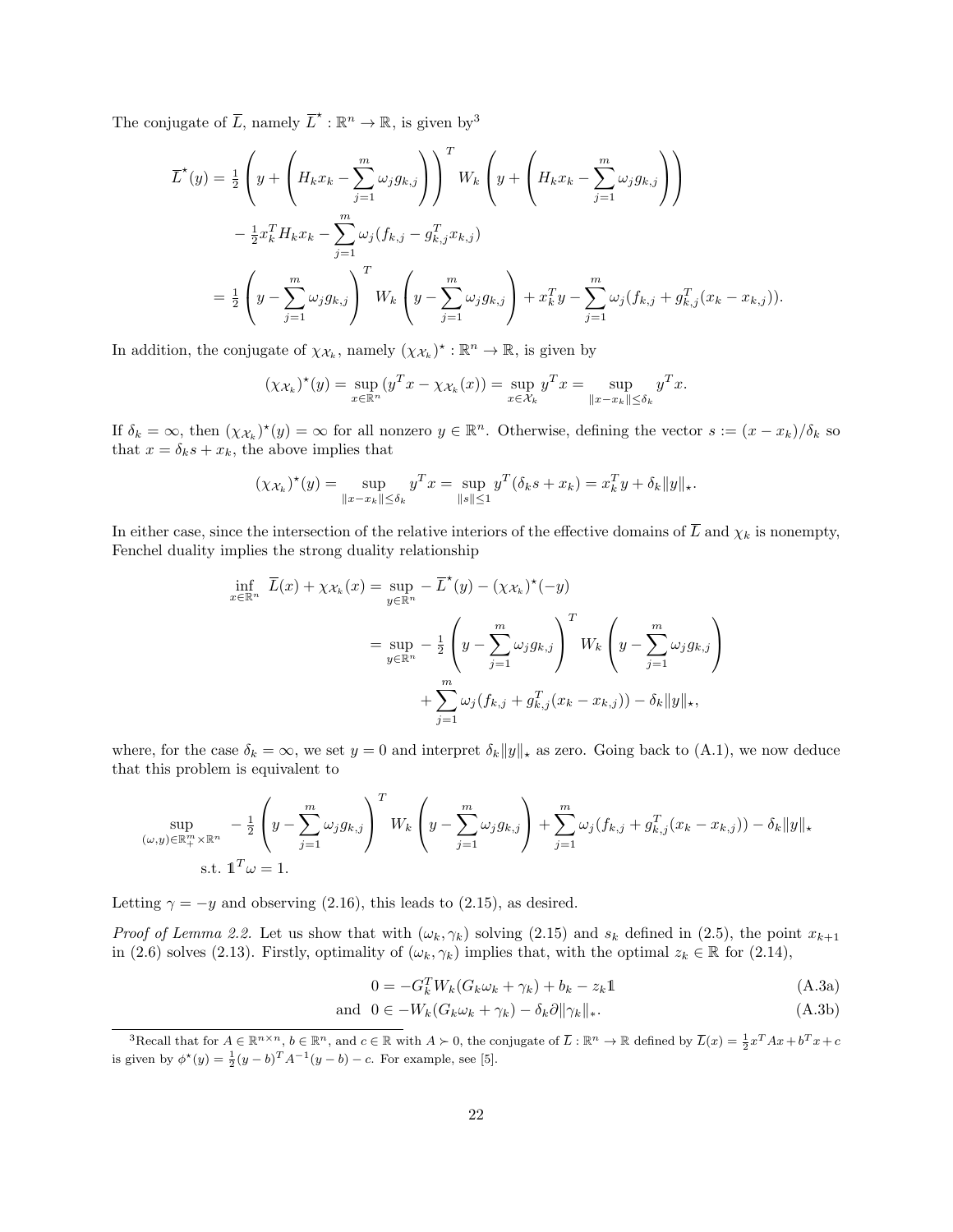The conjugate of $\overline{L}$, namely $\overline{L}^\star : \mathbb{R}^n \to \mathbb{R}$, is given by[3]

$$
\begin{aligned}
\overline{L}^\star(y) &= \tfrac{1}{2}\left(y + \left(H_k x_k - \sum_{j=1}^m \omega_j g_{k,j}\right)\right)^T W_k \left(y + \left(H_k x_k - \sum_{j=1}^m \omega_j g_{k,j}\right)\right) \\
&\quad - \tfrac{1}{2} x_k^T H_k x_k - \sum_{j=1}^m \omega_j (f_{k,j} - g_{k,j}^T x_{k,j}) \\
&= \tfrac{1}{2}\left(y - \sum_{j=1}^m \omega_j g_{k,j}\right)^T W_k \left(y - \sum_{j=1}^m \omega_j g_{k,j}\right) + x_k^T y - \sum_{j=1}^m \omega_j (f_{k,j} + g_{k,j}^T (x_k - x_{k,j})).
\end{aligned}
$$

In addition, the conjugate of $\chi_{\mathcal{X}_k}$, namely $(\chi_{\mathcal{X}_k})^\star : \mathbb{R}^n \to \mathbb{R}$, is given by

$$
(\chi_{\mathcal{X}_k})^\star(y) = \sup_{x \in \mathbb{R}^n} (y^T x - \chi_{\mathcal{X}_k}(x)) = \sup_{x \in \mathcal{X}_k} y^T x = \sup_{\|x - x_k\| \le \delta_k} y^T x.
$$

If $\delta_k = \infty$, then $(\chi_{\mathcal{X}_k})^\star(y) = \infty$ for all nonzero $y \in \mathbb{R}^n$. Otherwise, defining the vector $s := (x - x_k)/\delta_k$ so that $x = \delta_k s + x_k$, the above implies that

$$
(\chi_{\mathcal{X}_k})^\star(y) = \sup_{\|x - x_k\| \le \delta_k} y^T x = \sup_{\|s\| \le 1} y^T (\delta_k s + x_k) = x_k^T y + \delta_k \|y\|_\star.
$$

In either case, since the intersection of the relative interiors of the effective domains of $\overline{L}$ and $\chi_k$ is nonempty, Fenchel duality implies the strong duality relationship

$$
\begin{aligned}
\inf_{x \in \mathbb{R}^n} \ \overline{L}(x) + \chi_{\mathcal{X}_k}(x) &= \sup_{y \in \mathbb{R}^n} \ -\overline{L}^\star(y) - (\chi_{\mathcal{X}_k})^\star(-y) \\
&= \sup_{y \in \mathbb{R}^n} \ -\tfrac{1}{2}\left(y - \sum_{j=1}^m \omega_j g_{k,j}\right)^T W_k \left(y - \sum_{j=1}^m \omega_j g_{k,j}\right) \\
&\qquad + \sum_{j=1}^m \omega_j (f_{k,j} + g_{k,j}^T (x_k - x_{k,j})) - \delta_k \|y\|_\star,
\end{aligned}
$$

where, for the case $\delta_k = \infty$, we set $y = 0$ and interpret $\delta_k \|y\|_\star$ as zero. Going back to (A.1), we now deduce that this problem is equivalent to

$$
\begin{aligned}
\sup_{(\omega, y) \in \mathbb{R}^m_+ \times \mathbb{R}^n} \ & -\tfrac{1}{2}\left(y - \sum_{j=1}^m \omega_j g_{k,j}\right)^T W_k \left(y - \sum_{j=1}^m \omega_j g_{k,j}\right) + \sum_{j=1}^m \omega_j (f_{k,j} + g_{k,j}^T (x_k - x_{k,j})) - \delta_k \|y\|_\star \\
\text{s.t. } & \mathbb{1}^T \omega = 1.
\end{aligned}
$$

Letting $\gamma = -y$ and observing (2.16), this leads to (2.15), as desired.

*Proof of Lemma 2.2.* Let us show that with $(\omega_k, \gamma_k)$ solving (2.15) and $s_k$ defined in (2.5), the point $x_{k+1}$ in (2.6) solves (2.13). Firstly, optimality of $(\omega_k, \gamma_k)$ implies that, with the optimal $z_k \in \mathbb{R}$ for (2.14),

$$
0 = -G_k^T W_k (G_k \omega_k + \gamma_k) + b_k - z_k \mathbb{1} \tag{A.3a}
$$

$$
\text{and} \ \ 0 \in -W_k (G_k \omega_k + \gamma_k) - \delta_k \partial \|\gamma_k\|_*. \tag{A.3b}
$$

[3] Recall that for $A \in \mathbb{R}^{n \times n}$, $b \in \mathbb{R}^n$, and $c \in \mathbb{R}$ with $A \succ 0$, the conjugate of $\overline{L} : \mathbb{R}^n \to \mathbb{R}$ defined by $\overline{L}(x) = \frac{1}{2} x^T A x + b^T x + c$ is given by $\phi^\star(y) = \frac{1}{2}(y - b)^T A^{-1} (y - b) - c$. For example, see [5].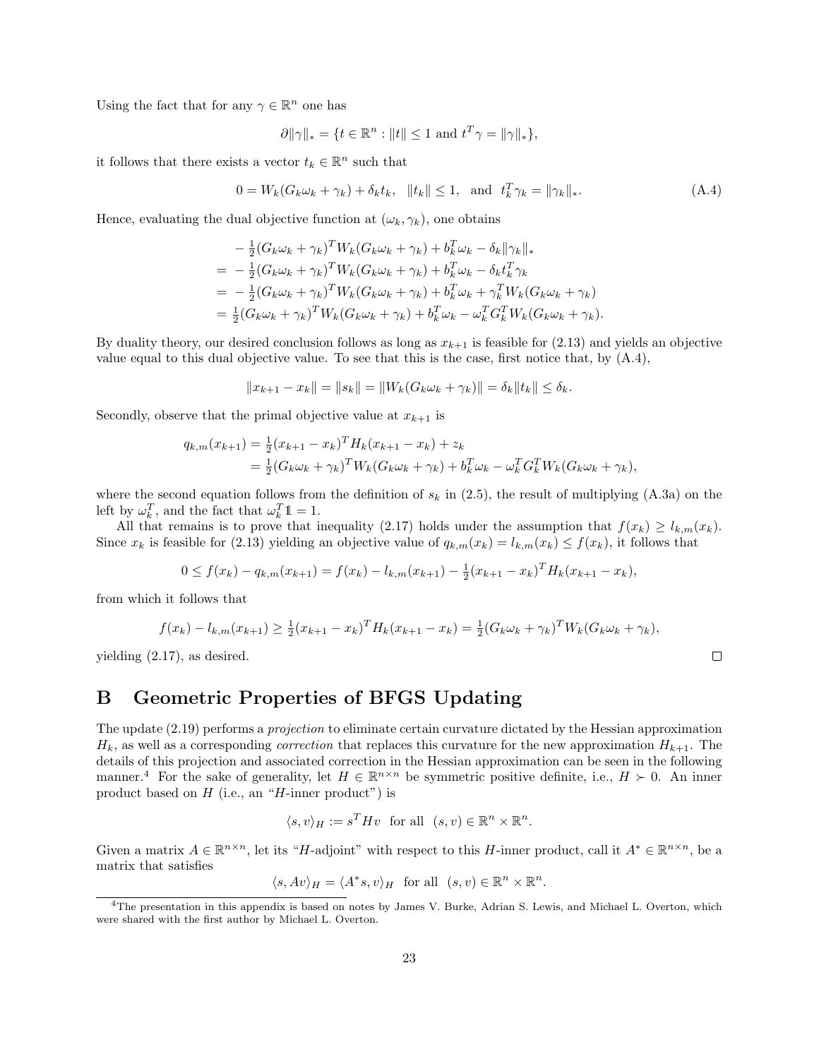Using the fact that for any $\gamma \in \mathbb{R}^n$ one has

$$\partial\|\gamma\|_* = \{t \in \mathbb{R}^n : \|t\| \leq 1 \text{ and } t^T\gamma = \|\gamma\|_*\},$$

it follows that there exists a vector $t_k \in \mathbb{R}^n$ such that

$$0 = W_k(G_k\omega_k + \gamma_k) + \delta_k t_k, \quad \|t_k\| \leq 1, \quad \text{and} \quad t_k^T\gamma_k = \|\gamma_k\|_*. \tag{A.4}$$

Hence, evaluating the dual objective function at $(\omega_k, \gamma_k)$, one obtains

$$\begin{aligned}
& -\tfrac{1}{2}(G_k\omega_k + \gamma_k)^T W_k(G_k\omega_k + \gamma_k) + b_k^T\omega_k - \delta_k\|\gamma_k\|_* \\
= & -\tfrac{1}{2}(G_k\omega_k + \gamma_k)^T W_k(G_k\omega_k + \gamma_k) + b_k^T\omega_k - \delta_k t_k^T\gamma_k \\
= & -\tfrac{1}{2}(G_k\omega_k + \gamma_k)^T W_k(G_k\omega_k + \gamma_k) + b_k^T\omega_k + \gamma_k^T W_k(G_k\omega_k + \gamma_k) \\
= & \ \tfrac{1}{2}(G_k\omega_k + \gamma_k)^T W_k(G_k\omega_k + \gamma_k) + b_k^T\omega_k - \omega_k^T G_k^T W_k(G_k\omega_k + \gamma_k).
\end{aligned}$$

By duality theory, our desired conclusion follows as long as $x_{k+1}$ is feasible for (2.13) and yields an objective value equal to this dual objective value. To see that this is the case, first notice that, by (A.4),

$$\|x_{k+1} - x_k\| = \|s_k\| = \|W_k(G_k\omega_k + \gamma_k)\| = \delta_k\|t_k\| \leq \delta_k.$$

Secondly, observe that the primal objective value at $x_{k+1}$ is

$$\begin{aligned}
q_{k,m}(x_{k+1}) &= \tfrac{1}{2}(x_{k+1} - x_k)^T H_k(x_{k+1} - x_k) + z_k \\
&= \tfrac{1}{2}(G_k\omega_k + \gamma_k)^T W_k(G_k\omega_k + \gamma_k) + b_k^T\omega_k - \omega_k^T G_k^T W_k(G_k\omega_k + \gamma_k),
\end{aligned}$$

where the second equation follows from the definition of $s_k$ in (2.5), the result of multiplying (A.3a) on the left by $\omega_k^T$, and the fact that $\omega_k^T\mathbb{1} = 1$.

All that remains is to prove that inequality (2.17) holds under the assumption that $f(x_k) \geq l_{k,m}(x_k)$. Since $x_k$ is feasible for (2.13) yielding an objective value of $q_{k,m}(x_k) = l_{k,m}(x_k) \leq f(x_k)$, it follows that

$$0 \leq f(x_k) - q_{k,m}(x_{k+1}) = f(x_k) - l_{k,m}(x_{k+1}) - \tfrac{1}{2}(x_{k+1} - x_k)^T H_k(x_{k+1} - x_k),$$

from which it follows that

$$f(x_k) - l_{k,m}(x_{k+1}) \geq \tfrac{1}{2}(x_{k+1} - x_k)^T H_k(x_{k+1} - x_k) = \tfrac{1}{2}(G_k\omega_k + \gamma_k)^T W_k(G_k\omega_k + \gamma_k),$$

yielding (2.17), as desired. □

# B Geometric Properties of BFGS Updating

The update (2.19) performs a *projection* to eliminate certain curvature dictated by the Hessian approximation $H_k$, as well as a corresponding *correction* that replaces this curvature for the new approximation $H_{k+1}$. The details of this projection and associated correction in the Hessian approximation can be seen in the following manner.[4] For the sake of generality, let $H \in \mathbb{R}^{n\times n}$ be symmetric positive definite, i.e., $H \succ 0$. An inner product based on $H$ (i.e., an "$H$-inner product") is

$$\langle s, v\rangle_H := s^T H v \quad \text{for all} \quad (s, v) \in \mathbb{R}^n \times \mathbb{R}^n.$$

Given a matrix $A \in \mathbb{R}^{n\times n}$, let its "$H$-adjoint" with respect to this $H$-inner product, call it $A^* \in \mathbb{R}^{n\times n}$, be a matrix that satisfies

$$\langle s, Av\rangle_H = \langle A^* s, v\rangle_H \quad \text{for all} \quad (s, v) \in \mathbb{R}^n \times \mathbb{R}^n.$$

[4] The presentation in this appendix is based on notes by James V. Burke, Adrian S. Lewis, and Michael L. Overton, which were shared with the first author by Michael L. Overton.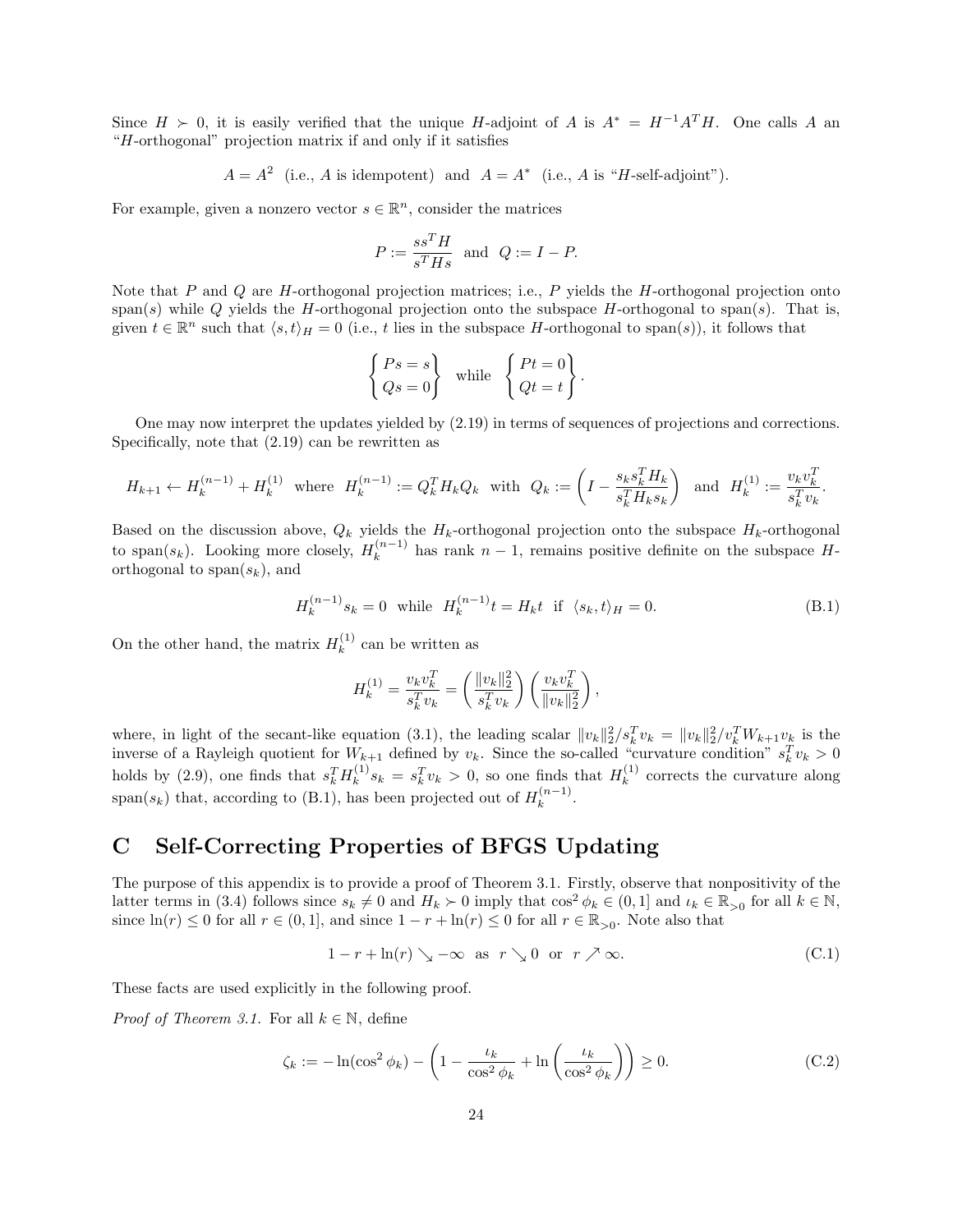Since $H \succ 0$, it is easily verified that the unique $H$-adjoint of $A$ is $A^* = H^{-1}A^T H$. One calls $A$ an "$H$-orthogonal" projection matrix if and only if it satisfies

$$A = A^2 \text{ (i.e., } A \text{ is idempotent) and } A = A^* \text{ (i.e., } A \text{ is "}H\text{-self-adjoint").}$$

For example, given a nonzero vector $s \in \mathbb{R}^n$, consider the matrices

$$P := \frac{ss^T H}{s^T H s} \quad \text{and} \quad Q := I - P.$$

Note that $P$ and $Q$ are $H$-orthogonal projection matrices; i.e., $P$ yields the $H$-orthogonal projection onto span($s$) while $Q$ yields the $H$-orthogonal projection onto the subspace $H$-orthogonal to span($s$). That is, given $t \in \mathbb{R}^n$ such that $\langle s, t\rangle_H = 0$ (i.e., $t$ lies in the subspace $H$-orthogonal to span($s$)), it follows that

$$\begin{Bmatrix} Ps = s \\ Qs = 0 \end{Bmatrix} \quad \text{while} \quad \begin{Bmatrix} Pt = 0 \\ Qt = t \end{Bmatrix}.$$

One may now interpret the updates yielded by (2.19) in terms of sequences of projections and corrections. Specifically, note that (2.19) can be rewritten as

$$H_{k+1} \leftarrow H_k^{(n-1)} + H_k^{(1)} \quad \text{where} \quad H_k^{(n-1)} := Q_k^T H_k Q_k \quad \text{with} \quad Q_k := \left(I - \frac{s_k s_k^T H_k}{s_k^T H_k s_k}\right) \quad \text{and} \quad H_k^{(1)} := \frac{v_k v_k^T}{s_k^T v_k}.$$

Based on the discussion above, $Q_k$ yields the $H_k$-orthogonal projection onto the subspace $H_k$-orthogonal to span($s_k$). Looking more closely, $H_k^{(n-1)}$ has rank $n-1$, remains positive definite on the subspace $H$-orthogonal to span($s_k$), and

$$H_k^{(n-1)} s_k = 0 \quad \text{while} \quad H_k^{(n-1)} t = H_k t \quad \text{if} \quad \langle s_k, t\rangle_H = 0. \tag{B.1}$$

On the other hand, the matrix $H_k^{(1)}$ can be written as

$$H_k^{(1)} = \frac{v_k v_k^T}{s_k^T v_k} = \left(\frac{\|v_k\|_2^2}{s_k^T v_k}\right)\left(\frac{v_k v_k^T}{\|v_k\|_2^2}\right),$$

where, in light of the secant-like equation (3.1), the leading scalar $\|v_k\|_2^2/s_k^T v_k = \|v_k\|_2^2/v_k^T W_{k+1} v_k$ is the inverse of a Rayleigh quotient for $W_{k+1}$ defined by $v_k$. Since the so-called "curvature condition" $s_k^T v_k > 0$ holds by (2.9), one finds that $s_k^T H_k^{(1)} s_k = s_k^T v_k > 0$, so one finds that $H_k^{(1)}$ corrects the curvature along span($s_k$) that, according to (B.1), has been projected out of $H_k^{(n-1)}$.

# C Self-Correcting Properties of BFGS Updating

The purpose of this appendix is to provide a proof of Theorem 3.1. Firstly, observe that nonpositivity of the latter terms in (3.4) follows since $s_k \neq 0$ and $H_k \succ 0$ imply that $\cos^2\phi_k \in (0,1]$ and $\iota_k \in \mathbb{R}_{>0}$ for all $k \in \mathbb{N}$, since $\ln(r) \le 0$ for all $r \in (0,1]$, and since $1 - r + \ln(r) \le 0$ for all $r \in \mathbb{R}_{>0}$. Note also that

$$1 - r + \ln(r) \searrow -\infty \quad \text{as} \quad r \searrow 0 \quad \text{or} \quad r \nearrow \infty. \tag{C.1}$$

These facts are used explicitly in the following proof.

*Proof of Theorem 3.1.* For all $k \in \mathbb{N}$, define

$$\zeta_k := -\ln(\cos^2\phi_k) - \left(1 - \frac{\iota_k}{\cos^2\phi_k} + \ln\left(\frac{\iota_k}{\cos^2\phi_k}\right)\right) \ge 0. \tag{C.2}$$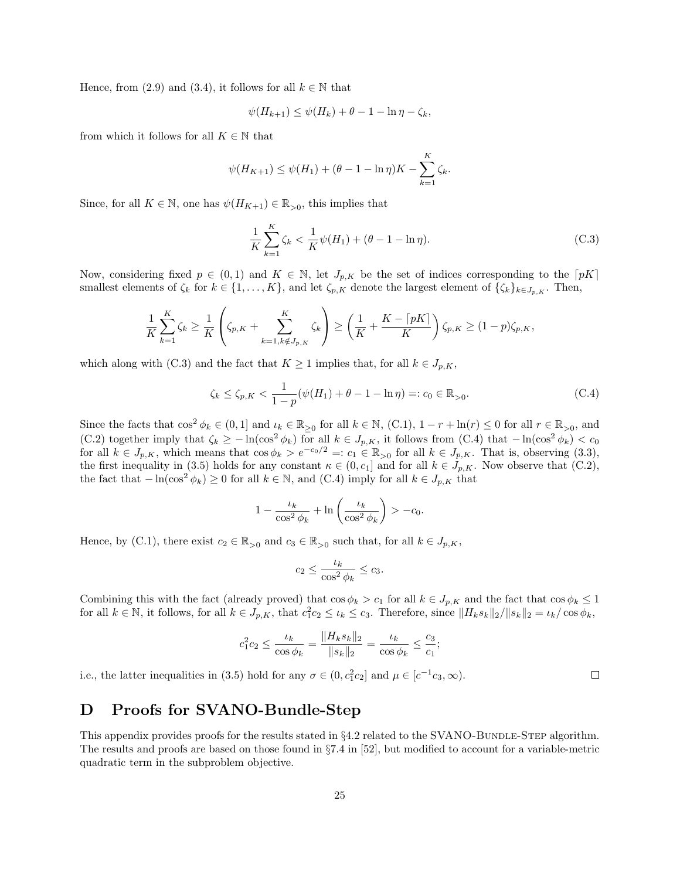Hence, from (2.9) and (3.4), it follows for all $k \in \mathbb{N}$ that

$$\psi(H_{k+1}) \leq \psi(H_k) + \theta - 1 - \ln \eta - \zeta_k,$$

from which it follows for all $K \in \mathbb{N}$ that

$$\psi(H_{K+1}) \leq \psi(H_1) + (\theta - 1 - \ln \eta)K - \sum_{k=1}^{K} \zeta_k.$$

Since, for all $K \in \mathbb{N}$, one has $\psi(H_{K+1}) \in \mathbb{R}_{>0}$, this implies that

$$\frac{1}{K}\sum_{k=1}^{K} \zeta_k < \frac{1}{K}\psi(H_1) + (\theta - 1 - \ln \eta). \tag{C.3}$$

Now, considering fixed $p \in (0,1)$ and $K \in \mathbb{N}$, let $J_{p,K}$ be the set of indices corresponding to the $\lceil pK \rceil$ smallest elements of $\zeta_k$ for $k \in \{1, \dots, K\}$, and let $\zeta_{p,K}$ denote the largest element of $\{\zeta_k\}_{k \in J_{p,K}}$. Then,

$$\frac{1}{K}\sum_{k=1}^{K} \zeta_k \geq \frac{1}{K}\left(\zeta_{p,K} + \sum_{k=1, k \notin J_{p,K}}^{K} \zeta_k\right) \geq \left(\frac{1}{K} + \frac{K - \lceil pK \rceil}{K}\right)\zeta_{p,K} \geq (1-p)\zeta_{p,K},$$

which along with (C.3) and the fact that $K \geq 1$ implies that, for all $k \in J_{p,K}$,

$$\zeta_k \leq \zeta_{p,K} < \frac{1}{1-p}(\psi(H_1) + \theta - 1 - \ln \eta) =: c_0 \in \mathbb{R}_{>0}. \tag{C.4}$$

Since the facts that $\cos^2 \phi_k \in (0,1]$ and $\iota_k \in \mathbb{R}_{\geq 0}$ for all $k \in \mathbb{N}$, (C.1), $1 - r + \ln(r) \leq 0$ for all $r \in \mathbb{R}_{>0}$, and (C.2) together imply that $\zeta_k \geq -\ln(\cos^2 \phi_k)$ for all $k \in J_{p,K}$, it follows from (C.4) that $-\ln(\cos^2 \phi_k) < c_0$ for all $k \in J_{p,K}$, which means that $\cos \phi_k > e^{-c_0/2} =: c_1 \in \mathbb{R}_{>0}$ for all $k \in J_{p,K}$. That is, observing (3.3), the first inequality in (3.5) holds for any constant $\kappa \in (0, c_1]$ and for all $k \in J_{p,K}$. Now observe that (C.2), the fact that $-\ln(\cos^2 \phi_k) \geq 0$ for all $k \in \mathbb{N}$, and (C.4) imply for all $k \in J_{p,K}$ that

$$1 - \frac{\iota_k}{\cos^2 \phi_k} + \ln\left(\frac{\iota_k}{\cos^2 \phi_k}\right) > -c_0.$$

Hence, by (C.1), there exist $c_2 \in \mathbb{R}_{>0}$ and $c_3 \in \mathbb{R}_{>0}$ such that, for all $k \in J_{p,K}$,

$$c_2 \leq \frac{\iota_k}{\cos^2 \phi_k} \leq c_3.$$

Combining this with the fact (already proved) that $\cos \phi_k > c_1$ for all $k \in J_{p,K}$ and the fact that $\cos \phi_k \leq 1$ for all $k \in \mathbb{N}$, it follows, for all $k \in J_{p,K}$, that $c_1^2 c_2 \leq \iota_k \leq c_3$. Therefore, since $\|H_k s_k\|_2 / \|s_k\|_2 = \iota_k / \cos \phi_k$,

$$c_1^2 c_2 \leq \frac{\iota_k}{\cos \phi_k} = \frac{\|H_k s_k\|_2}{\|s_k\|_2} = \frac{\iota_k}{\cos \phi_k} \leq \frac{c_3}{c_1};$$

i.e., the latter inequalities in (3.5) hold for any $\sigma \in (0, c_1^2 c_2]$ and $\mu \in [c^{-1} c_3, \infty)$. □

# D Proofs for SVANO-Bundle-Step

This appendix provides proofs for the results stated in §4.2 related to the SVANO-Bundle-Step algorithm. The results and proofs are based on those found in §7.4 in [52], but modified to account for a variable-metric quadratic term in the subproblem objective.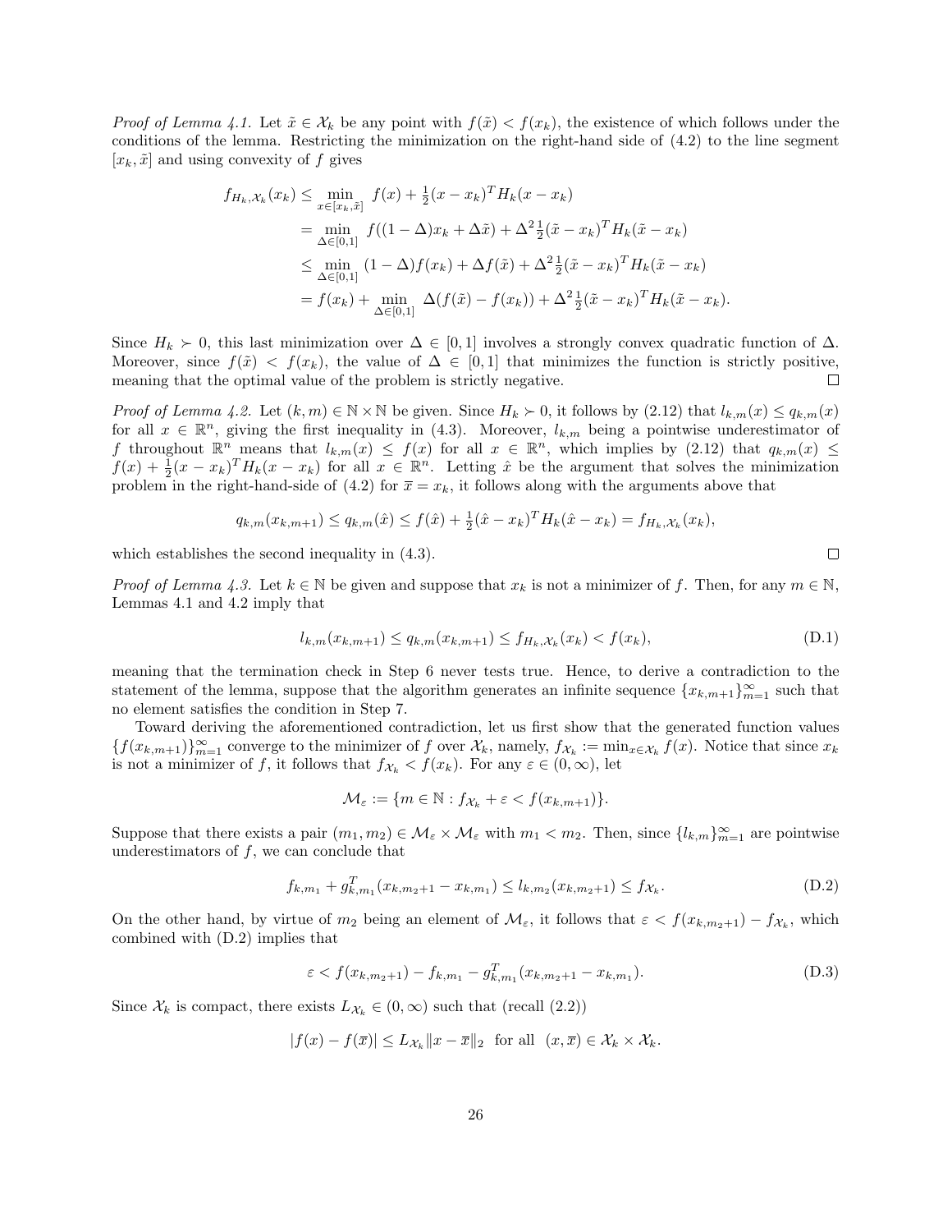*Proof of Lemma 4.1.* Let $\tilde{x} \in \mathcal{X}_k$ be any point with $f(\tilde{x}) < f(x_k)$, the existence of which follows under the conditions of the lemma. Restricting the minimization on the right-hand side of (4.2) to the line segment $[x_k, \tilde{x}]$ and using convexity of $f$ gives

$$
\begin{aligned}
f_{H_k,\mathcal{X}_k}(x_k) &\leq \min_{x \in [x_k,\tilde{x}]} \ f(x) + \tfrac{1}{2}(x - x_k)^T H_k (x - x_k) \\
&= \min_{\Delta \in [0,1]} \ f((1-\Delta)x_k + \Delta \tilde{x}) + \Delta^2 \tfrac{1}{2}(\tilde{x} - x_k)^T H_k (\tilde{x} - x_k) \\
&\leq \min_{\Delta \in [0,1]} \ (1-\Delta) f(x_k) + \Delta f(\tilde{x}) + \Delta^2 \tfrac{1}{2}(\tilde{x} - x_k)^T H_k (\tilde{x} - x_k) \\
&= f(x_k) + \min_{\Delta \in [0,1]} \ \Delta(f(\tilde{x}) - f(x_k)) + \Delta^2 \tfrac{1}{2}(\tilde{x} - x_k)^T H_k (\tilde{x} - x_k).
\end{aligned}
$$

Since $H_k \succ 0$, this last minimization over $\Delta \in [0,1]$ involves a strongly convex quadratic function of $\Delta$. Moreover, since $f(\tilde{x}) < f(x_k)$, the value of $\Delta \in [0,1]$ that minimizes the function is strictly positive, meaning that the optimal value of the problem is strictly negative. □

*Proof of Lemma 4.2.* Let $(k,m) \in \mathbb{N} \times \mathbb{N}$ be given. Since $H_k \succ 0$, it follows by (2.12) that $l_{k,m}(x) \leq q_{k,m}(x)$ for all $x \in \mathbb{R}^n$, giving the first inequality in (4.3). Moreover, $l_{k,m}$ being a pointwise underestimator of $f$ throughout $\mathbb{R}^n$ means that $l_{k,m}(x) \leq f(x)$ for all $x \in \mathbb{R}^n$, which implies by (2.12) that $q_{k,m}(x) \leq f(x) + \frac{1}{2}(x - x_k)^T H_k (x - x_k)$ for all $x \in \mathbb{R}^n$. Letting $\hat{x}$ be the argument that solves the minimization problem in the right-hand-side of (4.2) for $\overline{x} = x_k$, it follows along with the arguments above that

$$
q_{k,m}(x_{k,m+1}) \leq q_{k,m}(\hat{x}) \leq f(\hat{x}) + \tfrac{1}{2}(\hat{x} - x_k)^T H_k (\hat{x} - x_k) = f_{H_k,\mathcal{X}_k}(x_k),
$$

which establishes the second inequality in (4.3). □

*Proof of Lemma 4.3.* Let $k \in \mathbb{N}$ be given and suppose that $x_k$ is not a minimizer of $f$. Then, for any $m \in \mathbb{N}$, Lemmas 4.1 and 4.2 imply that

$$
l_{k,m}(x_{k,m+1}) \leq q_{k,m}(x_{k,m+1}) \leq f_{H_k,\mathcal{X}_k}(x_k) < f(x_k), \tag{D.1}
$$

meaning that the termination check in Step 6 never tests true. Hence, to derive a contradiction to the statement of the lemma, suppose that the algorithm generates an infinite sequence $\{x_{k,m+1}\}_{m=1}^\infty$ such that no element satisfies the condition in Step 7.

Toward deriving the aforementioned contradiction, let us first show that the generated function values $\{f(x_{k,m+1})\}_{m=1}^\infty$ converge to the minimizer of $f$ over $\mathcal{X}_k$, namely, $f_{\mathcal{X}_k} := \min_{x \in \mathcal{X}_k} f(x)$. Notice that since $x_k$ is not a minimizer of $f$, it follows that $f_{\mathcal{X}_k} < f(x_k)$. For any $\varepsilon \in (0,\infty)$, let

$$
\mathcal{M}_\varepsilon := \{m \in \mathbb{N} : f_{\mathcal{X}_k} + \varepsilon < f(x_{k,m+1})\}.
$$

Suppose that there exists a pair $(m_1, m_2) \in \mathcal{M}_\varepsilon \times \mathcal{M}_\varepsilon$ with $m_1 < m_2$. Then, since $\{l_{k,m}\}_{m=1}^\infty$ are pointwise underestimators of $f$, we can conclude that

$$
f_{k,m_1} + g_{k,m_1}^T (x_{k,m_2+1} - x_{k,m_1}) \leq l_{k,m_2}(x_{k,m_2+1}) \leq f_{\mathcal{X}_k}. \tag{D.2}
$$

On the other hand, by virtue of $m_2$ being an element of $\mathcal{M}_\varepsilon$, it follows that $\varepsilon < f(x_{k,m_2+1}) - f_{\mathcal{X}_k}$, which combined with (D.2) implies that

$$
\varepsilon < f(x_{k,m_2+1}) - f_{k,m_1} - g_{k,m_1}^T (x_{k,m_2+1} - x_{k,m_1}). \tag{D.3}
$$

Since $\mathcal{X}_k$ is compact, there exists $L_{\mathcal{X}_k} \in (0,\infty)$ such that (recall (2.2))

$$
|f(x) - f(\overline{x})| \leq L_{\mathcal{X}_k} \|x - \overline{x}\|_2 \ \text{ for all } \ (x, \overline{x}) \in \mathcal{X}_k \times \mathcal{X}_k.
$$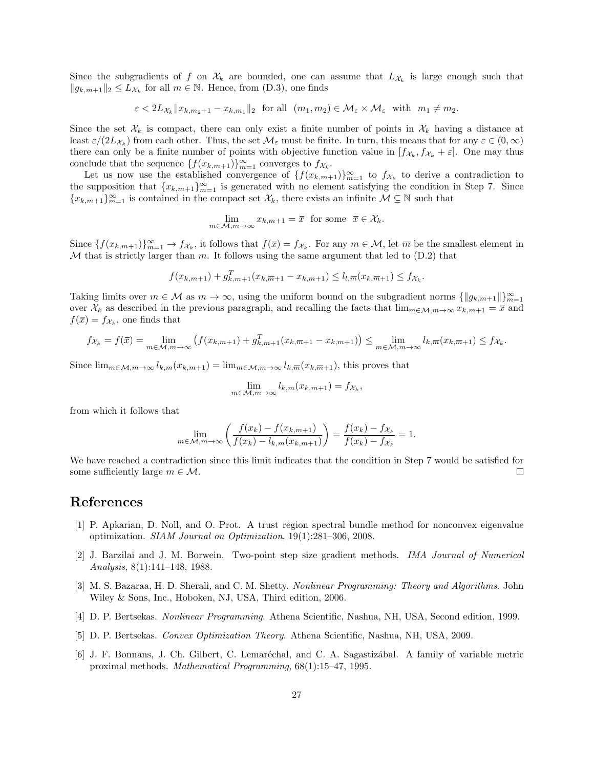Since the subgradients of $f$ on $\mathcal{X}_k$ are bounded, one can assume that $L_{\mathcal{X}_k}$ is large enough such that $\|g_{k,m+1}\|_2 \leq L_{\mathcal{X}_k}$ for all $m \in \mathbb{N}$. Hence, from (D.3), one finds

$$\varepsilon < 2L_{\mathcal{X}_k}\|x_{k,m_2+1} - x_{k,m_1}\|_2 \ \text{ for all } \ (m_1, m_2) \in \mathcal{M}_\varepsilon \times \mathcal{M}_\varepsilon \ \text{ with } \ m_1 \neq m_2.$$

Since the set $\mathcal{X}_k$ is compact, there can only exist a finite number of points in $\mathcal{X}_k$ having a distance at least $\varepsilon/(2L_{\mathcal{X}_k})$ from each other. Thus, the set $\mathcal{M}_\varepsilon$ must be finite. In turn, this means that for any $\varepsilon \in (0, \infty)$ there can only be a finite number of points with objective function value in $[f_{\mathcal{X}_k}, f_{\mathcal{X}_k} + \varepsilon]$. One may thus conclude that the sequence $\{f(x_{k,m+1})\}_{m=1}^\infty$ converges to $f_{\mathcal{X}_k}$.

Let us now use the established convergence of $\{f(x_{k,m+1})\}_{m=1}^\infty$ to $f_{\mathcal{X}_k}$ to derive a contradiction to the supposition that $\{x_{k,m+1}\}_{m=1}^\infty$ is generated with no element satisfying the condition in Step 7. Since $\{x_{k,m+1}\}_{m=1}^\infty$ is contained in the compact set $\mathcal{X}_k$, there exists an infinite $\mathcal{M} \subseteq \mathbb{N}$ such that

$$\lim_{m \in \mathcal{M}, m \to \infty} x_{k,m+1} = \overline{x} \ \text{ for some } \ \overline{x} \in \mathcal{X}_k.$$

Since $\{f(x_{k,m+1})\}_{m=1}^\infty \to f_{\mathcal{X}_k}$, it follows that $f(\overline{x}) = f_{\mathcal{X}_k}$. For any $m \in \mathcal{M}$, let $\overline{m}$ be the smallest element in $\mathcal{M}$ that is strictly larger than $m$. It follows using the same argument that led to (D.2) that

$$f(x_{k,m+1}) + g_{k,m+1}^T(x_{k,\overline{m}+1} - x_{k,m+1}) \leq l_{l,\overline{m}}(x_{k,\overline{m}+1}) \leq f_{\mathcal{X}_k}.$$

Taking limits over $m \in \mathcal{M}$ as $m \to \infty$, using the uniform bound on the subgradient norms $\{\|g_{k,m+1}\|\}_{m=1}^\infty$ over $\mathcal{X}_k$ as described in the previous paragraph, and recalling the facts that $\lim_{m \in \mathcal{M}, m \to \infty} x_{k,m+1} = \overline{x}$ and $f(\overline{x}) = f_{\mathcal{X}_k}$, one finds that

$$f_{\mathcal{X}_k} = f(\overline{x}) = \lim_{m \in \mathcal{M}, m \to \infty} \left(f(x_{k,m+1}) + g_{k,m+1}^T(x_{k,\overline{m}+1} - x_{k,m+1})\right) \leq \lim_{m \in \mathcal{M}, m \to \infty} l_{k,\overline{m}}(x_{k,\overline{m}+1}) \leq f_{\mathcal{X}_k}.$$

Since $\lim_{m \in \mathcal{M}, m \to \infty} l_{k,m}(x_{k,m+1}) = \lim_{m \in \mathcal{M}, m \to \infty} l_{k,\overline{m}}(x_{k,\overline{m}+1})$, this proves that

$$\lim_{m \in \mathcal{M}, m \to \infty} l_{k,m}(x_{k,m+1}) = f_{\mathcal{X}_k},$$

from which it follows that

$$\lim_{m \in \mathcal{M}, m \to \infty} \left(\frac{f(x_k) - f(x_{k,m+1})}{f(x_k) - l_{k,m}(x_{k,m+1})}\right) = \frac{f(x_k) - f_{\mathcal{X}_k}}{f(x_k) - f_{\mathcal{X}_k}} = 1.$$

We have reached a contradiction since this limit indicates that the condition in Step 7 would be satisfied for some sufficiently large $m \in \mathcal{M}$. □

# References

[1] P. Apkarian, D. Noll, and O. Prot. A trust region spectral bundle method for nonconvex eigenvalue optimization. *SIAM Journal on Optimization*, 19(1):281–306, 2008.

[2] J. Barzilai and J. M. Borwein. Two-point step size gradient methods. *IMA Journal of Numerical Analysis*, 8(1):141–148, 1988.

[3] M. S. Bazaraa, H. D. Sherali, and C. M. Shetty. *Nonlinear Programming: Theory and Algorithms*. John Wiley & Sons, Inc., Hoboken, NJ, USA, Third edition, 2006.

[4] D. P. Bertsekas. *Nonlinear Programming*. Athena Scientific, Nashua, NH, USA, Second edition, 1999.

[5] D. P. Bertsekas. *Convex Optimization Theory*. Athena Scientific, Nashua, NH, USA, 2009.

[6] J. F. Bonnans, J. Ch. Gilbert, C. Lemaréchal, and C. A. Sagastizábal. A family of variable metric proximal methods. *Mathematical Programming*, 68(1):15–47, 1995.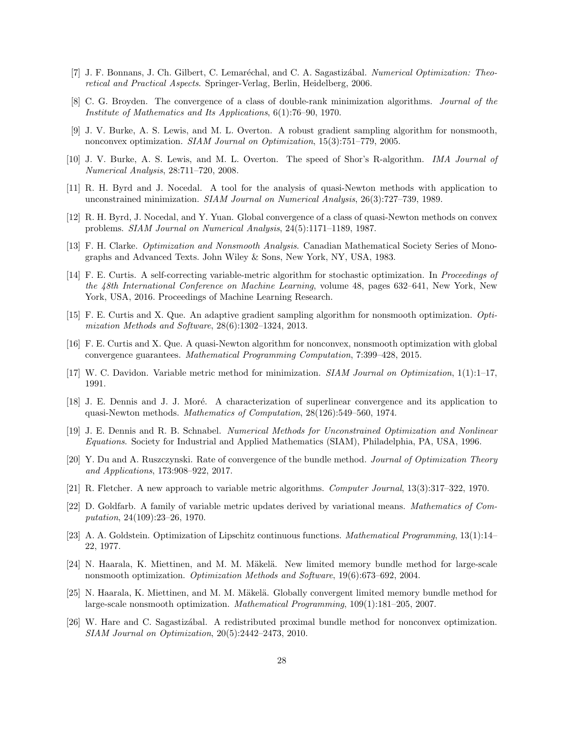[7] J. F. Bonnans, J. Ch. Gilbert, C. Lemaréchal, and C. A. Sagastizábal. *Numerical Optimization: Theoretical and Practical Aspects*. Springer-Verlag, Berlin, Heidelberg, 2006.

[8] C. G. Broyden. The convergence of a class of double-rank minimization algorithms. *Journal of the Institute of Mathematics and Its Applications*, 6(1):76–90, 1970.

[9] J. V. Burke, A. S. Lewis, and M. L. Overton. A robust gradient sampling algorithm for nonsmooth, nonconvex optimization. *SIAM Journal on Optimization*, 15(3):751–779, 2005.

[10] J. V. Burke, A. S. Lewis, and M. L. Overton. The speed of Shor's R-algorithm. *IMA Journal of Numerical Analysis*, 28:711–720, 2008.

[11] R. H. Byrd and J. Nocedal. A tool for the analysis of quasi-Newton methods with application to unconstrained minimization. *SIAM Journal on Numerical Analysis*, 26(3):727–739, 1989.

[12] R. H. Byrd, J. Nocedal, and Y. Yuan. Global convergence of a class of quasi-Newton methods on convex problems. *SIAM Journal on Numerical Analysis*, 24(5):1171–1189, 1987.

[13] F. H. Clarke. *Optimization and Nonsmooth Analysis*. Canadian Mathematical Society Series of Monographs and Advanced Texts. John Wiley & Sons, New York, NY, USA, 1983.

[14] F. E. Curtis. A self-correcting variable-metric algorithm for stochastic optimization. In *Proceedings of the 48th International Conference on Machine Learning*, volume 48, pages 632–641, New York, New York, USA, 2016. Proceedings of Machine Learning Research.

[15] F. E. Curtis and X. Que. An adaptive gradient sampling algorithm for nonsmooth optimization. *Optimization Methods and Software*, 28(6):1302–1324, 2013.

[16] F. E. Curtis and X. Que. A quasi-Newton algorithm for nonconvex, nonsmooth optimization with global convergence guarantees. *Mathematical Programming Computation*, 7:399–428, 2015.

[17] W. C. Davidon. Variable metric method for minimization. *SIAM Journal on Optimization*, 1(1):1–17, 1991.

[18] J. E. Dennis and J. J. Moré. A characterization of superlinear convergence and its application to quasi-Newton methods. *Mathematics of Computation*, 28(126):549–560, 1974.

[19] J. E. Dennis and R. B. Schnabel. *Numerical Methods for Unconstrained Optimization and Nonlinear Equations*. Society for Industrial and Applied Mathematics (SIAM), Philadelphia, PA, USA, 1996.

[20] Y. Du and A. Ruszczynski. Rate of convergence of the bundle method. *Journal of Optimization Theory and Applications*, 173:908–922, 2017.

[21] R. Fletcher. A new approach to variable metric algorithms. *Computer Journal*, 13(3):317–322, 1970.

[22] D. Goldfarb. A family of variable metric updates derived by variational means. *Mathematics of Computation*, 24(109):23–26, 1970.

[23] A. A. Goldstein. Optimization of Lipschitz continuous functions. *Mathematical Programming*, 13(1):14–22, 1977.

[24] N. Haarala, K. Miettinen, and M. M. Mäkelä. New limited memory bundle method for large-scale nonsmooth optimization. *Optimization Methods and Software*, 19(6):673–692, 2004.

[25] N. Haarala, K. Miettinen, and M. M. Mäkelä. Globally convergent limited memory bundle method for large-scale nonsmooth optimization. *Mathematical Programming*, 109(1):181–205, 2007.

[26] W. Hare and C. Sagastizábal. A redistributed proximal bundle method for nonconvex optimization. *SIAM Journal on Optimization*, 20(5):2442–2473, 2010.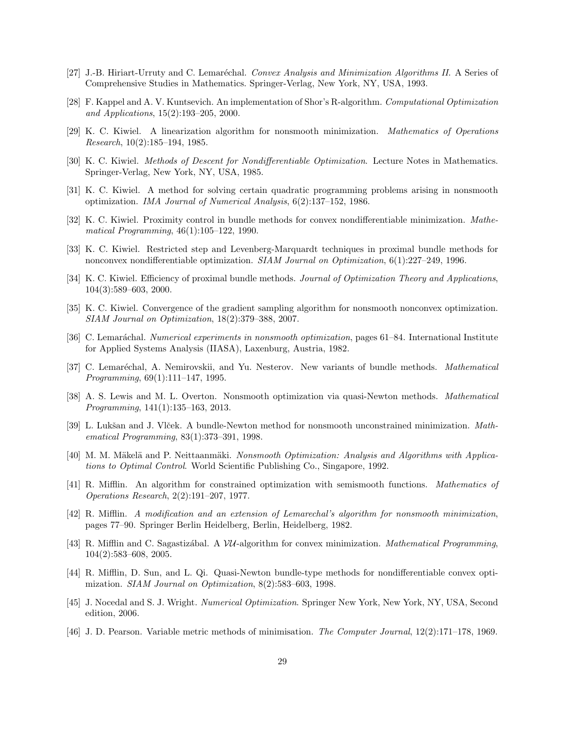[27] J.-B. Hiriart-Urruty and C. Lemaréchal. *Convex Analysis and Minimization Algorithms II*. A Series of Comprehensive Studies in Mathematics. Springer-Verlag, New York, NY, USA, 1993.

[28] F. Kappel and A. V. Kuntsevich. An implementation of Shor's R-algorithm. *Computational Optimization and Applications*, 15(2):193–205, 2000.

[29] K. C. Kiwiel. A linearization algorithm for nonsmooth minimization. *Mathematics of Operations Research*, 10(2):185–194, 1985.

[30] K. C. Kiwiel. *Methods of Descent for Nondifferentiable Optimization*. Lecture Notes in Mathematics. Springer-Verlag, New York, NY, USA, 1985.

[31] K. C. Kiwiel. A method for solving certain quadratic programming problems arising in nonsmooth optimization. *IMA Journal of Numerical Analysis*, 6(2):137–152, 1986.

[32] K. C. Kiwiel. Proximity control in bundle methods for convex nondifferentiable minimization. *Mathematical Programming*, 46(1):105–122, 1990.

[33] K. C. Kiwiel. Restricted step and Levenberg-Marquardt techniques in proximal bundle methods for nonconvex nondifferentiable optimization. *SIAM Journal on Optimization*, 6(1):227–249, 1996.

[34] K. C. Kiwiel. Efficiency of proximal bundle methods. *Journal of Optimization Theory and Applications*, 104(3):589–603, 2000.

[35] K. C. Kiwiel. Convergence of the gradient sampling algorithm for nonsmooth nonconvex optimization. *SIAM Journal on Optimization*, 18(2):379–388, 2007.

[36] C. Lemaráchal. *Numerical experiments in nonsmooth optimization*, pages 61–84. International Institute for Applied Systems Analysis (IIASA), Laxenburg, Austria, 1982.

[37] C. Lemaréchal, A. Nemirovskii, and Yu. Nesterov. New variants of bundle methods. *Mathematical Programming*, 69(1):111–147, 1995.

[38] A. S. Lewis and M. L. Overton. Nonsmooth optimization via quasi-Newton methods. *Mathematical Programming*, 141(1):135–163, 2013.

[39] L. Lukšan and J. Vlček. A bundle-Newton method for nonsmooth unconstrained minimization. *Mathematical Programming*, 83(1):373–391, 1998.

[40] M. M. Mäkelä and P. Neittaanmäki. *Nonsmooth Optimization: Analysis and Algorithms with Applications to Optimal Control*. World Scientific Publishing Co., Singapore, 1992.

[41] R. Mifflin. An algorithm for constrained optimization with semismooth functions. *Mathematics of Operations Research*, 2(2):191–207, 1977.

[42] R. Mifflin. *A modification and an extension of Lemarechal's algorithm for nonsmooth minimization*, pages 77–90. Springer Berlin Heidelberg, Berlin, Heidelberg, 1982.

[43] R. Mifflin and C. Sagastizábal. A $\mathcal{VU}$-algorithm for convex minimization. *Mathematical Programming*, 104(2):583–608, 2005.

[44] R. Mifflin, D. Sun, and L. Qi. Quasi-Newton bundle-type methods for nondifferentiable convex optimization. *SIAM Journal on Optimization*, 8(2):583–603, 1998.

[45] J. Nocedal and S. J. Wright. *Numerical Optimization*. Springer New York, New York, NY, USA, Second edition, 2006.

[46] J. D. Pearson. Variable metric methods of minimisation. *The Computer Journal*, 12(2):171–178, 1969.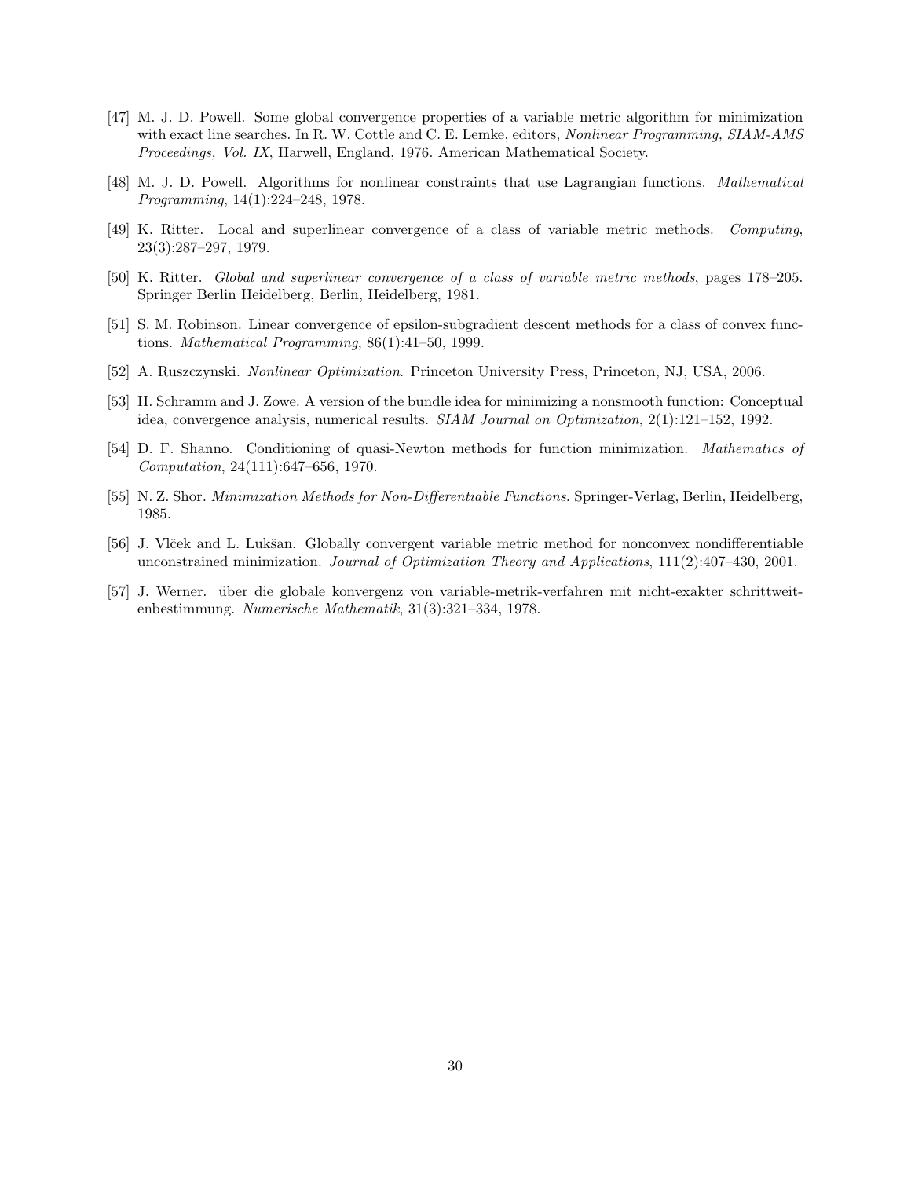[47] M. J. D. Powell. Some global convergence properties of a variable metric algorithm for minimization with exact line searches. In R. W. Cottle and C. E. Lemke, editors, *Nonlinear Programming, SIAM-AMS Proceedings, Vol. IX*, Harwell, England, 1976. American Mathematical Society.

[48] M. J. D. Powell. Algorithms for nonlinear constraints that use Lagrangian functions. *Mathematical Programming*, 14(1):224–248, 1978.

[49] K. Ritter. Local and superlinear convergence of a class of variable metric methods. *Computing*, 23(3):287–297, 1979.

[50] K. Ritter. *Global and superlinear convergence of a class of variable metric methods*, pages 178–205. Springer Berlin Heidelberg, Berlin, Heidelberg, 1981.

[51] S. M. Robinson. Linear convergence of epsilon-subgradient descent methods for a class of convex functions. *Mathematical Programming*, 86(1):41–50, 1999.

[52] A. Ruszczynski. *Nonlinear Optimization*. Princeton University Press, Princeton, NJ, USA, 2006.

[53] H. Schramm and J. Zowe. A version of the bundle idea for minimizing a nonsmooth function: Conceptual idea, convergence analysis, numerical results. *SIAM Journal on Optimization*, 2(1):121–152, 1992.

[54] D. F. Shanno. Conditioning of quasi-Newton methods for function minimization. *Mathematics of Computation*, 24(111):647–656, 1970.

[55] N. Z. Shor. *Minimization Methods for Non-Differentiable Functions*. Springer-Verlag, Berlin, Heidelberg, 1985.

[56] J. Vlček and L. Lukšan. Globally convergent variable metric method for nonconvex nondifferentiable unconstrained minimization. *Journal of Optimization Theory and Applications*, 111(2):407–430, 2001.

[57] J. Werner. über die globale konvergenz von variable-metrik-verfahren mit nicht-exakter schrittweitenbestimmung. *Numerische Mathematik*, 31(3):321–334, 1978.